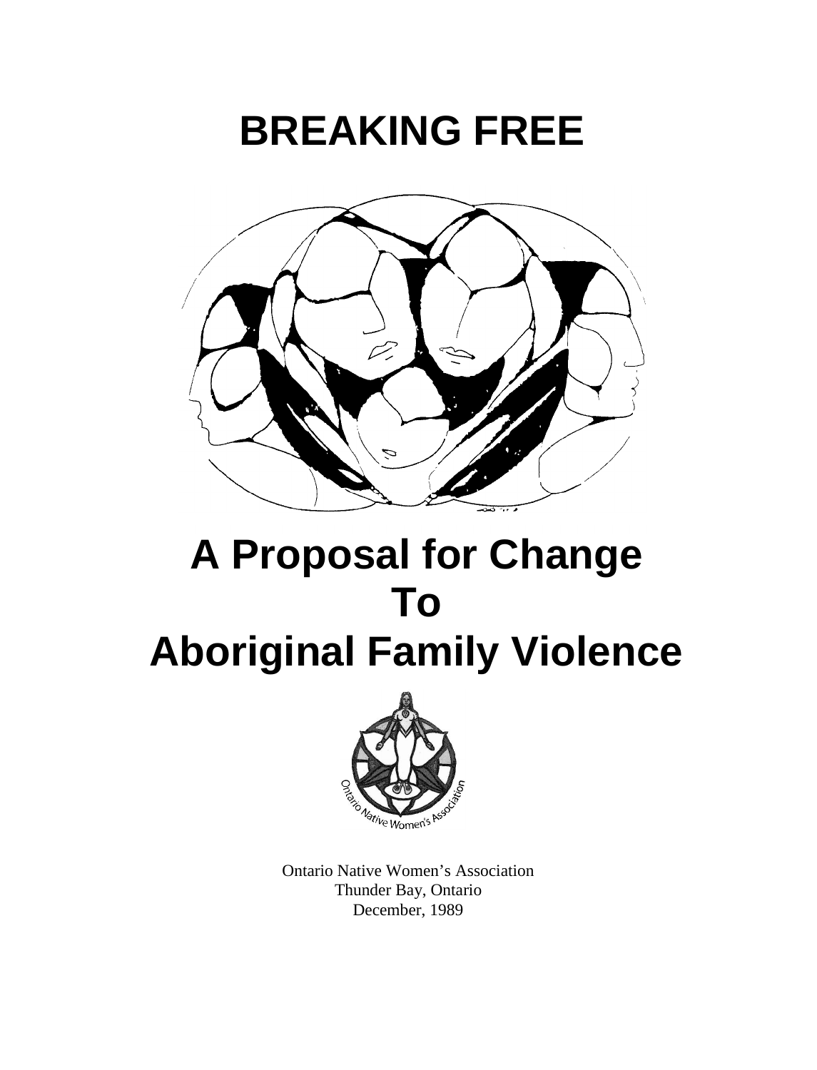# BREAKING FREE

# A Proposal for Change To Aboriginal Family Violence

Ontario Native Women's Association

Thunder Bay, Ontario

December, 1989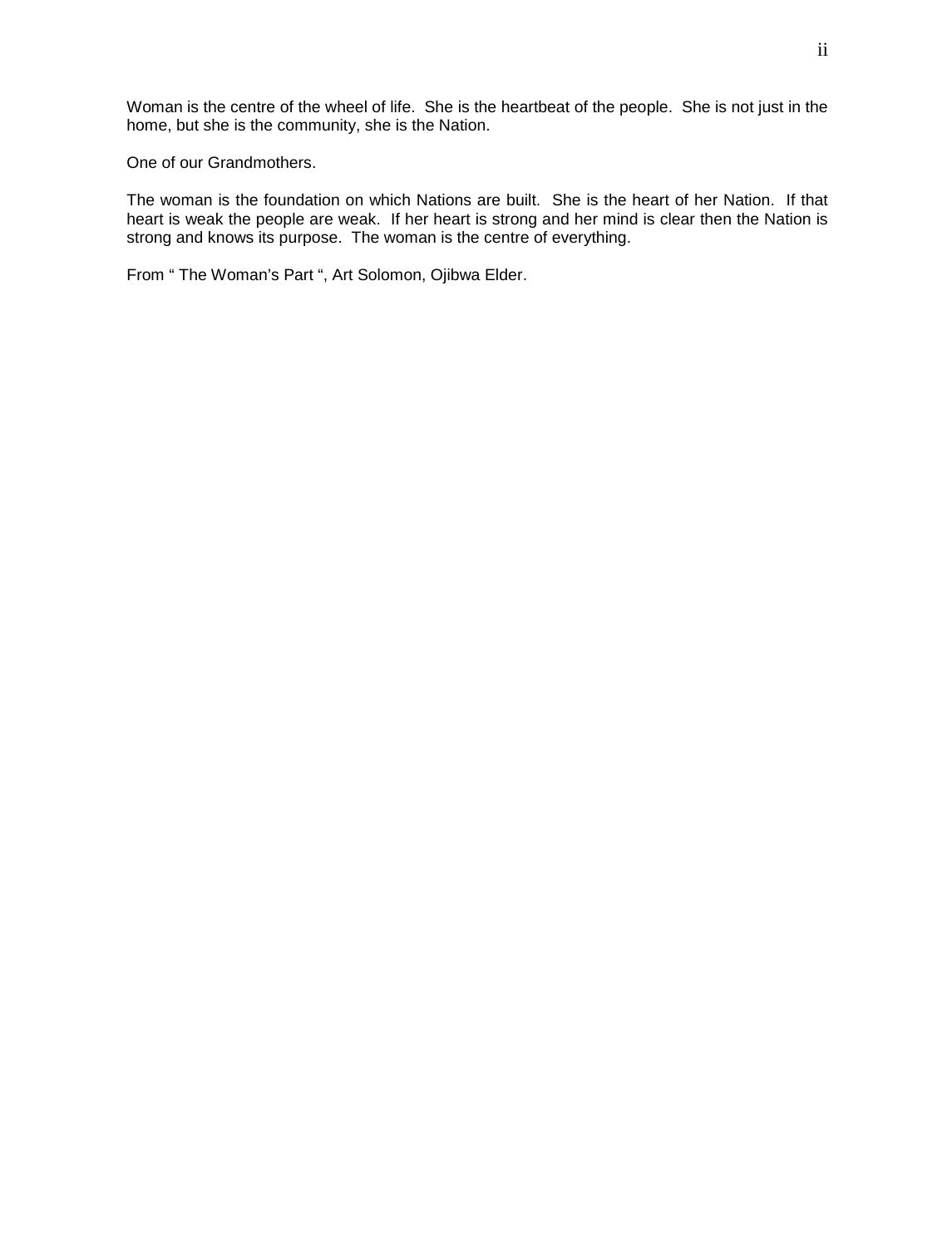Woman is the centre of the wheel of life. She is the heartbeat of the people. She is not just in the home, but she is the community, she is the Nation.

One of our Grandmothers.

The woman is the foundation on which Nations are built. She is the heart of her Nation. If that heart is weak the people are weak. If her heart is strong and her mind is clear then the Nation is strong and knows its purpose. The woman is the centre of everything.

From " The Woman's Part ", Art Solomon, Ojibwa Elder.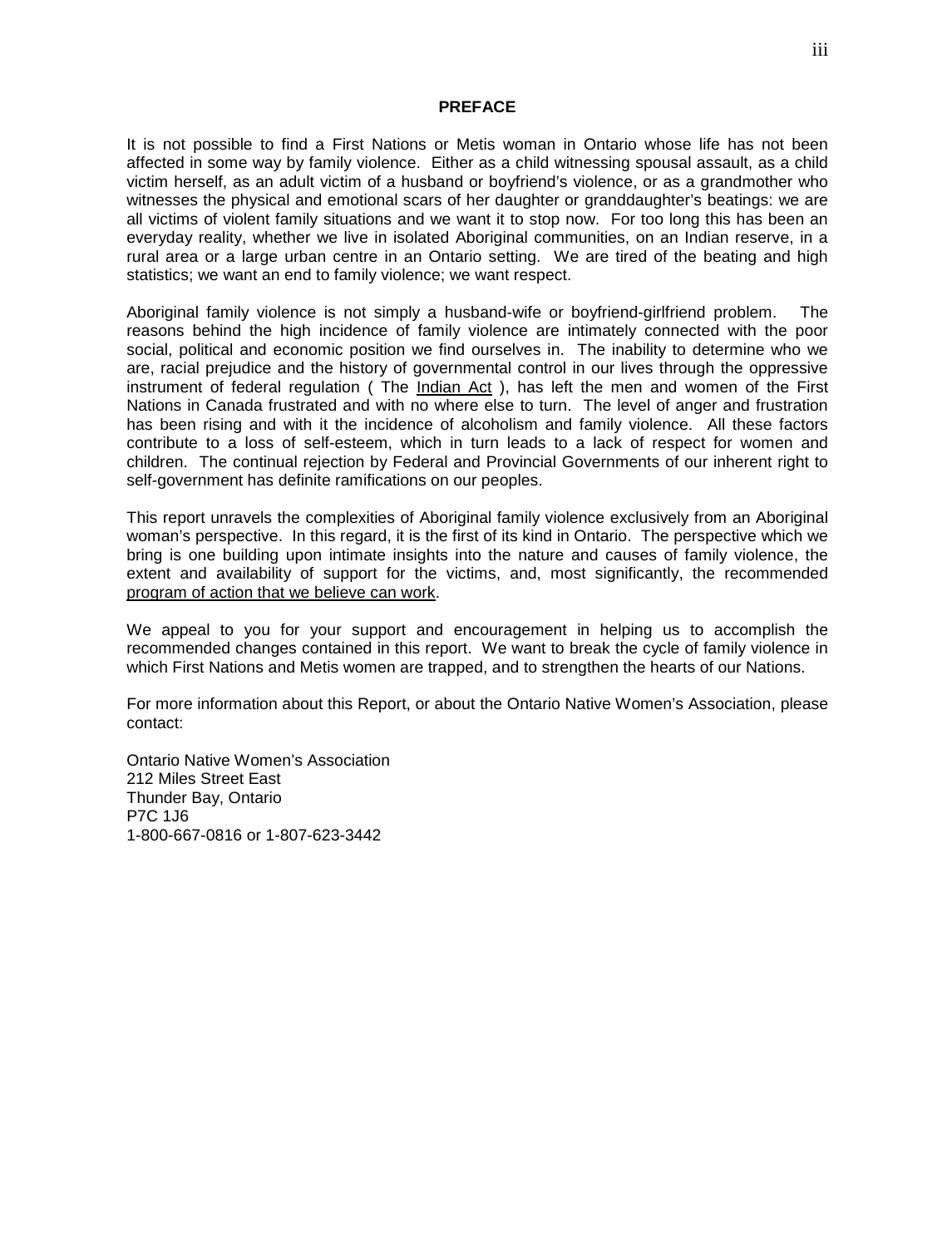# PREFACE

It is not possible to find a First Nations or Metis woman in Ontario whose life has not been affected in some way by family violence. Either as a child witnessing spousal assault, as a child victim herself, as an adult victim of a husband or boyfriend's violence, or as a grandmother who witnesses the physical and emotional scars of her daughter or granddaughter's beatings: we are all victims of violent family situations and we want it to stop now. For too long this has been an everyday reality, whether we live in isolated Aboriginal communities, on an Indian reserve, in a rural area or a large urban centre in an Ontario setting. We are tired of the beating and high statistics; we want an end to family violence; we want respect.

Aboriginal family violence is not simply a husband-wife or boyfriend-girlfriend problem. The reasons behind the high incidence of family violence are intimately connected with the poor social, political and economic position we find ourselves in. The inability to determine who we are, racial prejudice and the history of governmental control in our lives through the oppressive instrument of federal regulation ( The Indian Act ), has left the men and women of the First Nations in Canada frustrated and with no where else to turn. The level of anger and frustration has been rising and with it the incidence of alcoholism and family violence. All these factors contribute to a loss of self-esteem, which in turn leads to a lack of respect for women and children. The continual rejection by Federal and Provincial Governments of our inherent right to self-government has definite ramifications on our peoples.

This report unravels the complexities of Aboriginal family violence exclusively from an Aboriginal woman's perspective. In this regard, it is the first of its kind in Ontario. The perspective which we bring is one building upon intimate insights into the nature and causes of family violence, the extent and availability of support for the victims, and, most significantly, the recommended program of action that we believe can work.

We appeal to you for your support and encouragement in helping us to accomplish the recommended changes contained in this report. We want to break the cycle of family violence in which First Nations and Metis women are trapped, and to strengthen the hearts of our Nations.

For more information about this Report, or about the Ontario Native Women's Association, please contact:

Ontario Native Women's Association  
212 Miles Street East  
Thunder Bay, Ontario  
P7C 1J6  
1-800-667-0816 or 1-807-623-3442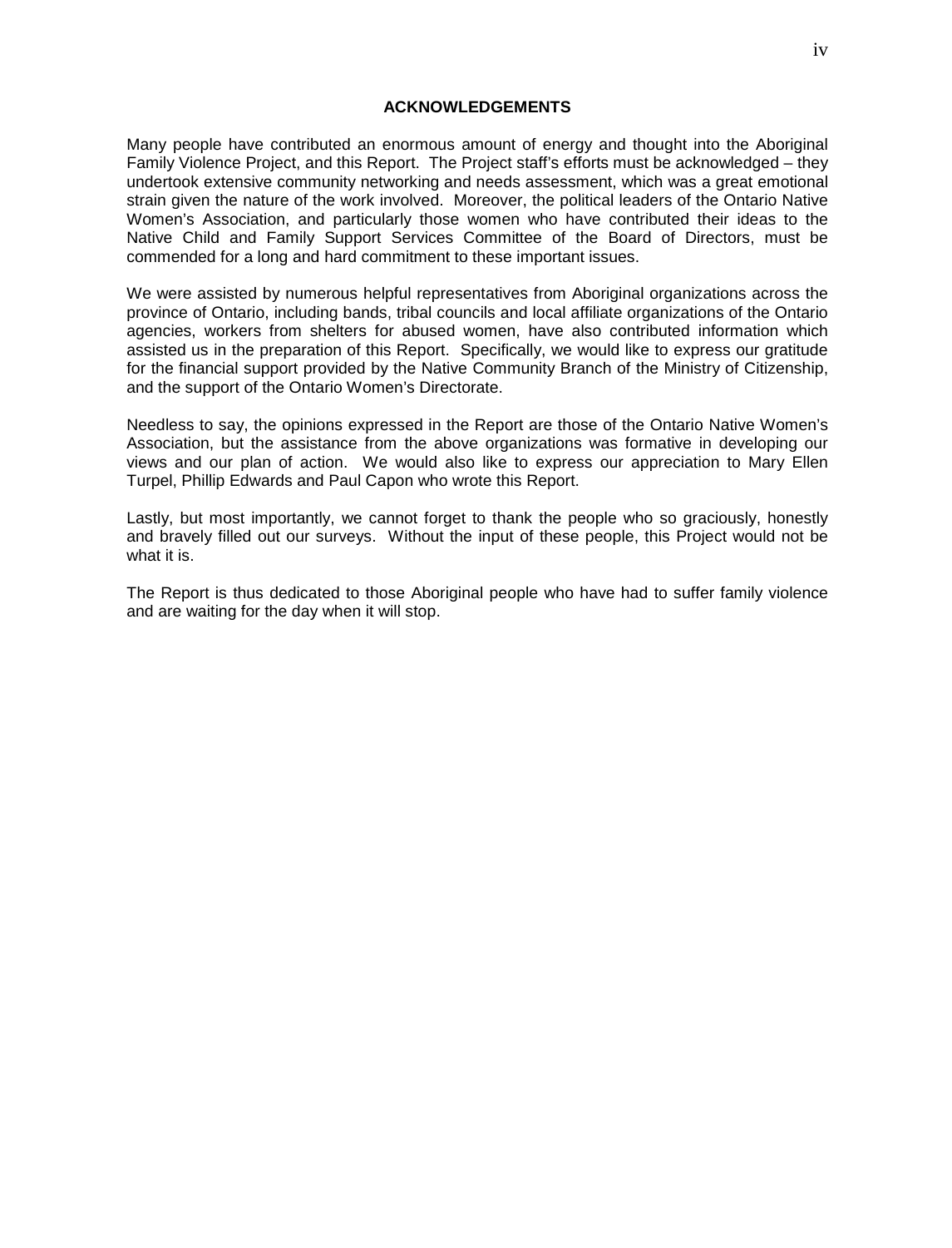## ACKNOWLEDGEMENTS

Many people have contributed an enormous amount of energy and thought into the Aboriginal Family Violence Project, and this Report. The Project staff's efforts must be acknowledged – they undertook extensive community networking and needs assessment, which was a great emotional strain given the nature of the work involved. Moreover, the political leaders of the Ontario Native Women's Association, and particularly those women who have contributed their ideas to the Native Child and Family Support Services Committee of the Board of Directors, must be commended for a long and hard commitment to these important issues.

We were assisted by numerous helpful representatives from Aboriginal organizations across the province of Ontario, including bands, tribal councils and local affiliate organizations of the Ontario agencies, workers from shelters for abused women, have also contributed information which assisted us in the preparation of this Report. Specifically, we would like to express our gratitude for the financial support provided by the Native Community Branch of the Ministry of Citizenship, and the support of the Ontario Women's Directorate.

Needless to say, the opinions expressed in the Report are those of the Ontario Native Women's Association, but the assistance from the above organizations was formative in developing our views and our plan of action. We would also like to express our appreciation to Mary Ellen Turpel, Phillip Edwards and Paul Capon who wrote this Report.

Lastly, but most importantly, we cannot forget to thank the people who so graciously, honestly and bravely filled out our surveys. Without the input of these people, this Project would not be what it is.

The Report is thus dedicated to those Aboriginal people who have had to suffer family violence and are waiting for the day when it will stop.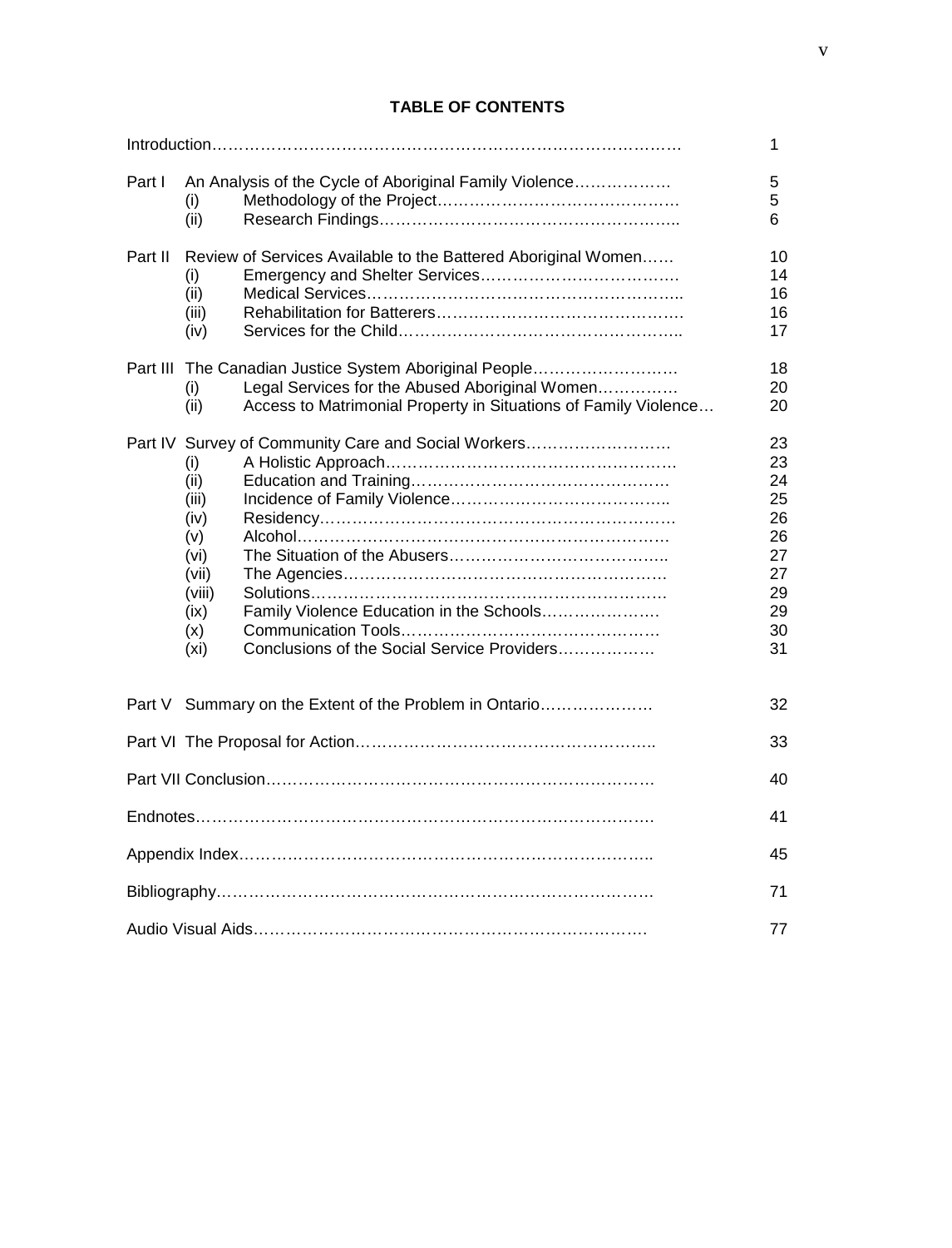## TABLE OF CONTENTS

| | | | |
|---|---|---|---|
| Introduction | | | 1 |
| Part I | An Analysis of the Cycle of Aboriginal Family Violence | | 5 |
| | (i) | Methodology of the Project | 5 |
| | (ii) | Research Findings | 6 |
| Part II | Review of Services Available to the Battered Aboriginal Women | | 10 |
| | (i) | Emergency and Shelter Services | 14 |
| | (ii) | Medical Services | 16 |
| | (iii) | Rehabilitation for Batterers | 16 |
| | (iv) | Services for the Child | 17 |
| Part III | The Canadian Justice System Aboriginal People | | 18 |
| | (i) | Legal Services for the Abused Aboriginal Women | 20 |
| | (ii) | Access to Matrimonial Property in Situations of Family Violence | 20 |
| Part IV | Survey of Community Care and Social Workers | | 23 |
| | (i) | A Holistic Approach | 23 |
| | (ii) | Education and Training | 24 |
| | (iii) | Incidence of Family Violence | 25 |
| | (iv) | Residency | 26 |
| | (v) | Alcohol | 26 |
| | (vi) | The Situation of the Abusers | 27 |
| | (vii) | The Agencies | 27 |
| | (viii) | Solutions | 29 |
| | (ix) | Family Violence Education in the Schools | 29 |
| | (x) | Communication Tools | 30 |
| | (xi) | Conclusions of the Social Service Providers | 31 |
| Part V | Summary on the Extent of the Problem in Ontario | | 32 |
| Part VI | The Proposal for Action | | 33 |
| Part VII | Conclusion | | 40 |
| Endnotes | | | 41 |
| Appendix Index | | | 45 |
| Bibliography | | | 71 |
| Audio Visual Aids | | | 77 |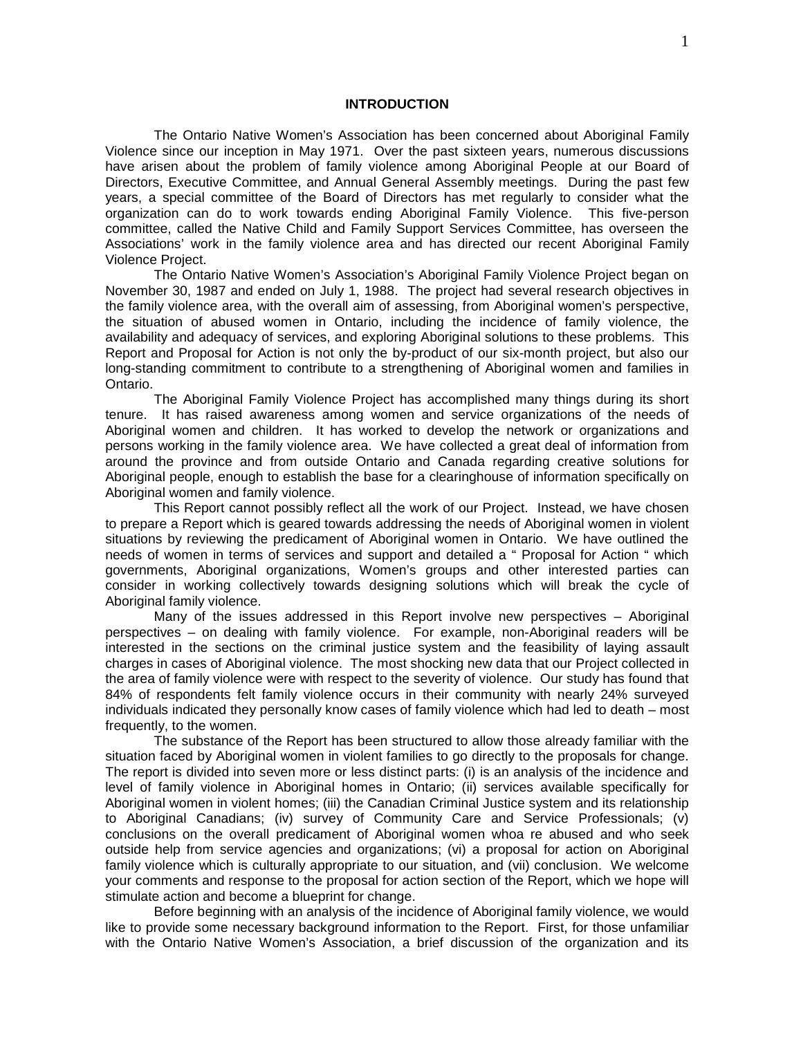## INTRODUCTION

The Ontario Native Women's Association has been concerned about Aboriginal Family Violence since our inception in May 1971. Over the past sixteen years, numerous discussions have arisen about the problem of family violence among Aboriginal People at our Board of Directors, Executive Committee, and Annual General Assembly meetings. During the past few years, a special committee of the Board of Directors has met regularly to consider what the organization can do to work towards ending Aboriginal Family Violence. This five-person committee, called the Native Child and Family Support Services Committee, has overseen the Associations' work in the family violence area and has directed our recent Aboriginal Family Violence Project.

The Ontario Native Women's Association's Aboriginal Family Violence Project began on November 30, 1987 and ended on July 1, 1988. The project had several research objectives in the family violence area, with the overall aim of assessing, from Aboriginal women's perspective, the situation of abused women in Ontario, including the incidence of family violence, the availability and adequacy of services, and exploring Aboriginal solutions to these problems. This Report and Proposal for Action is not only the by-product of our six-month project, but also our long-standing commitment to contribute to a strengthening of Aboriginal women and families in Ontario.

The Aboriginal Family Violence Project has accomplished many things during its short tenure. It has raised awareness among women and service organizations of the needs of Aboriginal women and children. It has worked to develop the network or organizations and persons working in the family violence area. We have collected a great deal of information from around the province and from outside Ontario and Canada regarding creative solutions for Aboriginal people, enough to establish the base for a clearinghouse of information specifically on Aboriginal women and family violence.

This Report cannot possibly reflect all the work of our Project. Instead, we have chosen to prepare a Report which is geared towards addressing the needs of Aboriginal women in violent situations by reviewing the predicament of Aboriginal women in Ontario. We have outlined the needs of women in terms of services and support and detailed a " Proposal for Action " which governments, Aboriginal organizations, Women's groups and other interested parties can consider in working collectively towards designing solutions which will break the cycle of Aboriginal family violence.

Many of the issues addressed in this Report involve new perspectives – Aboriginal perspectives – on dealing with family violence. For example, non-Aboriginal readers will be interested in the sections on the criminal justice system and the feasibility of laying assault charges in cases of Aboriginal violence. The most shocking new data that our Project collected in the area of family violence were with respect to the severity of violence. Our study has found that 84% of respondents felt family violence occurs in their community with nearly 24% surveyed individuals indicated they personally know cases of family violence which had led to death – most frequently, to the women.

The substance of the Report has been structured to allow those already familiar with the situation faced by Aboriginal women in violent families to go directly to the proposals for change. The report is divided into seven more or less distinct parts: (i) is an analysis of the incidence and level of family violence in Aboriginal homes in Ontario; (ii) services available specifically for Aboriginal women in violent homes; (iii) the Canadian Criminal Justice system and its relationship to Aboriginal Canadians; (iv) survey of Community Care and Service Professionals; (v) conclusions on the overall predicament of Aboriginal women whoa re abused and who seek outside help from service agencies and organizations; (vi) a proposal for action on Aboriginal family violence which is culturally appropriate to our situation, and (vii) conclusion. We welcome your comments and response to the proposal for action section of the Report, which we hope will stimulate action and become a blueprint for change.

Before beginning with an analysis of the incidence of Aboriginal family violence, we would like to provide some necessary background information to the Report. First, for those unfamiliar with the Ontario Native Women's Association, a brief discussion of the organization and its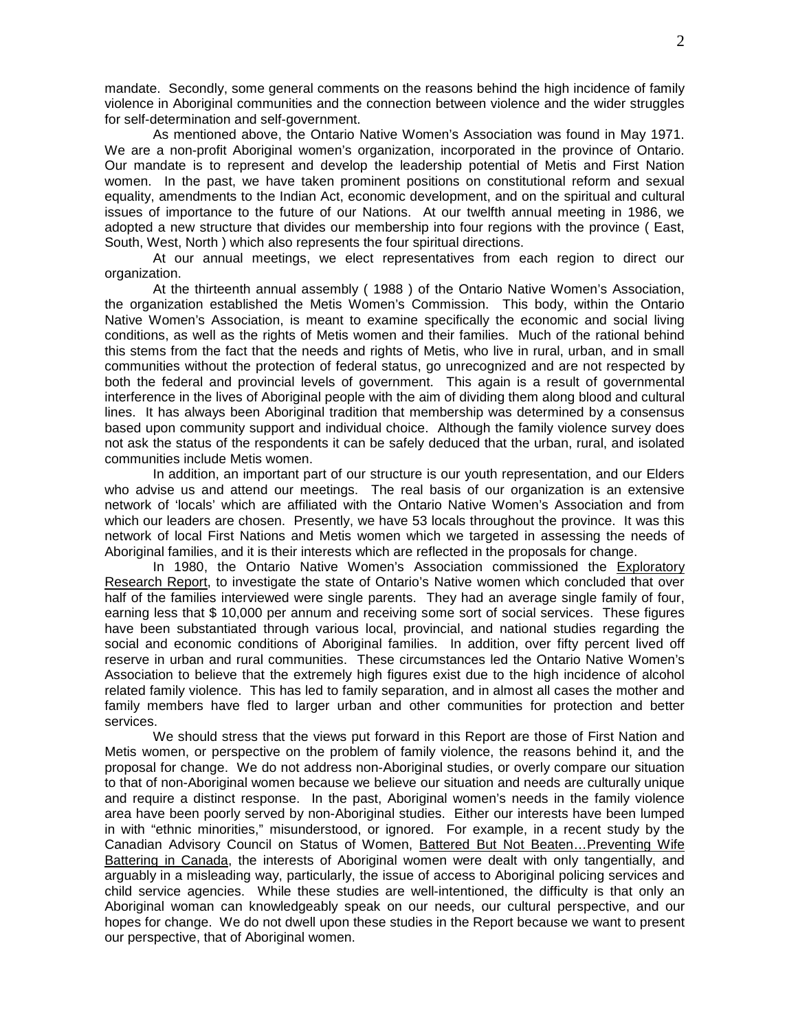mandate. Secondly, some general comments on the reasons behind the high incidence of family violence in Aboriginal communities and the connection between violence and the wider struggles for self-determination and self-government.

As mentioned above, the Ontario Native Women's Association was found in May 1971. We are a non-profit Aboriginal women's organization, incorporated in the province of Ontario. Our mandate is to represent and develop the leadership potential of Metis and First Nation women. In the past, we have taken prominent positions on constitutional reform and sexual equality, amendments to the Indian Act, economic development, and on the spiritual and cultural issues of importance to the future of our Nations. At our twelfth annual meeting in 1986, we adopted a new structure that divides our membership into four regions with the province ( East, South, West, North ) which also represents the four spiritual directions.

At our annual meetings, we elect representatives from each region to direct our organization.

At the thirteenth annual assembly ( 1988 ) of the Ontario Native Women's Association, the organization established the Metis Women's Commission. This body, within the Ontario Native Women's Association, is meant to examine specifically the economic and social living conditions, as well as the rights of Metis women and their families. Much of the rational behind this stems from the fact that the needs and rights of Metis, who live in rural, urban, and in small communities without the protection of federal status, go unrecognized and are not respected by both the federal and provincial levels of government. This again is a result of governmental interference in the lives of Aboriginal people with the aim of dividing them along blood and cultural lines. It has always been Aboriginal tradition that membership was determined by a consensus based upon community support and individual choice. Although the family violence survey does not ask the status of the respondents it can be safely deduced that the urban, rural, and isolated communities include Metis women.

In addition, an important part of our structure is our youth representation, and our Elders who advise us and attend our meetings. The real basis of our organization is an extensive network of 'locals' which are affiliated with the Ontario Native Women's Association and from which our leaders are chosen. Presently, we have 53 locals throughout the province. It was this network of local First Nations and Metis women which we targeted in assessing the needs of Aboriginal families, and it is their interests which are reflected in the proposals for change.

In 1980, the Ontario Native Women's Association commissioned the Exploratory Research Report, to investigate the state of Ontario's Native women which concluded that over half of the families interviewed were single parents. They had an average single family of four, earning less that $ 10,000 per annum and receiving some sort of social services. These figures have been substantiated through various local, provincial, and national studies regarding the social and economic conditions of Aboriginal families. In addition, over fifty percent lived off reserve in urban and rural communities. These circumstances led the Ontario Native Women's Association to believe that the extremely high figures exist due to the high incidence of alcohol related family violence. This has led to family separation, and in almost all cases the mother and family members have fled to larger urban and other communities for protection and better services.

We should stress that the views put forward in this Report are those of First Nation and Metis women, or perspective on the problem of family violence, the reasons behind it, and the proposal for change. We do not address non-Aboriginal studies, or overly compare our situation to that of non-Aboriginal women because we believe our situation and needs are culturally unique and require a distinct response. In the past, Aboriginal women's needs in the family violence area have been poorly served by non-Aboriginal studies. Either our interests have been lumped in with "ethnic minorities," misunderstood, or ignored. For example, in a recent study by the Canadian Advisory Council on Status of Women, Battered But Not Beaten…Preventing Wife Battering in Canada, the interests of Aboriginal women were dealt with only tangentially, and arguably in a misleading way, particularly, the issue of access to Aboriginal policing services and child service agencies. While these studies are well-intentioned, the difficulty is that only an Aboriginal woman can knowledgeably speak on our needs, our cultural perspective, and our hopes for change. We do not dwell upon these studies in the Report because we want to present our perspective, that of Aboriginal women.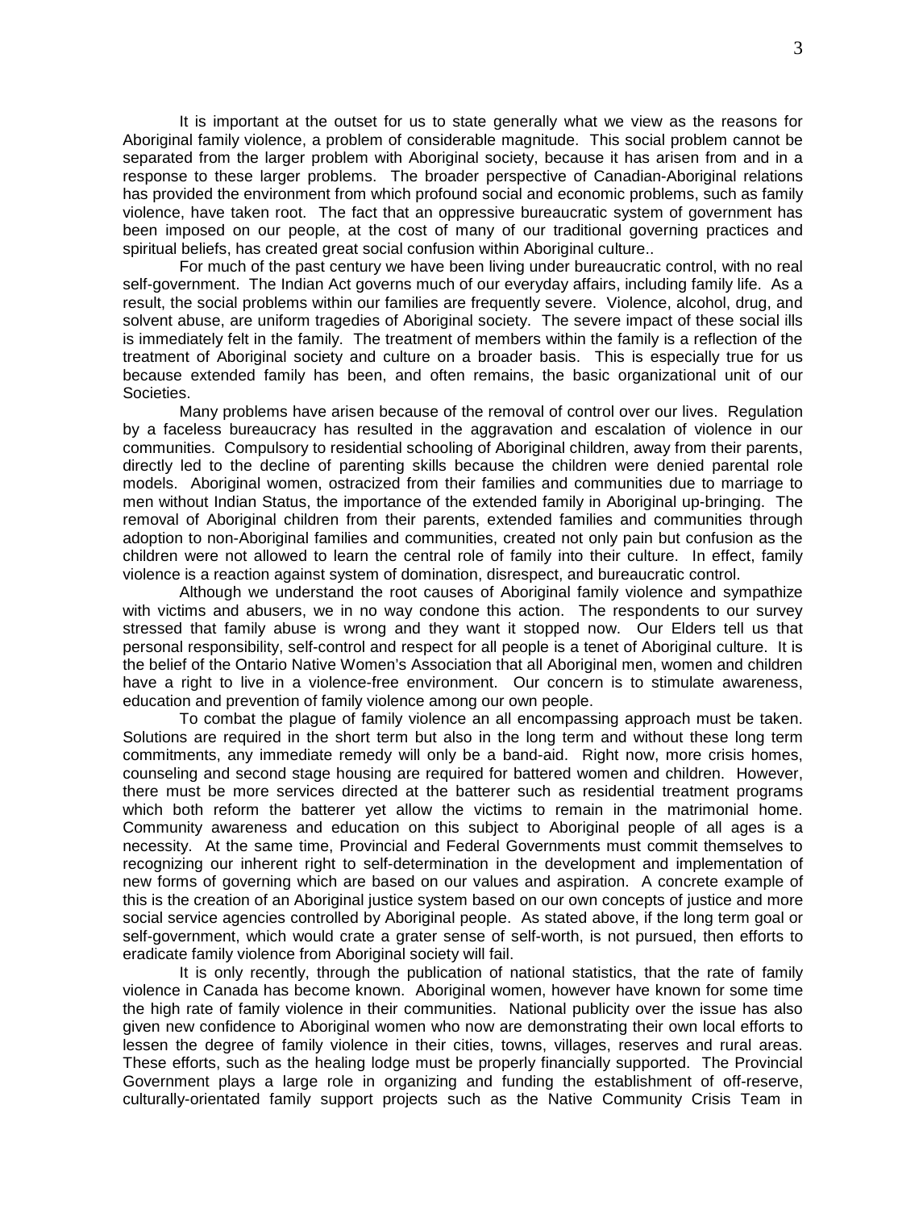It is important at the outset for us to state generally what we view as the reasons for Aboriginal family violence, a problem of considerable magnitude. This social problem cannot be separated from the larger problem with Aboriginal society, because it has arisen from and in a response to these larger problems. The broader perspective of Canadian-Aboriginal relations has provided the environment from which profound social and economic problems, such as family violence, have taken root. The fact that an oppressive bureaucratic system of government has been imposed on our people, at the cost of many of our traditional governing practices and spiritual beliefs, has created great social confusion within Aboriginal culture..

For much of the past century we have been living under bureaucratic control, with no real self-government. The Indian Act governs much of our everyday affairs, including family life. As a result, the social problems within our families are frequently severe. Violence, alcohol, drug, and solvent abuse, are uniform tragedies of Aboriginal society. The severe impact of these social ills is immediately felt in the family. The treatment of members within the family is a reflection of the treatment of Aboriginal society and culture on a broader basis. This is especially true for us because extended family has been, and often remains, the basic organizational unit of our Societies.

Many problems have arisen because of the removal of control over our lives. Regulation by a faceless bureaucracy has resulted in the aggravation and escalation of violence in our communities. Compulsory to residential schooling of Aboriginal children, away from their parents, directly led to the decline of parenting skills because the children were denied parental role models. Aboriginal women, ostracized from their families and communities due to marriage to men without Indian Status, the importance of the extended family in Aboriginal up-bringing. The removal of Aboriginal children from their parents, extended families and communities through adoption to non-Aboriginal families and communities, created not only pain but confusion as the children were not allowed to learn the central role of family into their culture. In effect, family violence is a reaction against system of domination, disrespect, and bureaucratic control.

Although we understand the root causes of Aboriginal family violence and sympathize with victims and abusers, we in no way condone this action. The respondents to our survey stressed that family abuse is wrong and they want it stopped now. Our Elders tell us that personal responsibility, self-control and respect for all people is a tenet of Aboriginal culture. It is the belief of the Ontario Native Women's Association that all Aboriginal men, women and children have a right to live in a violence-free environment. Our concern is to stimulate awareness, education and prevention of family violence among our own people.

To combat the plague of family violence an all encompassing approach must be taken. Solutions are required in the short term but also in the long term and without these long term commitments, any immediate remedy will only be a band-aid. Right now, more crisis homes, counseling and second stage housing are required for battered women and children. However, there must be more services directed at the batterer such as residential treatment programs which both reform the batterer yet allow the victims to remain in the matrimonial home. Community awareness and education on this subject to Aboriginal people of all ages is a necessity. At the same time, Provincial and Federal Governments must commit themselves to recognizing our inherent right to self-determination in the development and implementation of new forms of governing which are based on our values and aspiration. A concrete example of this is the creation of an Aboriginal justice system based on our own concepts of justice and more social service agencies controlled by Aboriginal people. As stated above, if the long term goal or self-government, which would crate a grater sense of self-worth, is not pursued, then efforts to eradicate family violence from Aboriginal society will fail.

It is only recently, through the publication of national statistics, that the rate of family violence in Canada has become known. Aboriginal women, however have known for some time the high rate of family violence in their communities. National publicity over the issue has also given new confidence to Aboriginal women who now are demonstrating their own local efforts to lessen the degree of family violence in their cities, towns, villages, reserves and rural areas. These efforts, such as the healing lodge must be properly financially supported. The Provincial Government plays a large role in organizing and funding the establishment of off-reserve, culturally-orientated family support projects such as the Native Community Crisis Team in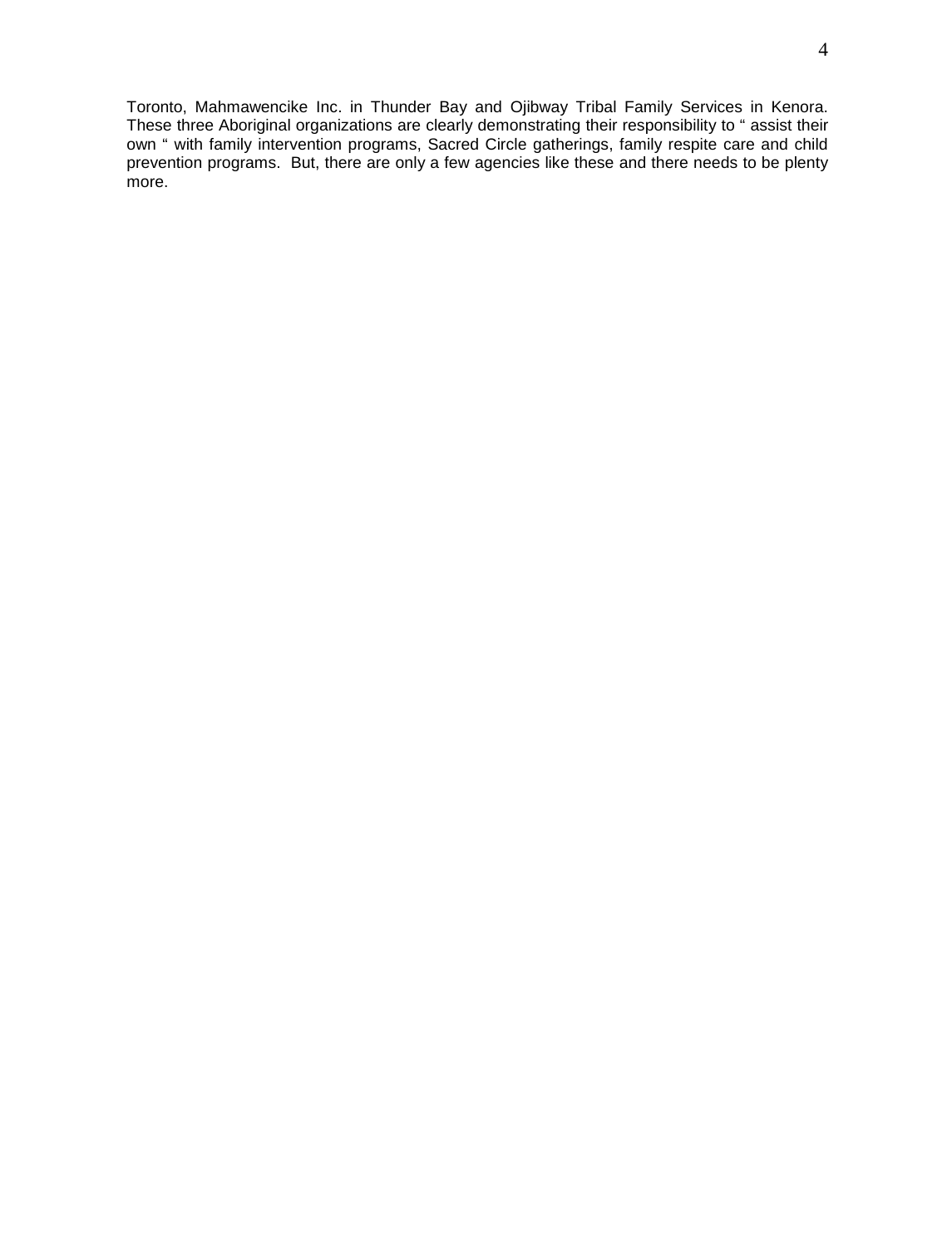Toronto, Mahmawencike Inc. in Thunder Bay and Ojibway Tribal Family Services in Kenora. These three Aboriginal organizations are clearly demonstrating their responsibility to " assist their own " with family intervention programs, Sacred Circle gatherings, family respite care and child prevention programs. But, there are only a few agencies like these and there needs to be plenty more.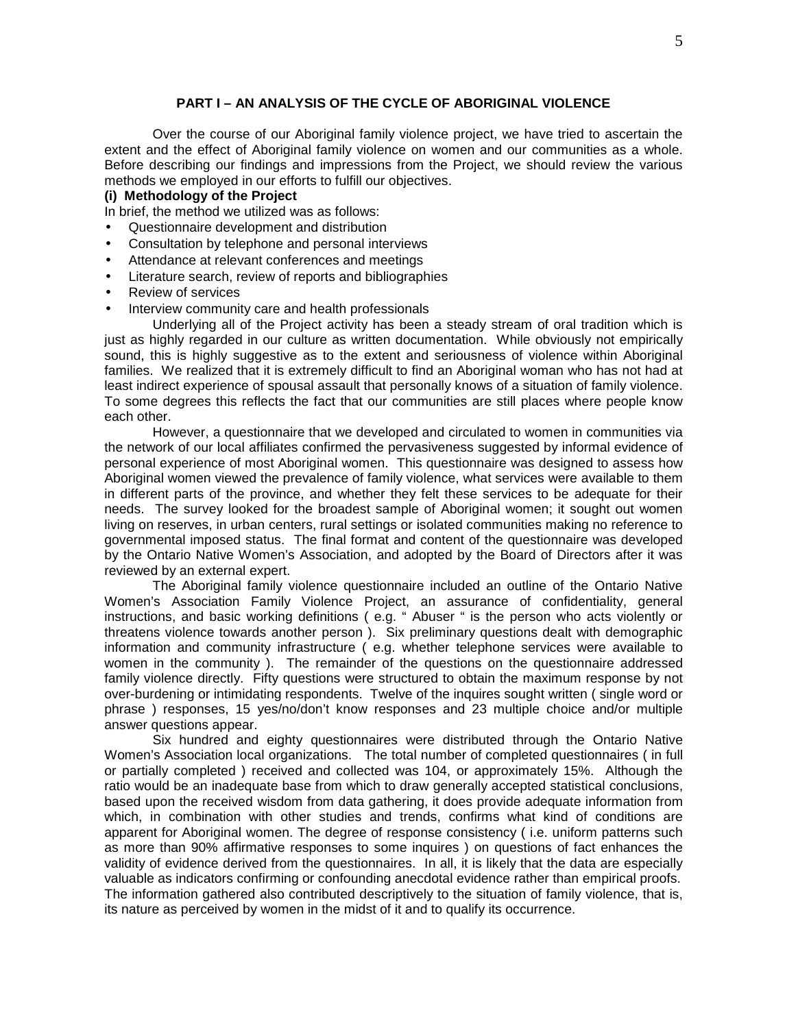## PART I – AN ANALYSIS OF THE CYCLE OF ABORIGINAL VIOLENCE

Over the course of our Aboriginal family violence project, we have tried to ascertain the extent and the effect of Aboriginal family violence on women and our communities as a whole. Before describing our findings and impressions from the Project, we should review the various methods we employed in our efforts to fulfill our objectives.

### (i) Methodology of the Project

In brief, the method we utilized was as follows:

- Questionnaire development and distribution
- Consultation by telephone and personal interviews
- Attendance at relevant conferences and meetings
- Literature search, review of reports and bibliographies
- Review of services
- Interview community care and health professionals

Underlying all of the Project activity has been a steady stream of oral tradition which is just as highly regarded in our culture as written documentation. While obviously not empirically sound, this is highly suggestive as to the extent and seriousness of violence within Aboriginal families. We realized that it is extremely difficult to find an Aboriginal woman who has not had at least indirect experience of spousal assault that personally knows of a situation of family violence. To some degrees this reflects the fact that our communities are still places where people know each other.

However, a questionnaire that we developed and circulated to women in communities via the network of our local affiliates confirmed the pervasiveness suggested by informal evidence of personal experience of most Aboriginal women. This questionnaire was designed to assess how Aboriginal women viewed the prevalence of family violence, what services were available to them in different parts of the province, and whether they felt these services to be adequate for their needs. The survey looked for the broadest sample of Aboriginal women; it sought out women living on reserves, in urban centers, rural settings or isolated communities making no reference to governmental imposed status. The final format and content of the questionnaire was developed by the Ontario Native Women's Association, and adopted by the Board of Directors after it was reviewed by an external expert.

The Aboriginal family violence questionnaire included an outline of the Ontario Native Women's Association Family Violence Project, an assurance of confidentiality, general instructions, and basic working definitions ( e.g. " Abuser " is the person who acts violently or threatens violence towards another person ). Six preliminary questions dealt with demographic information and community infrastructure ( e.g. whether telephone services were available to women in the community ). The remainder of the questions on the questionnaire addressed family violence directly. Fifty questions were structured to obtain the maximum response by not over-burdening or intimidating respondents. Twelve of the inquires sought written ( single word or phrase ) responses, 15 yes/no/don't know responses and 23 multiple choice and/or multiple answer questions appear.

Six hundred and eighty questionnaires were distributed through the Ontario Native Women's Association local organizations. The total number of completed questionnaires ( in full or partially completed ) received and collected was 104, or approximately 15%. Although the ratio would be an inadequate base from which to draw generally accepted statistical conclusions, based upon the received wisdom from data gathering, it does provide adequate information from which, in combination with other studies and trends, confirms what kind of conditions are apparent for Aboriginal women. The degree of response consistency ( i.e. uniform patterns such as more than 90% affirmative responses to some inquires ) on questions of fact enhances the validity of evidence derived from the questionnaires. In all, it is likely that the data are especially valuable as indicators confirming or confounding anecdotal evidence rather than empirical proofs. The information gathered also contributed descriptively to the situation of family violence, that is, its nature as perceived by women in the midst of it and to qualify its occurrence.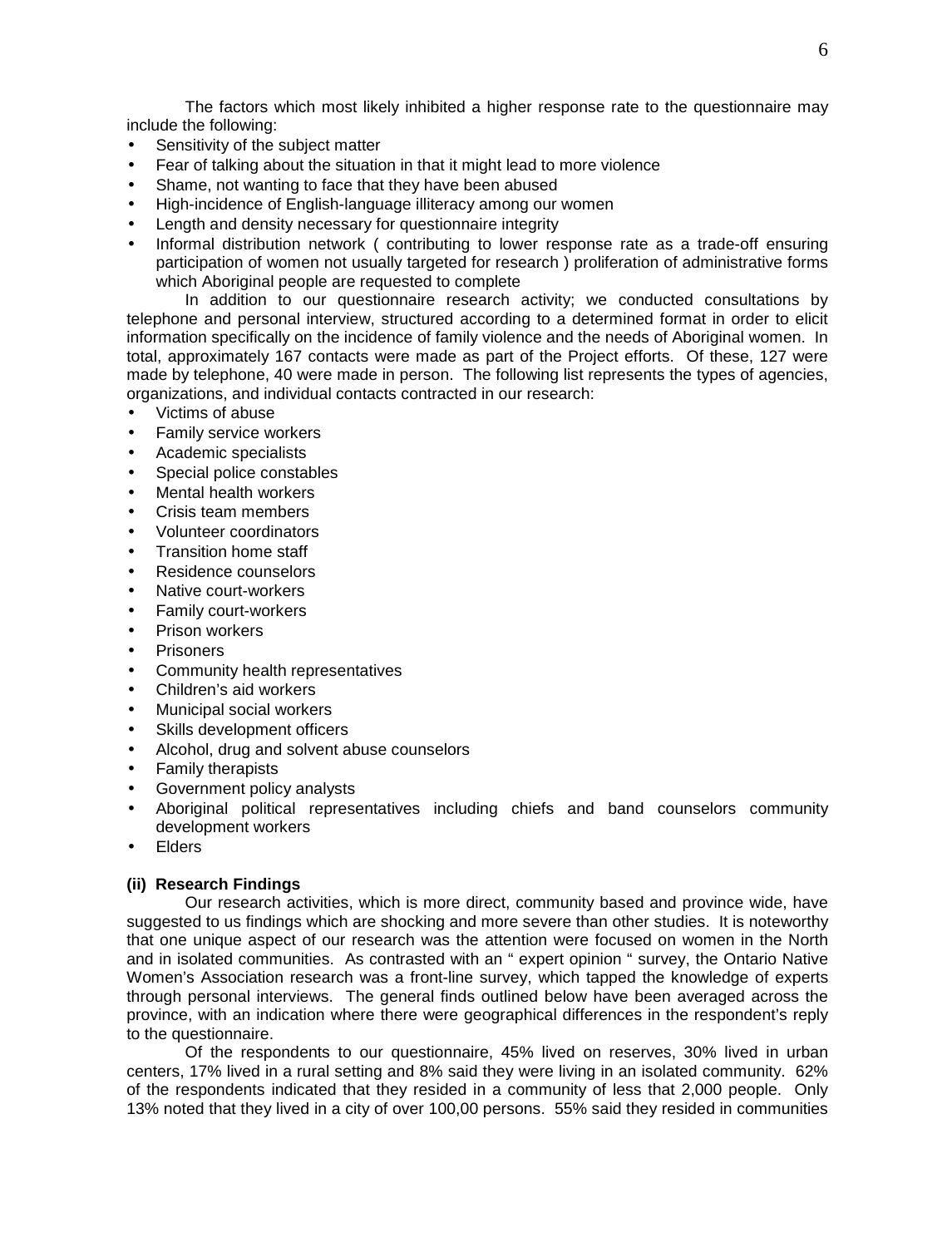The factors which most likely inhibited a higher response rate to the questionnaire may include the following:

- Sensitivity of the subject matter
- Fear of talking about the situation in that it might lead to more violence
- Shame, not wanting to face that they have been abused
- High-incidence of English-language illiteracy among our women
- Length and density necessary for questionnaire integrity
- Informal distribution network ( contributing to lower response rate as a trade-off ensuring participation of women not usually targeted for research ) proliferation of administrative forms which Aboriginal people are requested to complete

In addition to our questionnaire research activity; we conducted consultations by telephone and personal interview, structured according to a determined format in order to elicit information specifically on the incidence of family violence and the needs of Aboriginal women. In total, approximately 167 contacts were made as part of the Project efforts. Of these, 127 were made by telephone, 40 were made in person. The following list represents the types of agencies, organizations, and individual contacts contracted in our research:

- Victims of abuse
- Family service workers
- Academic specialists
- Special police constables
- Mental health workers
- Crisis team members
- Volunteer coordinators
- Transition home staff
- Residence counselors
- Native court-workers
- Family court-workers
- Prison workers
- Prisoners
- Community health representatives
- Children's aid workers
- Municipal social workers
- Skills development officers
- Alcohol, drug and solvent abuse counselors
- Family therapists
- Government policy analysts
- Aboriginal political representatives including chiefs and band counselors community development workers
- Elders

**(ii) Research Findings**

Our research activities, which is more direct, community based and province wide, have suggested to us findings which are shocking and more severe than other studies. It is noteworthy that one unique aspect of our research was the attention were focused on women in the North and in isolated communities. As contrasted with an " expert opinion " survey, the Ontario Native Women's Association research was a front-line survey, which tapped the knowledge of experts through personal interviews. The general finds outlined below have been averaged across the province, with an indication where there were geographical differences in the respondent's reply to the questionnaire.

Of the respondents to our questionnaire, 45% lived on reserves, 30% lived in urban centers, 17% lived in a rural setting and 8% said they were living in an isolated community. 62% of the respondents indicated that they resided in a community of less that 2,000 people. Only 13% noted that they lived in a city of over 100,00 persons. 55% said they resided in communities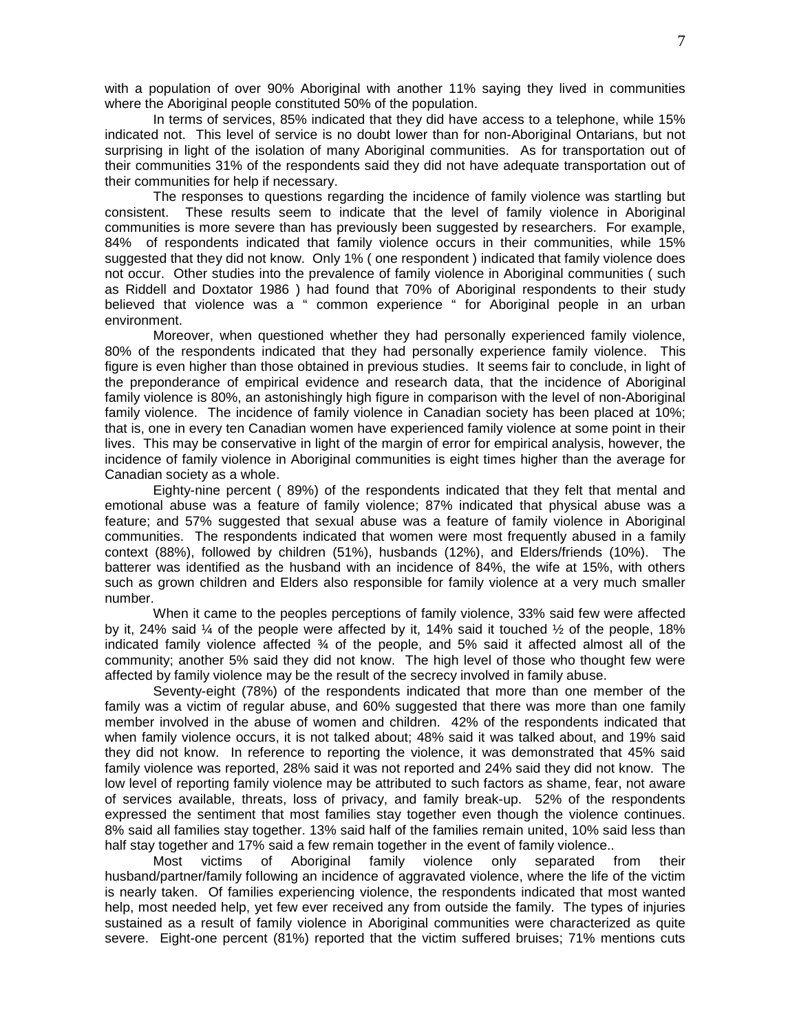with a population of over 90% Aboriginal with another 11% saying they lived in communities where the Aboriginal people constituted 50% of the population.

In terms of services, 85% indicated that they did have access to a telephone, while 15% indicated not. This level of service is no doubt lower than for non-Aboriginal Ontarians, but not surprising in light of the isolation of many Aboriginal communities. As for transportation out of their communities 31% of the respondents said they did not have adequate transportation out of their communities for help if necessary.

The responses to questions regarding the incidence of family violence was startling but consistent. These results seem to indicate that the level of family violence in Aboriginal communities is more severe than has previously been suggested by researchers. For example, 84% of respondents indicated that family violence occurs in their communities, while 15% suggested that they did not know. Only 1% ( one respondent ) indicated that family violence does not occur. Other studies into the prevalence of family violence in Aboriginal communities ( such as Riddell and Doxtator 1986 ) had found that 70% of Aboriginal respondents to their study believed that violence was a " common experience " for Aboriginal people in an urban environment.

Moreover, when questioned whether they had personally experienced family violence, 80% of the respondents indicated that they had personally experience family violence. This figure is even higher than those obtained in previous studies. It seems fair to conclude, in light of the preponderance of empirical evidence and research data, that the incidence of Aboriginal family violence is 80%, an astonishingly high figure in comparison with the level of non-Aboriginal family violence. The incidence of family violence in Canadian society has been placed at 10%; that is, one in every ten Canadian women have experienced family violence at some point in their lives. This may be conservative in light of the margin of error for empirical analysis, however, the incidence of family violence in Aboriginal communities is eight times higher than the average for Canadian society as a whole.

Eighty-nine percent ( 89%) of the respondents indicated that they felt that mental and emotional abuse was a feature of family violence; 87% indicated that physical abuse was a feature; and 57% suggested that sexual abuse was a feature of family violence in Aboriginal communities. The respondents indicated that women were most frequently abused in a family context (88%), followed by children (51%), husbands (12%), and Elders/friends (10%). The batterer was identified as the husband with an incidence of 84%, the wife at 15%, with others such as grown children and Elders also responsible for family violence at a very much smaller number.

When it came to the peoples perceptions of family violence, 33% said few were affected by it, 24% said ¼ of the people were affected by it, 14% said it touched ½ of the people, 18% indicated family violence affected ¾ of the people, and 5% said it affected almost all of the community; another 5% said they did not know. The high level of those who thought few were affected by family violence may be the result of the secrecy involved in family abuse.

Seventy-eight (78%) of the respondents indicated that more than one member of the family was a victim of regular abuse, and 60% suggested that there was more than one family member involved in the abuse of women and children. 42% of the respondents indicated that when family violence occurs, it is not talked about; 48% said it was talked about, and 19% said they did not know. In reference to reporting the violence, it was demonstrated that 45% said family violence was reported, 28% said it was not reported and 24% said they did not know. The low level of reporting family violence may be attributed to such factors as shame, fear, not aware of services available, threats, loss of privacy, and family break-up. 52% of the respondents expressed the sentiment that most families stay together even though the violence continues. 8% said all families stay together. 13% said half of the families remain united, 10% said less than half stay together and 17% said a few remain together in the event of family violence..

Most victims of Aboriginal family violence only separated from their husband/partner/family following an incidence of aggravated violence, where the life of the victim is nearly taken. Of families experiencing violence, the respondents indicated that most wanted help, most needed help, yet few ever received any from outside the family. The types of injuries sustained as a result of family violence in Aboriginal communities were characterized as quite severe. Eight-one percent (81%) reported that the victim suffered bruises; 71% mentions cuts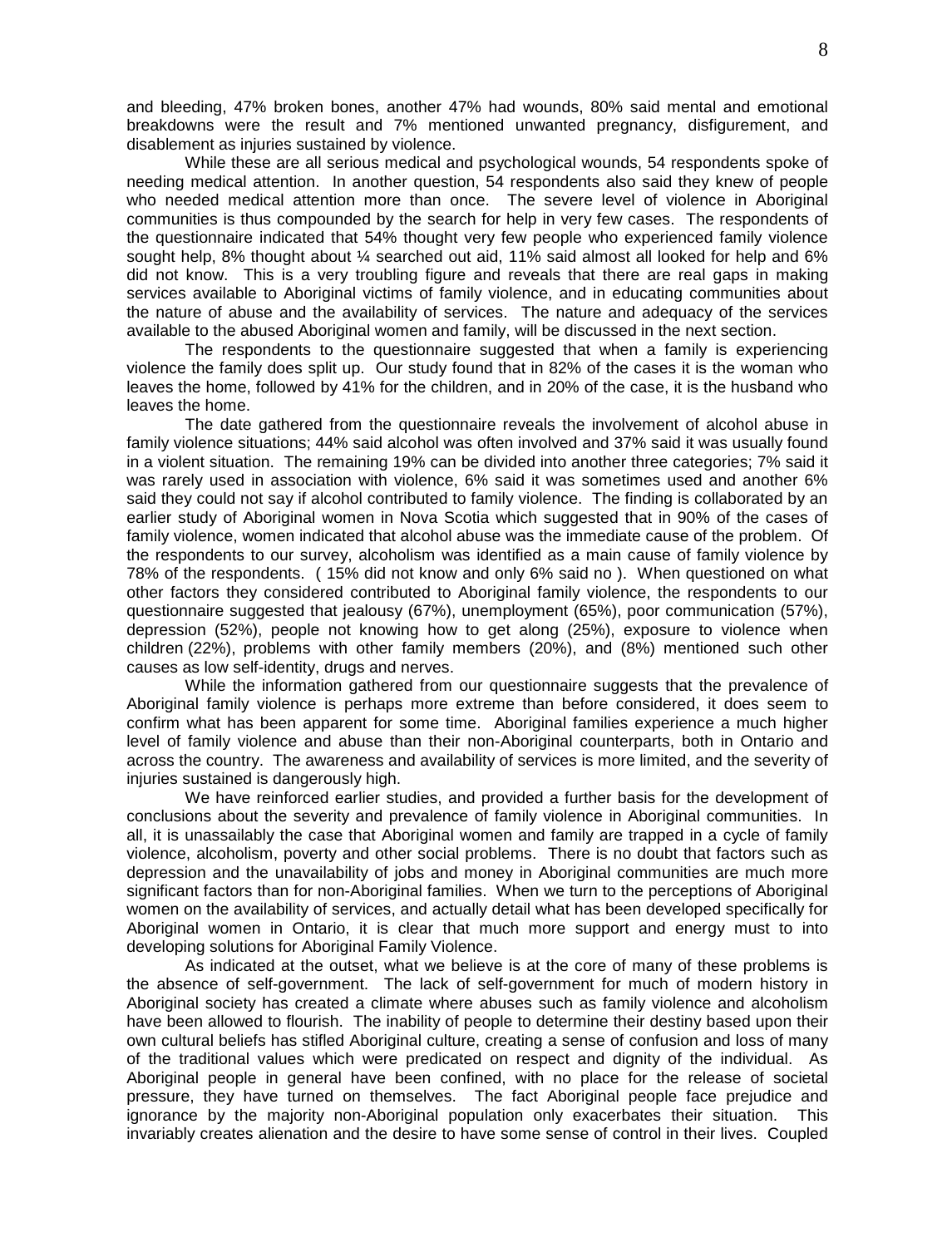and bleeding, 47% broken bones, another 47% had wounds, 80% said mental and emotional breakdowns were the result and 7% mentioned unwanted pregnancy, disfigurement, and disablement as injuries sustained by violence.

While these are all serious medical and psychological wounds, 54 respondents spoke of needing medical attention. In another question, 54 respondents also said they knew of people who needed medical attention more than once. The severe level of violence in Aboriginal communities is thus compounded by the search for help in very few cases. The respondents of the questionnaire indicated that 54% thought very few people who experienced family violence sought help, 8% thought about ¼ searched out aid, 11% said almost all looked for help and 6% did not know. This is a very troubling figure and reveals that there are real gaps in making services available to Aboriginal victims of family violence, and in educating communities about the nature of abuse and the availability of services. The nature and adequacy of the services available to the abused Aboriginal women and family, will be discussed in the next section.

The respondents to the questionnaire suggested that when a family is experiencing violence the family does split up. Our study found that in 82% of the cases it is the woman who leaves the home, followed by 41% for the children, and in 20% of the case, it is the husband who leaves the home.

The date gathered from the questionnaire reveals the involvement of alcohol abuse in family violence situations; 44% said alcohol was often involved and 37% said it was usually found in a violent situation. The remaining 19% can be divided into another three categories; 7% said it was rarely used in association with violence, 6% said it was sometimes used and another 6% said they could not say if alcohol contributed to family violence. The finding is collaborated by an earlier study of Aboriginal women in Nova Scotia which suggested that in 90% of the cases of family violence, women indicated that alcohol abuse was the immediate cause of the problem. Of the respondents to our survey, alcoholism was identified as a main cause of family violence by 78% of the respondents. ( 15% did not know and only 6% said no ). When questioned on what other factors they considered contributed to Aboriginal family violence, the respondents to our questionnaire suggested that jealousy (67%), unemployment (65%), poor communication (57%), depression (52%), people not knowing how to get along (25%), exposure to violence when children (22%), problems with other family members (20%), and (8%) mentioned such other causes as low self-identity, drugs and nerves.

While the information gathered from our questionnaire suggests that the prevalence of Aboriginal family violence is perhaps more extreme than before considered, it does seem to confirm what has been apparent for some time. Aboriginal families experience a much higher level of family violence and abuse than their non-Aboriginal counterparts, both in Ontario and across the country. The awareness and availability of services is more limited, and the severity of injuries sustained is dangerously high.

We have reinforced earlier studies, and provided a further basis for the development of conclusions about the severity and prevalence of family violence in Aboriginal communities. In all, it is unassailably the case that Aboriginal women and family are trapped in a cycle of family violence, alcoholism, poverty and other social problems. There is no doubt that factors such as depression and the unavailability of jobs and money in Aboriginal communities are much more significant factors than for non-Aboriginal families. When we turn to the perceptions of Aboriginal women on the availability of services, and actually detail what has been developed specifically for Aboriginal women in Ontario, it is clear that much more support and energy must to into developing solutions for Aboriginal Family Violence.

As indicated at the outset, what we believe is at the core of many of these problems is the absence of self-government. The lack of self-government for much of modern history in Aboriginal society has created a climate where abuses such as family violence and alcoholism have been allowed to flourish. The inability of people to determine their destiny based upon their own cultural beliefs has stifled Aboriginal culture, creating a sense of confusion and loss of many of the traditional values which were predicated on respect and dignity of the individual. As Aboriginal people in general have been confined, with no place for the release of societal pressure, they have turned on themselves. The fact Aboriginal people face prejudice and ignorance by the majority non-Aboriginal population only exacerbates their situation. This invariably creates alienation and the desire to have some sense of control in their lives. Coupled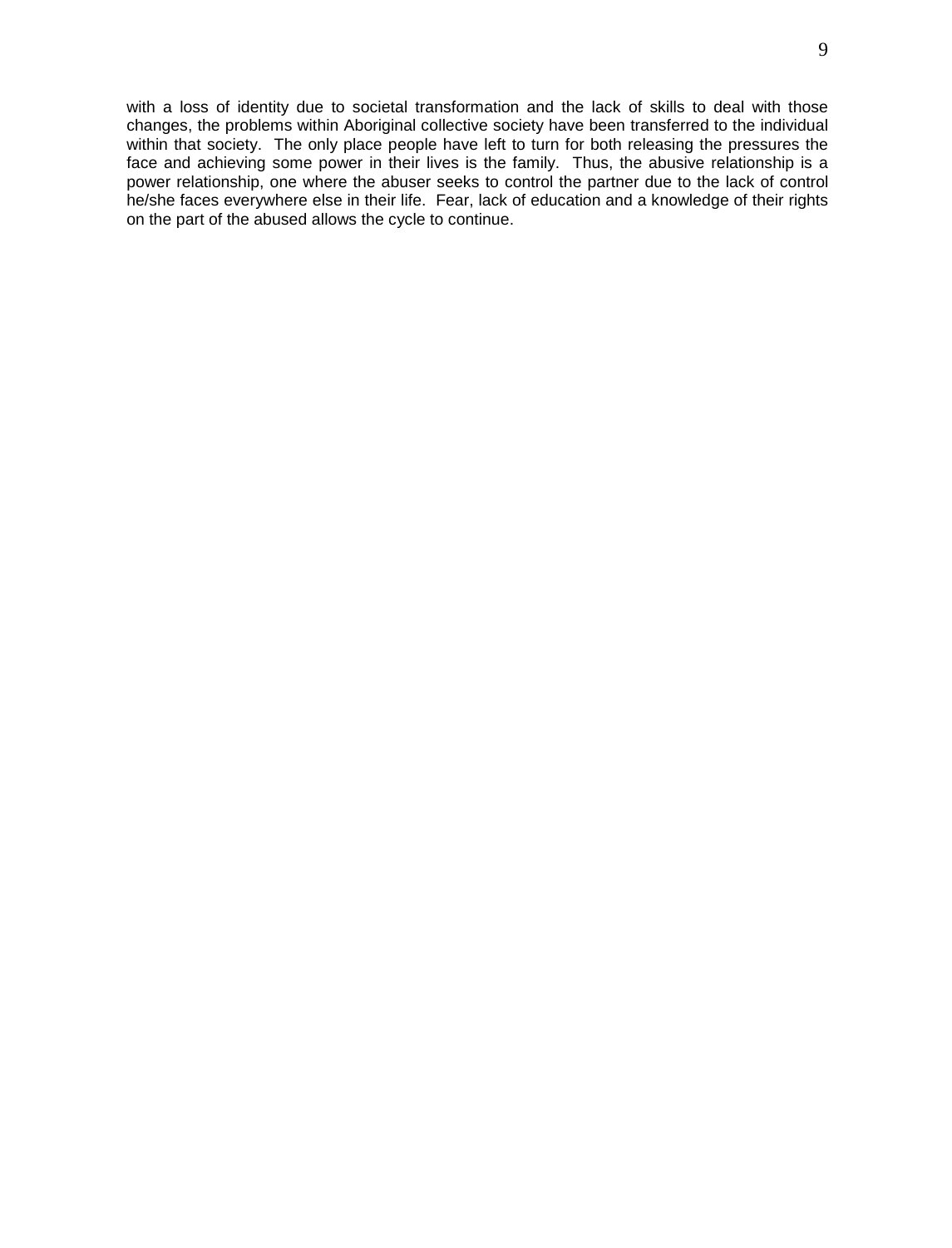with a loss of identity due to societal transformation and the lack of skills to deal with those changes, the problems within Aboriginal collective society have been transferred to the individual within that society. The only place people have left to turn for both releasing the pressures the face and achieving some power in their lives is the family. Thus, the abusive relationship is a power relationship, one where the abuser seeks to control the partner due to the lack of control he/she faces everywhere else in their life. Fear, lack of education and a knowledge of their rights on the part of the abused allows the cycle to continue.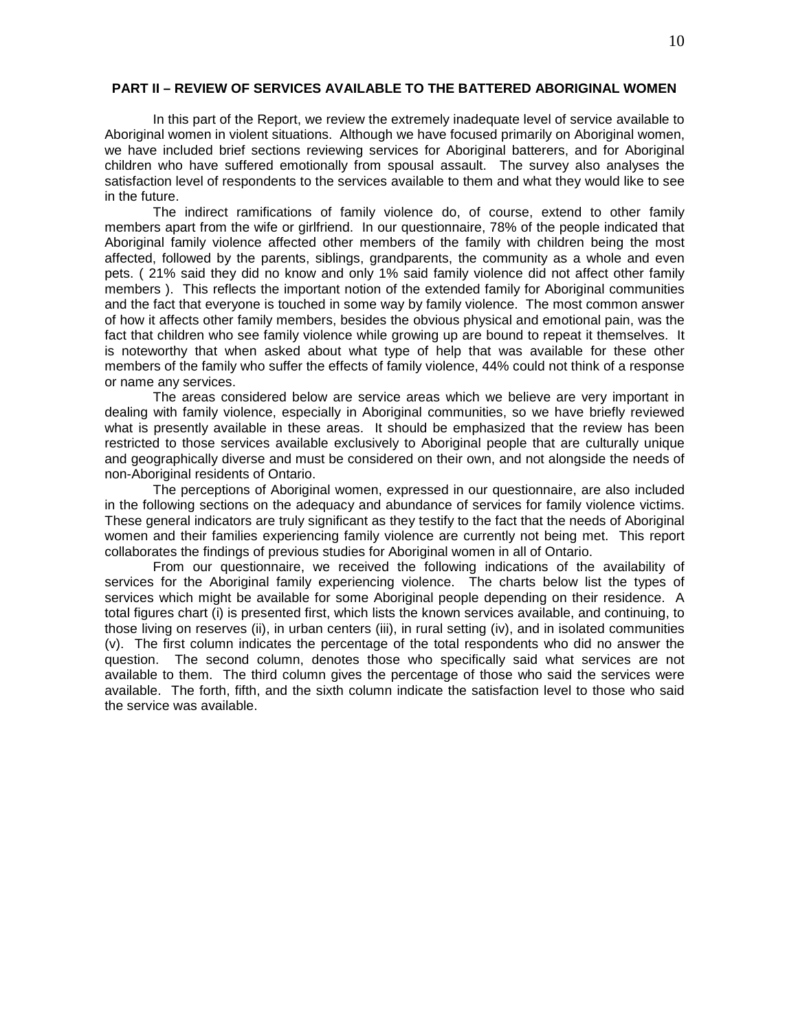**PART II – REVIEW OF SERVICES AVAILABLE TO THE BATTERED ABORIGINAL WOMEN**

In this part of the Report, we review the extremely inadequate level of service available to Aboriginal women in violent situations. Although we have focused primarily on Aboriginal women, we have included brief sections reviewing services for Aboriginal batterers, and for Aboriginal children who have suffered emotionally from spousal assault. The survey also analyses the satisfaction level of respondents to the services available to them and what they would like to see in the future.

The indirect ramifications of family violence do, of course, extend to other family members apart from the wife or girlfriend. In our questionnaire, 78% of the people indicated that Aboriginal family violence affected other members of the family with children being the most affected, followed by the parents, siblings, grandparents, the community as a whole and even pets. ( 21% said they did no know and only 1% said family violence did not affect other family members ). This reflects the important notion of the extended family for Aboriginal communities and the fact that everyone is touched in some way by family violence. The most common answer of how it affects other family members, besides the obvious physical and emotional pain, was the fact that children who see family violence while growing up are bound to repeat it themselves. It is noteworthy that when asked about what type of help that was available for these other members of the family who suffer the effects of family violence, 44% could not think of a response or name any services.

The areas considered below are service areas which we believe are very important in dealing with family violence, especially in Aboriginal communities, so we have briefly reviewed what is presently available in these areas. It should be emphasized that the review has been restricted to those services available exclusively to Aboriginal people that are culturally unique and geographically diverse and must be considered on their own, and not alongside the needs of non-Aboriginal residents of Ontario.

The perceptions of Aboriginal women, expressed in our questionnaire, are also included in the following sections on the adequacy and abundance of services for family violence victims. These general indicators are truly significant as they testify to the fact that the needs of Aboriginal women and their families experiencing family violence are currently not being met. This report collaborates the findings of previous studies for Aboriginal women in all of Ontario.

From our questionnaire, we received the following indications of the availability of services for the Aboriginal family experiencing violence. The charts below list the types of services which might be available for some Aboriginal people depending on their residence. A total figures chart (i) is presented first, which lists the known services available, and continuing, to those living on reserves (ii), in urban centers (iii), in rural setting (iv), and in isolated communities (v). The first column indicates the percentage of the total respondents who did no answer the question. The second column, denotes those who specifically said what services are not available to them. The third column gives the percentage of those who said the services were available. The forth, fifth, and the sixth column indicate the satisfaction level to those who said the service was available.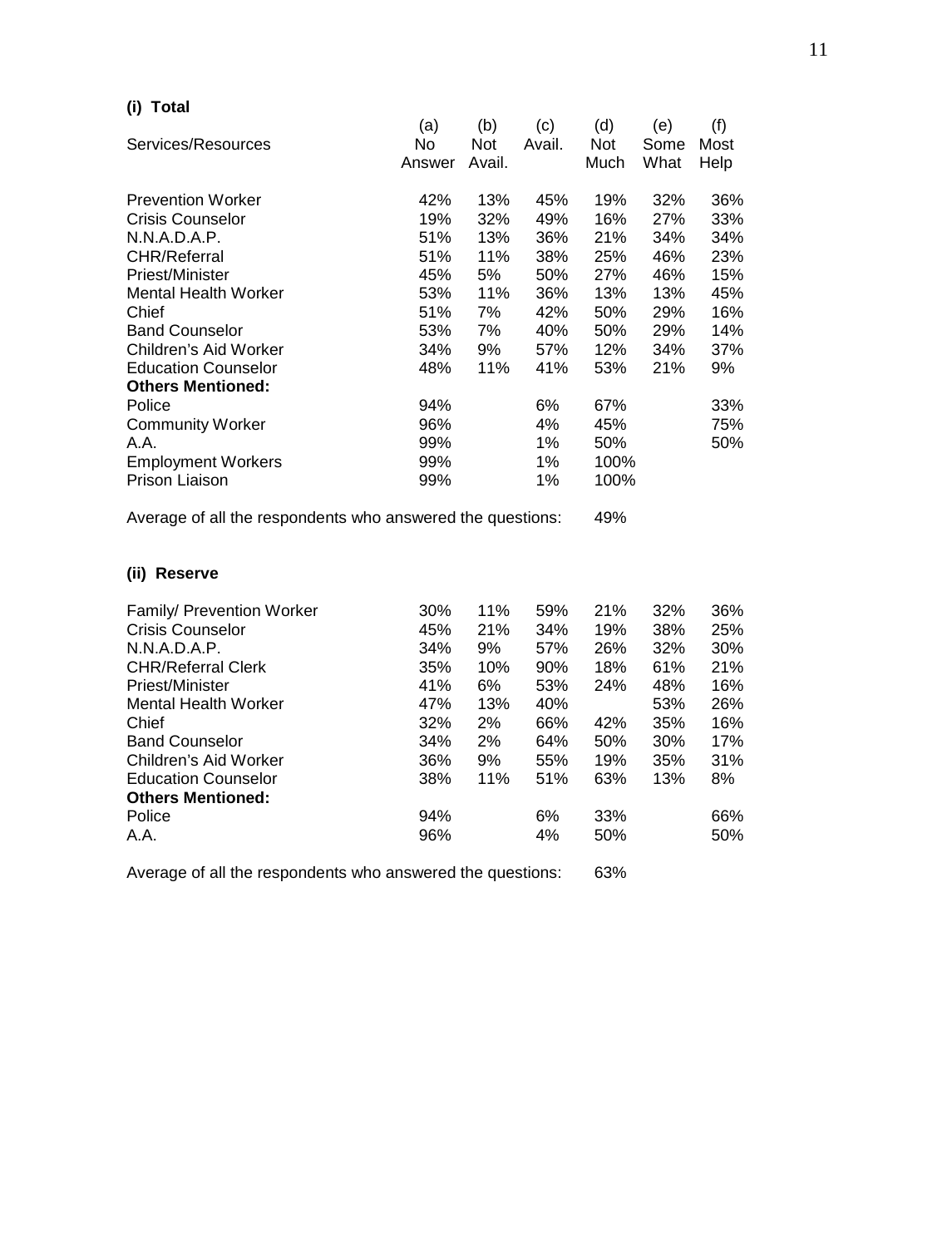**(i) Total**

| Services/Resources | (a) No Answer | (b) Not Avail. | (c) Avail. | (d) Not Much | (e) Some What | (f) Most Help |
|---|---|---|---|---|---|---|
| Prevention Worker | 42% | 13% | 45% | 19% | 32% | 36% |
| Crisis Counselor | 19% | 32% | 49% | 16% | 27% | 33% |
| N.N.A.D.A.P. | 51% | 13% | 36% | 21% | 34% | 34% |
| CHR/Referral | 51% | 11% | 38% | 25% | 46% | 23% |
| Priest/Minister | 45% | 5% | 50% | 27% | 46% | 15% |
| Mental Health Worker | 53% | 11% | 36% | 13% | 13% | 45% |
| Chief | 51% | 7% | 42% | 50% | 29% | 16% |
| Band Counselor | 53% | 7% | 40% | 50% | 29% | 14% |
| Children's Aid Worker | 34% | 9% | 57% | 12% | 34% | 37% |
| Education Counselor | 48% | 11% | 41% | 53% | 21% | 9% |
| **Others Mentioned:** | | | | | | |
| Police | 94% | | 6% | 67% | | 33% |
| Community Worker | 96% | | 4% | 45% | | 75% |
| A.A. | 99% | | 1% | 50% | | 50% |
| Employment Workers | 99% | | 1% | 100% | | |
| Prison Liaison | 99% | | 1% | 100% | | |

Average of all the respondents who answered the questions: 49%

**(ii) Reserve**

| Services/Resources | (a) No Answer | (b) Not Avail. | (c) Avail. | (d) Not Much | (e) Some What | (f) Most Help |
|---|---|---|---|---|---|---|
| Family/ Prevention Worker | 30% | 11% | 59% | 21% | 32% | 36% |
| Crisis Counselor | 45% | 21% | 34% | 19% | 38% | 25% |
| N.N.A.D.A.P. | 34% | 9% | 57% | 26% | 32% | 30% |
| CHR/Referral Clerk | 35% | 10% | 90% | 18% | 61% | 21% |
| Priest/Minister | 41% | 6% | 53% | 24% | 48% | 16% |
| Mental Health Worker | 47% | 13% | 40% | | 53% | 26% |
| Chief | 32% | 2% | 66% | 42% | 35% | 16% |
| Band Counselor | 34% | 2% | 64% | 50% | 30% | 17% |
| Children's Aid Worker | 36% | 9% | 55% | 19% | 35% | 31% |
| Education Counselor | 38% | 11% | 51% | 63% | 13% | 8% |
| **Others Mentioned:** | | | | | | |
| Police | 94% | | 6% | 33% | | 66% |
| A.A. | 96% | | 4% | 50% | | 50% |

Average of all the respondents who answered the questions: 63%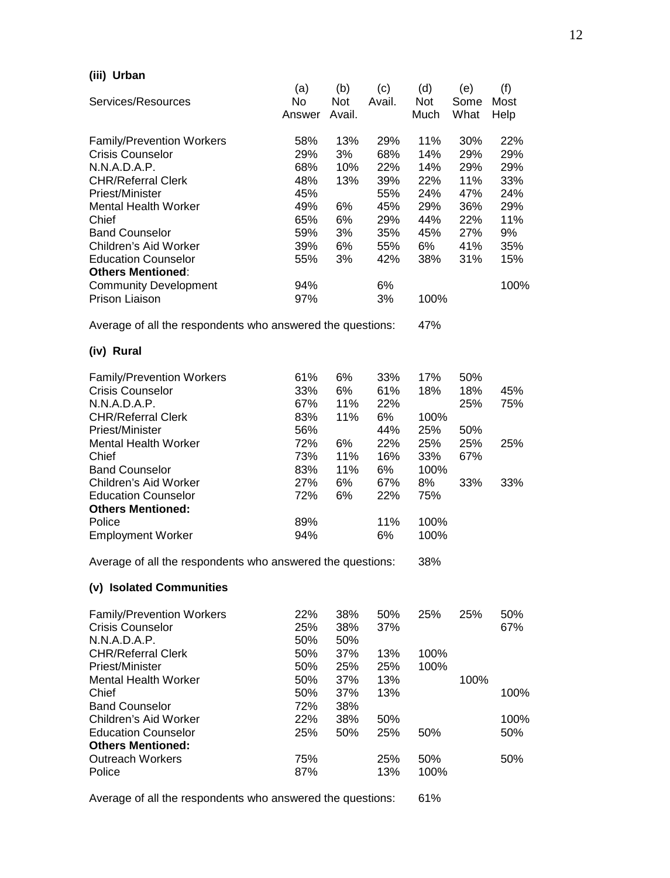**(iii) Urban**

| Services/Resources | (a) No Answer | (b) Not Avail. | (c) Avail. | (d) Not Much | (e) Some What | (f) Most Help |
|---|---|---|---|---|---|---|
| Family/Prevention Workers | 58% | 13% | 29% | 11% | 30% | 22% |
| Crisis Counselor | 29% | 3% | 68% | 14% | 29% | 29% |
| N.N.A.D.A.P. | 68% | 10% | 22% | 14% | 29% | 29% |
| CHR/Referral Clerk | 48% | 13% | 39% | 22% | 11% | 33% |
| Priest/Minister | 45% | | 55% | 24% | 47% | 24% |
| Mental Health Worker | 49% | 6% | 45% | 29% | 36% | 29% |
| Chief | 65% | 6% | 29% | 44% | 22% | 11% |
| Band Counselor | 59% | 3% | 35% | 45% | 27% | 9% |
| Children's Aid Worker | 39% | 6% | 55% | 6% | 41% | 35% |
| Education Counselor | 55% | 3% | 42% | 38% | 31% | 15% |
| **Others Mentioned**: | | | | | | |
| Community Development | 94% | | 6% | | | 100% |
| Prison Liaison | 97% | | 3% | 100% | | |

Average of all the respondents who answered the questions: 47%

**(iv) Rural**

| Services/Resources | (a) No Answer | (b) Not Avail. | (c) Avail. | (d) Not Much | (e) Some What | (f) Most Help |
|---|---|---|---|---|---|---|
| Family/Prevention Workers | 61% | 6% | 33% | 17% | 50% | |
| Crisis Counselor | 33% | 6% | 61% | 18% | 18% | 45% |
| N.N.A.D.A.P. | 67% | 11% | 22% | | 25% | 75% |
| CHR/Referral Clerk | 83% | 11% | 6% | 100% | | |
| Priest/Minister | 56% | | 44% | 25% | 50% | |
| Mental Health Worker | 72% | 6% | 22% | 25% | 25% | 25% |
| Chief | 73% | 11% | 16% | 33% | 67% | |
| Band Counselor | 83% | 11% | 6% | 100% | | |
| Children's Aid Worker | 27% | 6% | 67% | 8% | 33% | 33% |
| Education Counselor | 72% | 6% | 22% | 75% | | |
| **Others Mentioned:** | | | | | | |
| Police | 89% | | 11% | 100% | | |
| Employment Worker | 94% | | 6% | 100% | | |

Average of all the respondents who answered the questions: 38%

**(v) Isolated Communities**

| Services/Resources | (a) No Answer | (b) Not Avail. | (c) Avail. | (d) Not Much | (e) Some What | (f) Most Help |
|---|---|---|---|---|---|---|
| Family/Prevention Workers | 22% | 38% | 50% | 25% | 25% | 50% |
| Crisis Counselor | 25% | 38% | 37% | | | 67% |
| N.N.A.D.A.P. | 50% | 50% | | | | |
| CHR/Referral Clerk | 50% | 37% | 13% | 100% | | |
| Priest/Minister | 50% | 25% | 25% | 100% | | |
| Mental Health Worker | 50% | 37% | 13% | | 100% | |
| Chief | 50% | 37% | 13% | | | 100% |
| Band Counselor | 72% | 38% | | | | |
| Children's Aid Worker | 22% | 38% | 50% | | | 100% |
| Education Counselor | 25% | 50% | 25% | 50% | | 50% |
| **Others Mentioned:** | | | | | | |
| Outreach Workers | 75% | | 25% | 50% | | 50% |
| Police | 87% | | 13% | 100% | | |

Average of all the respondents who answered the questions: 61%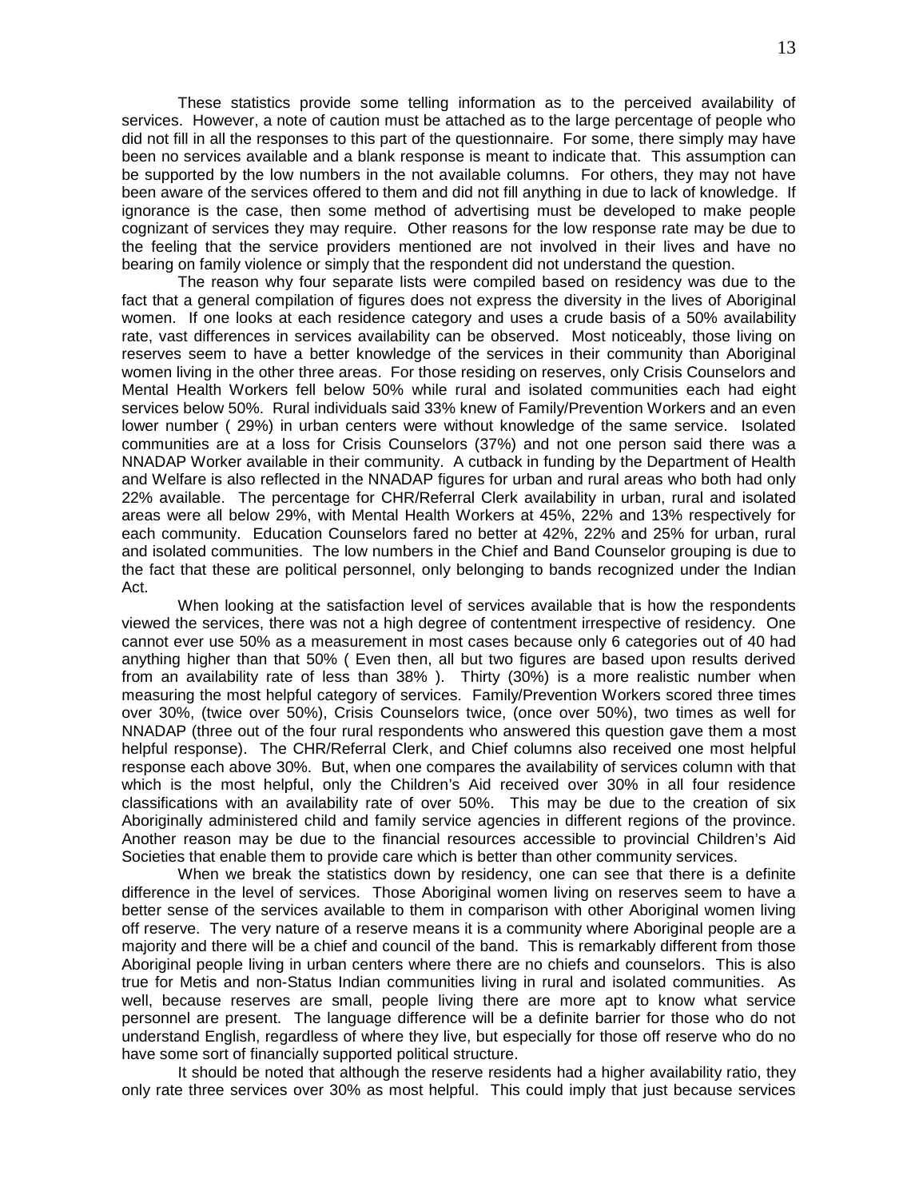These statistics provide some telling information as to the perceived availability of services. However, a note of caution must be attached as to the large percentage of people who did not fill in all the responses to this part of the questionnaire. For some, there simply may have been no services available and a blank response is meant to indicate that. This assumption can be supported by the low numbers in the not available columns. For others, they may not have been aware of the services offered to them and did not fill anything in due to lack of knowledge. If ignorance is the case, then some method of advertising must be developed to make people cognizant of services they may require. Other reasons for the low response rate may be due to the feeling that the service providers mentioned are not involved in their lives and have no bearing on family violence or simply that the respondent did not understand the question.

The reason why four separate lists were compiled based on residency was due to the fact that a general compilation of figures does not express the diversity in the lives of Aboriginal women. If one looks at each residence category and uses a crude basis of a 50% availability rate, vast differences in services availability can be observed. Most noticeably, those living on reserves seem to have a better knowledge of the services in their community than Aboriginal women living in the other three areas. For those residing on reserves, only Crisis Counselors and Mental Health Workers fell below 50% while rural and isolated communities each had eight services below 50%. Rural individuals said 33% knew of Family/Prevention Workers and an even lower number ( 29%) in urban centers were without knowledge of the same service. Isolated communities are at a loss for Crisis Counselors (37%) and not one person said there was a NNADAP Worker available in their community. A cutback in funding by the Department of Health and Welfare is also reflected in the NNADAP figures for urban and rural areas who both had only 22% available. The percentage for CHR/Referral Clerk availability in urban, rural and isolated areas were all below 29%, with Mental Health Workers at 45%, 22% and 13% respectively for each community. Education Counselors fared no better at 42%, 22% and 25% for urban, rural and isolated communities. The low numbers in the Chief and Band Counselor grouping is due to the fact that these are political personnel, only belonging to bands recognized under the Indian Act.

When looking at the satisfaction level of services available that is how the respondents viewed the services, there was not a high degree of contentment irrespective of residency. One cannot ever use 50% as a measurement in most cases because only 6 categories out of 40 had anything higher than that 50% ( Even then, all but two figures are based upon results derived from an availability rate of less than 38% ). Thirty (30%) is a more realistic number when measuring the most helpful category of services. Family/Prevention Workers scored three times over 30%, (twice over 50%), Crisis Counselors twice, (once over 50%), two times as well for NNADAP (three out of the four rural respondents who answered this question gave them a most helpful response). The CHR/Referral Clerk, and Chief columns also received one most helpful response each above 30%. But, when one compares the availability of services column with that which is the most helpful, only the Children's Aid received over 30% in all four residence classifications with an availability rate of over 50%. This may be due to the creation of six Aboriginally administered child and family service agencies in different regions of the province. Another reason may be due to the financial resources accessible to provincial Children's Aid Societies that enable them to provide care which is better than other community services.

When we break the statistics down by residency, one can see that there is a definite difference in the level of services. Those Aboriginal women living on reserves seem to have a better sense of the services available to them in comparison with other Aboriginal women living off reserve. The very nature of a reserve means it is a community where Aboriginal people are a majority and there will be a chief and council of the band. This is remarkably different from those Aboriginal people living in urban centers where there are no chiefs and counselors. This is also true for Metis and non-Status Indian communities living in rural and isolated communities. As well, because reserves are small, people living there are more apt to know what service personnel are present. The language difference will be a definite barrier for those who do not understand English, regardless of where they live, but especially for those off reserve who do no have some sort of financially supported political structure.

It should be noted that although the reserve residents had a higher availability ratio, they only rate three services over 30% as most helpful. This could imply that just because services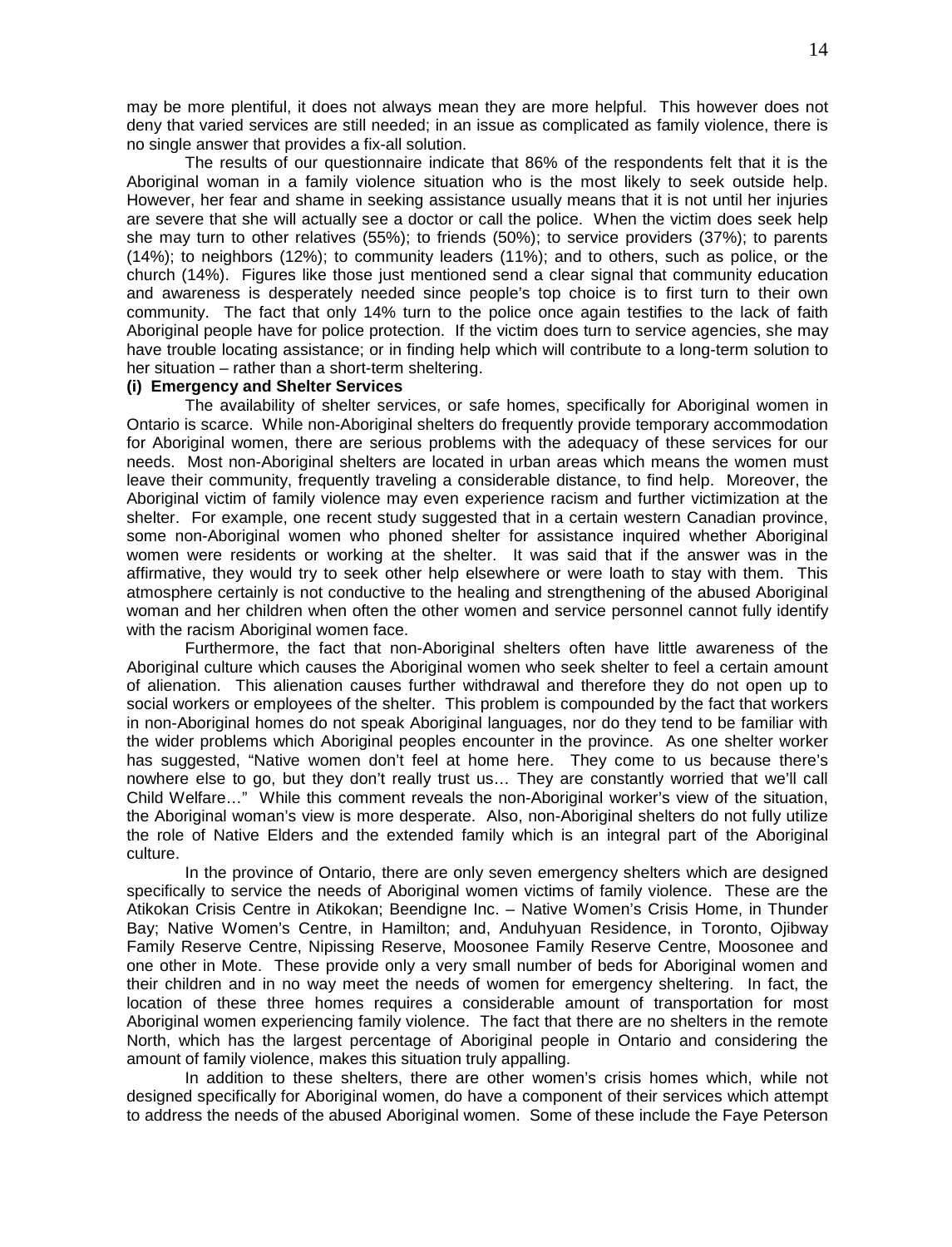may be more plentiful, it does not always mean they are more helpful. This however does not deny that varied services are still needed; in an issue as complicated as family violence, there is no single answer that provides a fix-all solution.

The results of our questionnaire indicate that 86% of the respondents felt that it is the Aboriginal woman in a family violence situation who is the most likely to seek outside help. However, her fear and shame in seeking assistance usually means that it is not until her injuries are severe that she will actually see a doctor or call the police. When the victim does seek help she may turn to other relatives (55%); to friends (50%); to service providers (37%); to parents (14%); to neighbors (12%); to community leaders (11%); and to others, such as police, or the church (14%). Figures like those just mentioned send a clear signal that community education and awareness is desperately needed since people's top choice is to first turn to their own community. The fact that only 14% turn to the police once again testifies to the lack of faith Aboriginal people have for police protection. If the victim does turn to service agencies, she may have trouble locating assistance; or in finding help which will contribute to a long-term solution to her situation – rather than a short-term sheltering.

**(i) Emergency and Shelter Services**

The availability of shelter services, or safe homes, specifically for Aboriginal women in Ontario is scarce. While non-Aboriginal shelters do frequently provide temporary accommodation for Aboriginal women, there are serious problems with the adequacy of these services for our needs. Most non-Aboriginal shelters are located in urban areas which means the women must leave their community, frequently traveling a considerable distance, to find help. Moreover, the Aboriginal victim of family violence may even experience racism and further victimization at the shelter. For example, one recent study suggested that in a certain western Canadian province, some non-Aboriginal women who phoned shelter for assistance inquired whether Aboriginal women were residents or working at the shelter. It was said that if the answer was in the affirmative, they would try to seek other help elsewhere or were loath to stay with them. This atmosphere certainly is not conductive to the healing and strengthening of the abused Aboriginal woman and her children when often the other women and service personnel cannot fully identify with the racism Aboriginal women face.

Furthermore, the fact that non-Aboriginal shelters often have little awareness of the Aboriginal culture which causes the Aboriginal women who seek shelter to feel a certain amount of alienation. This alienation causes further withdrawal and therefore they do not open up to social workers or employees of the shelter. This problem is compounded by the fact that workers in non-Aboriginal homes do not speak Aboriginal languages, nor do they tend to be familiar with the wider problems which Aboriginal peoples encounter in the province. As one shelter worker has suggested, "Native women don't feel at home here. They come to us because there's nowhere else to go, but they don't really trust us… They are constantly worried that we'll call Child Welfare…" While this comment reveals the non-Aboriginal worker's view of the situation, the Aboriginal woman's view is more desperate. Also, non-Aboriginal shelters do not fully utilize the role of Native Elders and the extended family which is an integral part of the Aboriginal culture.

In the province of Ontario, there are only seven emergency shelters which are designed specifically to service the needs of Aboriginal women victims of family violence. These are the Atikokan Crisis Centre in Atikokan; Beendigne Inc. – Native Women's Crisis Home, in Thunder Bay; Native Women's Centre, in Hamilton; and, Anduhyuan Residence, in Toronto, Ojibway Family Reserve Centre, Nipissing Reserve, Moosonee Family Reserve Centre, Moosonee and one other in Mote. These provide only a very small number of beds for Aboriginal women and their children and in no way meet the needs of women for emergency sheltering. In fact, the location of these three homes requires a considerable amount of transportation for most Aboriginal women experiencing family violence. The fact that there are no shelters in the remote North, which has the largest percentage of Aboriginal people in Ontario and considering the amount of family violence, makes this situation truly appalling.

In addition to these shelters, there are other women's crisis homes which, while not designed specifically for Aboriginal women, do have a component of their services which attempt to address the needs of the abused Aboriginal women. Some of these include the Faye Peterson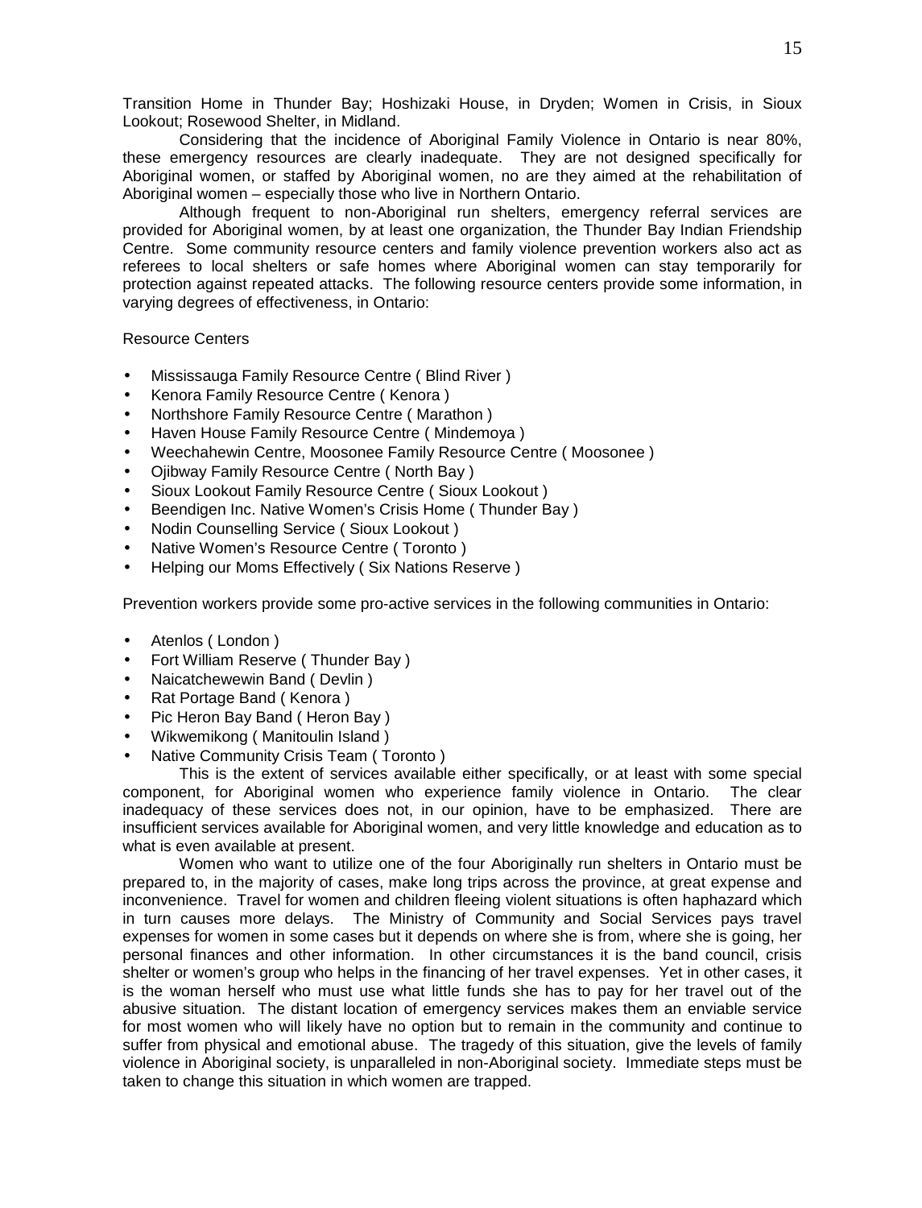Transition Home in Thunder Bay; Hoshizaki House, in Dryden; Women in Crisis, in Sioux Lookout; Rosewood Shelter, in Midland.

Considering that the incidence of Aboriginal Family Violence in Ontario is near 80%, these emergency resources are clearly inadequate. They are not designed specifically for Aboriginal women, or staffed by Aboriginal women, no are they aimed at the rehabilitation of Aboriginal women – especially those who live in Northern Ontario.

Although frequent to non-Aboriginal run shelters, emergency referral services are provided for Aboriginal women, by at least one organization, the Thunder Bay Indian Friendship Centre. Some community resource centers and family violence prevention workers also act as referees to local shelters or safe homes where Aboriginal women can stay temporarily for protection against repeated attacks. The following resource centers provide some information, in varying degrees of effectiveness, in Ontario:

Resource Centers

- Mississauga Family Resource Centre ( Blind River )
- Kenora Family Resource Centre ( Kenora )
- Northshore Family Resource Centre ( Marathon )
- Haven House Family Resource Centre ( Mindemoya )
- Weechahewin Centre, Moosonee Family Resource Centre ( Moosonee )
- Ojibway Family Resource Centre ( North Bay )
- Sioux Lookout Family Resource Centre ( Sioux Lookout )
- Beendigen Inc. Native Women's Crisis Home ( Thunder Bay )
- Nodin Counselling Service ( Sioux Lookout )
- Native Women's Resource Centre ( Toronto )
- Helping our Moms Effectively ( Six Nations Reserve )

Prevention workers provide some pro-active services in the following communities in Ontario:

- Atenlos ( London )
- Fort William Reserve ( Thunder Bay )
- Naicatchewewin Band ( Devlin )
- Rat Portage Band ( Kenora )
- Pic Heron Bay Band ( Heron Bay )
- Wikwemikong ( Manitoulin Island )
- Native Community Crisis Team ( Toronto )

This is the extent of services available either specifically, or at least with some special component, for Aboriginal women who experience family violence in Ontario. The clear inadequacy of these services does not, in our opinion, have to be emphasized. There are insufficient services available for Aboriginal women, and very little knowledge and education as to what is even available at present.

Women who want to utilize one of the four Aboriginally run shelters in Ontario must be prepared to, in the majority of cases, make long trips across the province, at great expense and inconvenience. Travel for women and children fleeing violent situations is often haphazard which in turn causes more delays. The Ministry of Community and Social Services pays travel expenses for women in some cases but it depends on where she is from, where she is going, her personal finances and other information. In other circumstances it is the band council, crisis shelter or women's group who helps in the financing of her travel expenses. Yet in other cases, it is the woman herself who must use what little funds she has to pay for her travel out of the abusive situation. The distant location of emergency services makes them an enviable service for most women who will likely have no option but to remain in the community and continue to suffer from physical and emotional abuse. The tragedy of this situation, give the levels of family violence in Aboriginal society, is unparalleled in non-Aboriginal society. Immediate steps must be taken to change this situation in which women are trapped.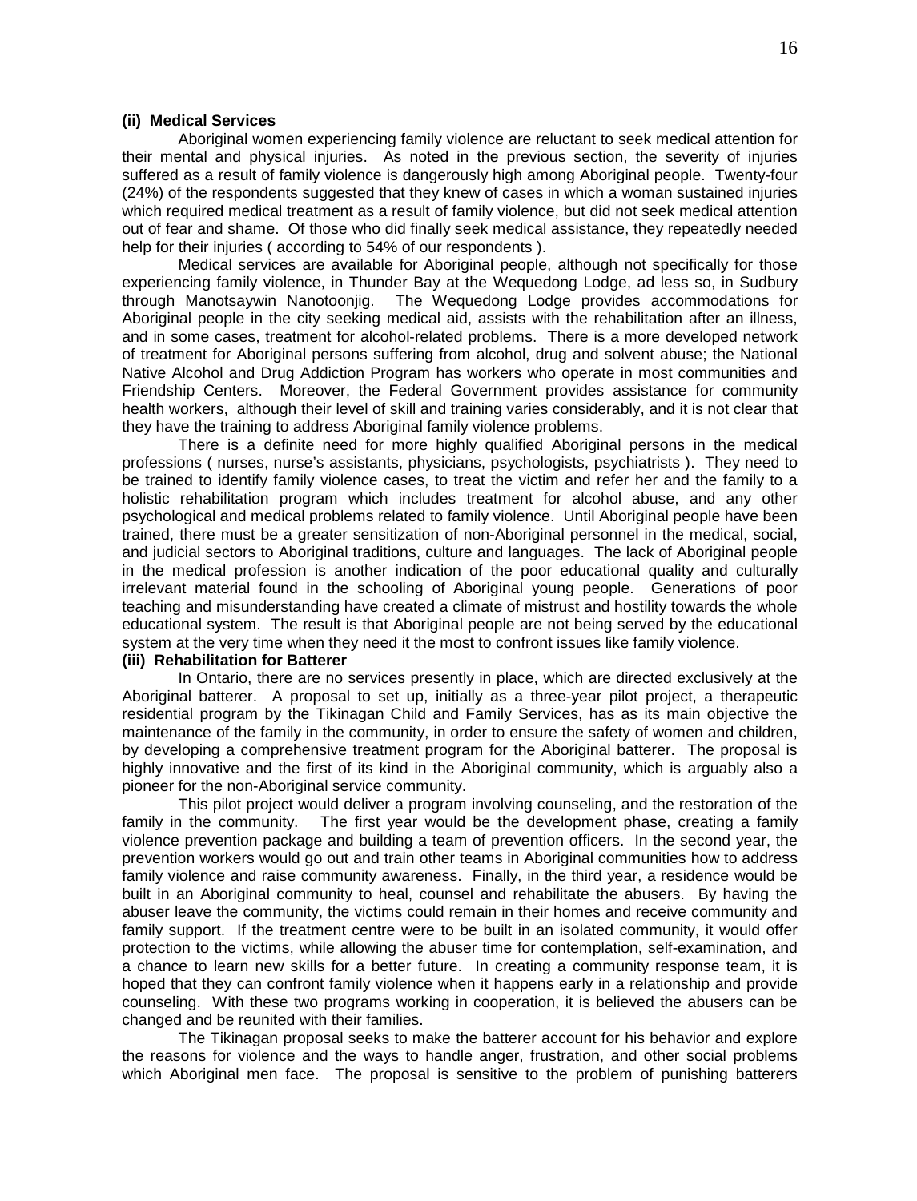**(ii) Medical Services**

Aboriginal women experiencing family violence are reluctant to seek medical attention for their mental and physical injuries. As noted in the previous section, the severity of injuries suffered as a result of family violence is dangerously high among Aboriginal people. Twenty-four (24%) of the respondents suggested that they knew of cases in which a woman sustained injuries which required medical treatment as a result of family violence, but did not seek medical attention out of fear and shame. Of those who did finally seek medical assistance, they repeatedly needed help for their injuries ( according to 54% of our respondents ).

Medical services are available for Aboriginal people, although not specifically for those experiencing family violence, in Thunder Bay at the Wequedong Lodge, ad less so, in Sudbury through Manotsaywin Nanotoonjig. The Wequedong Lodge provides accommodations for Aboriginal people in the city seeking medical aid, assists with the rehabilitation after an illness, and in some cases, treatment for alcohol-related problems. There is a more developed network of treatment for Aboriginal persons suffering from alcohol, drug and solvent abuse; the National Native Alcohol and Drug Addiction Program has workers who operate in most communities and Friendship Centers. Moreover, the Federal Government provides assistance for community health workers, although their level of skill and training varies considerably, and it is not clear that they have the training to address Aboriginal family violence problems.

There is a definite need for more highly qualified Aboriginal persons in the medical professions ( nurses, nurse's assistants, physicians, psychologists, psychiatrists ). They need to be trained to identify family violence cases, to treat the victim and refer her and the family to a holistic rehabilitation program which includes treatment for alcohol abuse, and any other psychological and medical problems related to family violence. Until Aboriginal people have been trained, there must be a greater sensitization of non-Aboriginal personnel in the medical, social, and judicial sectors to Aboriginal traditions, culture and languages. The lack of Aboriginal people in the medical profession is another indication of the poor educational quality and culturally irrelevant material found in the schooling of Aboriginal young people. Generations of poor teaching and misunderstanding have created a climate of mistrust and hostility towards the whole educational system. The result is that Aboriginal people are not being served by the educational system at the very time when they need it the most to confront issues like family violence.

**(iii) Rehabilitation for Batterer**

In Ontario, there are no services presently in place, which are directed exclusively at the Aboriginal batterer. A proposal to set up, initially as a three-year pilot project, a therapeutic residential program by the Tikinagan Child and Family Services, has as its main objective the maintenance of the family in the community, in order to ensure the safety of women and children, by developing a comprehensive treatment program for the Aboriginal batterer. The proposal is highly innovative and the first of its kind in the Aboriginal community, which is arguably also a pioneer for the non-Aboriginal service community.

This pilot project would deliver a program involving counseling, and the restoration of the family in the community. The first year would be the development phase, creating a family violence prevention package and building a team of prevention officers. In the second year, the prevention workers would go out and train other teams in Aboriginal communities how to address family violence and raise community awareness. Finally, in the third year, a residence would be built in an Aboriginal community to heal, counsel and rehabilitate the abusers. By having the abuser leave the community, the victims could remain in their homes and receive community and family support. If the treatment centre were to be built in an isolated community, it would offer protection to the victims, while allowing the abuser time for contemplation, self-examination, and a chance to learn new skills for a better future. In creating a community response team, it is hoped that they can confront family violence when it happens early in a relationship and provide counseling. With these two programs working in cooperation, it is believed the abusers can be changed and be reunited with their families.

The Tikinagan proposal seeks to make the batterer account for his behavior and explore the reasons for violence and the ways to handle anger, frustration, and other social problems which Aboriginal men face. The proposal is sensitive to the problem of punishing batterers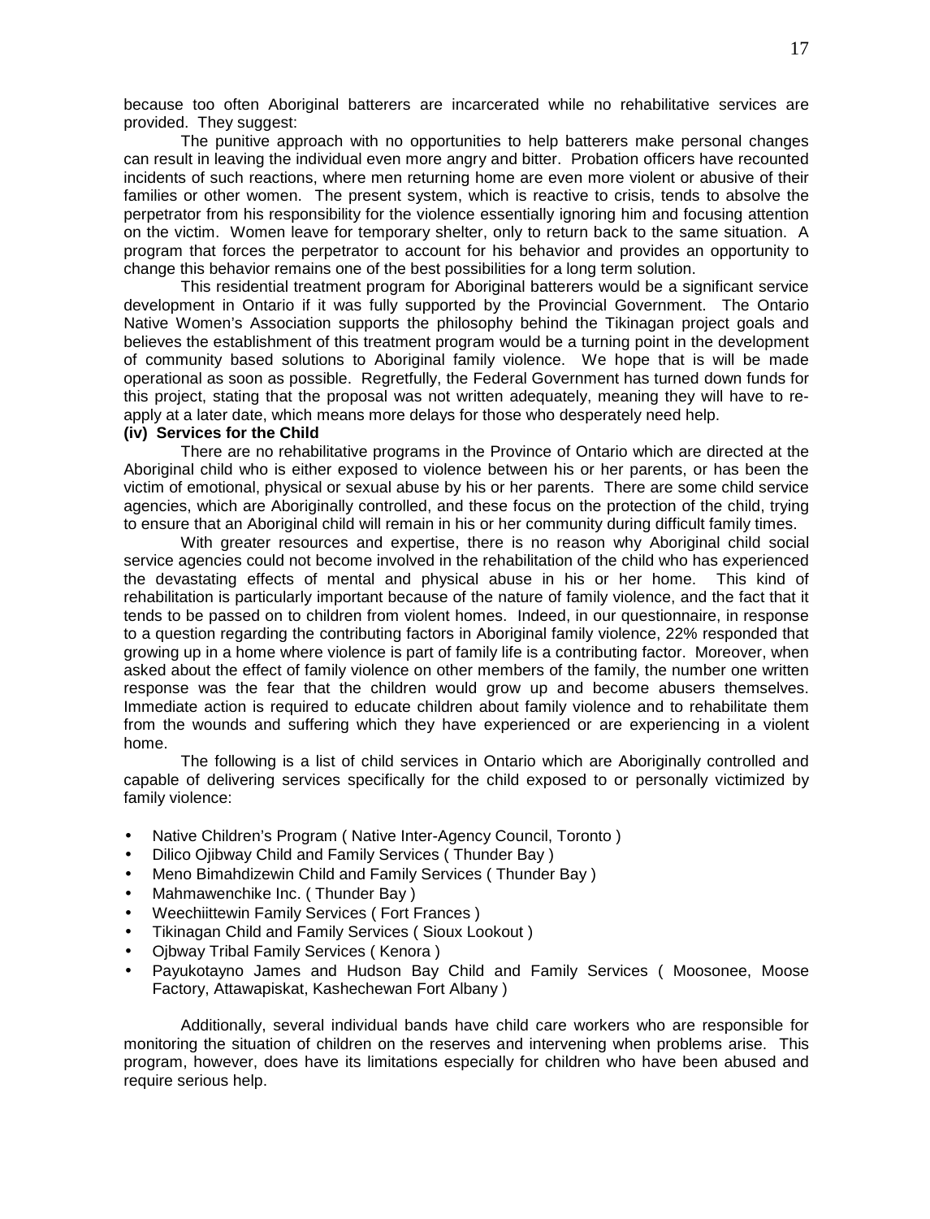because too often Aboriginal batterers are incarcerated while no rehabilitative services are provided. They suggest:

The punitive approach with no opportunities to help batterers make personal changes can result in leaving the individual even more angry and bitter. Probation officers have recounted incidents of such reactions, where men returning home are even more violent or abusive of their families or other women. The present system, which is reactive to crisis, tends to absolve the perpetrator from his responsibility for the violence essentially ignoring him and focusing attention on the victim. Women leave for temporary shelter, only to return back to the same situation. A program that forces the perpetrator to account for his behavior and provides an opportunity to change this behavior remains one of the best possibilities for a long term solution.

This residential treatment program for Aboriginal batterers would be a significant service development in Ontario if it was fully supported by the Provincial Government. The Ontario Native Women's Association supports the philosophy behind the Tikinagan project goals and believes the establishment of this treatment program would be a turning point in the development of community based solutions to Aboriginal family violence. We hope that is will be made operational as soon as possible. Regretfully, the Federal Government has turned down funds for this project, stating that the proposal was not written adequately, meaning they will have to re-apply at a later date, which means more delays for those who desperately need help.

**(iv) Services for the Child**

There are no rehabilitative programs in the Province of Ontario which are directed at the Aboriginal child who is either exposed to violence between his or her parents, or has been the victim of emotional, physical or sexual abuse by his or her parents. There are some child service agencies, which are Aboriginally controlled, and these focus on the protection of the child, trying to ensure that an Aboriginal child will remain in his or her community during difficult family times.

With greater resources and expertise, there is no reason why Aboriginal child social service agencies could not become involved in the rehabilitation of the child who has experienced the devastating effects of mental and physical abuse in his or her home. This kind of rehabilitation is particularly important because of the nature of family violence, and the fact that it tends to be passed on to children from violent homes. Indeed, in our questionnaire, in response to a question regarding the contributing factors in Aboriginal family violence, 22% responded that growing up in a home where violence is part of family life is a contributing factor. Moreover, when asked about the effect of family violence on other members of the family, the number one written response was the fear that the children would grow up and become abusers themselves. Immediate action is required to educate children about family violence and to rehabilitate them from the wounds and suffering which they have experienced or are experiencing in a violent home.

The following is a list of child services in Ontario which are Aboriginally controlled and capable of delivering services specifically for the child exposed to or personally victimized by family violence:

- Native Children's Program ( Native Inter-Agency Council, Toronto )
- Dilico Ojibway Child and Family Services ( Thunder Bay )
- Meno Bimahdizewin Child and Family Services ( Thunder Bay )
- Mahmawenchike Inc. ( Thunder Bay )
- Weechiittewin Family Services ( Fort Frances )
- Tikinagan Child and Family Services ( Sioux Lookout )
- Ojbway Tribal Family Services ( Kenora )
- Payukotayno James and Hudson Bay Child and Family Services ( Moosonee, Moose Factory, Attawapiskat, Kashechewan Fort Albany )

Additionally, several individual bands have child care workers who are responsible for monitoring the situation of children on the reserves and intervening when problems arise. This program, however, does have its limitations especially for children who have been abused and require serious help.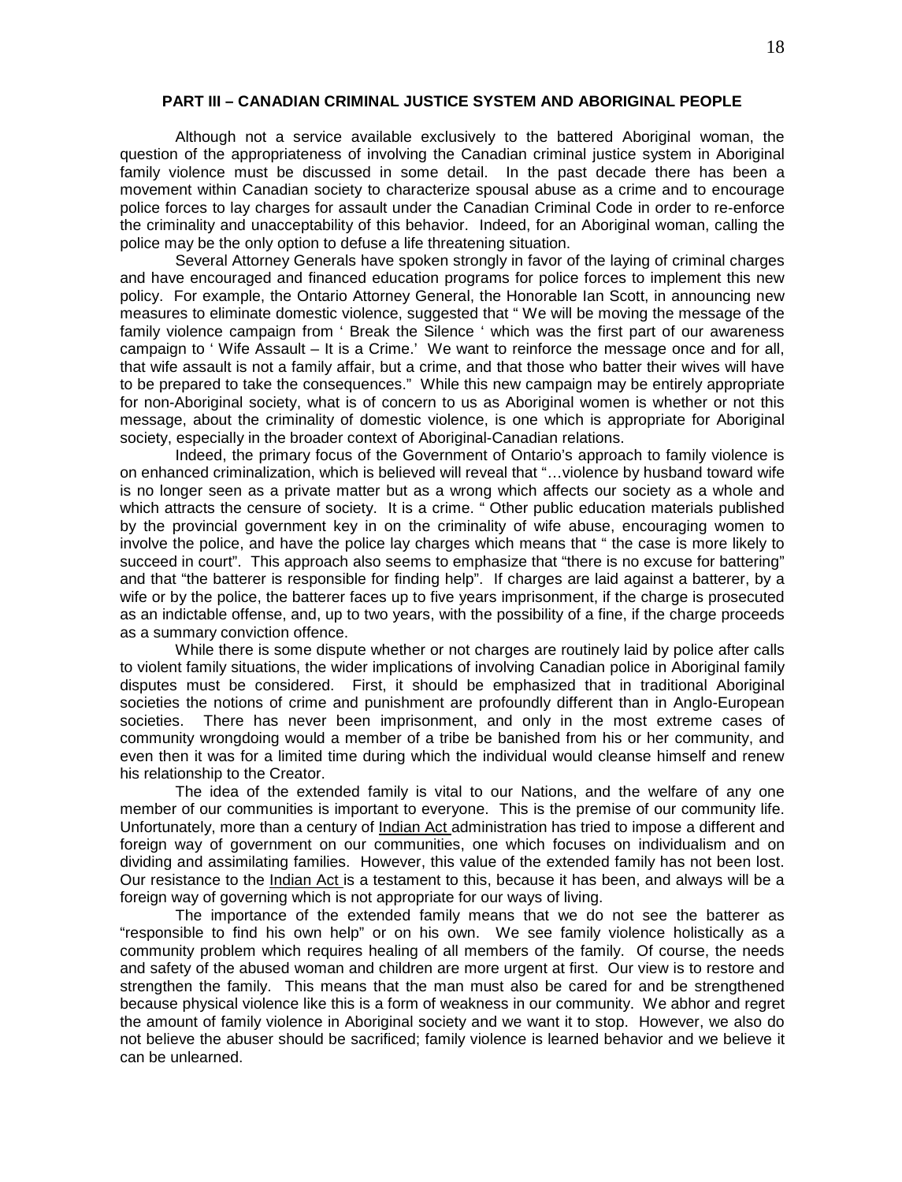**PART III – CANADIAN CRIMINAL JUSTICE SYSTEM AND ABORIGINAL PEOPLE**

Although not a service available exclusively to the battered Aboriginal woman, the question of the appropriateness of involving the Canadian criminal justice system in Aboriginal family violence must be discussed in some detail. In the past decade there has been a movement within Canadian society to characterize spousal abuse as a crime and to encourage police forces to lay charges for assault under the Canadian Criminal Code in order to re-enforce the criminality and unacceptability of this behavior. Indeed, for an Aboriginal woman, calling the police may be the only option to defuse a life threatening situation.

Several Attorney Generals have spoken strongly in favor of the laying of criminal charges and have encouraged and financed education programs for police forces to implement this new policy. For example, the Ontario Attorney General, the Honorable Ian Scott, in announcing new measures to eliminate domestic violence, suggested that " We will be moving the message of the family violence campaign from ' Break the Silence ' which was the first part of our awareness campaign to ' Wife Assault – It is a Crime.' We want to reinforce the message once and for all, that wife assault is not a family affair, but a crime, and that those who batter their wives will have to be prepared to take the consequences." While this new campaign may be entirely appropriate for non-Aboriginal society, what is of concern to us as Aboriginal women is whether or not this message, about the criminality of domestic violence, is one which is appropriate for Aboriginal society, especially in the broader context of Aboriginal-Canadian relations.

Indeed, the primary focus of the Government of Ontario's approach to family violence is on enhanced criminalization, which is believed will reveal that "…violence by husband toward wife is no longer seen as a private matter but as a wrong which affects our society as a whole and which attracts the censure of society. It is a crime. " Other public education materials published by the provincial government key in on the criminality of wife abuse, encouraging women to involve the police, and have the police lay charges which means that " the case is more likely to succeed in court". This approach also seems to emphasize that "there is no excuse for battering" and that "the batterer is responsible for finding help". If charges are laid against a batterer, by a wife or by the police, the batterer faces up to five years imprisonment, if the charge is prosecuted as an indictable offense, and, up to two years, with the possibility of a fine, if the charge proceeds as a summary conviction offence.

While there is some dispute whether or not charges are routinely laid by police after calls to violent family situations, the wider implications of involving Canadian police in Aboriginal family disputes must be considered. First, it should be emphasized that in traditional Aboriginal societies the notions of crime and punishment are profoundly different than in Anglo-European societies. There has never been imprisonment, and only in the most extreme cases of community wrongdoing would a member of a tribe be banished from his or her community, and even then it was for a limited time during which the individual would cleanse himself and renew his relationship to the Creator.

The idea of the extended family is vital to our Nations, and the welfare of any one member of our communities is important to everyone. This is the premise of our community life. Unfortunately, more than a century of Indian Act administration has tried to impose a different and foreign way of government on our communities, one which focuses on individualism and on dividing and assimilating families. However, this value of the extended family has not been lost. Our resistance to the Indian Act is a testament to this, because it has been, and always will be a foreign way of governing which is not appropriate for our ways of living.

The importance of the extended family means that we do not see the batterer as "responsible to find his own help" or on his own. We see family violence holistically as a community problem which requires healing of all members of the family. Of course, the needs and safety of the abused woman and children are more urgent at first. Our view is to restore and strengthen the family. This means that the man must also be cared for and be strengthened because physical violence like this is a form of weakness in our community. We abhor and regret the amount of family violence in Aboriginal society and we want it to stop. However, we also do not believe the abuser should be sacrificed; family violence is learned behavior and we believe it can be unlearned.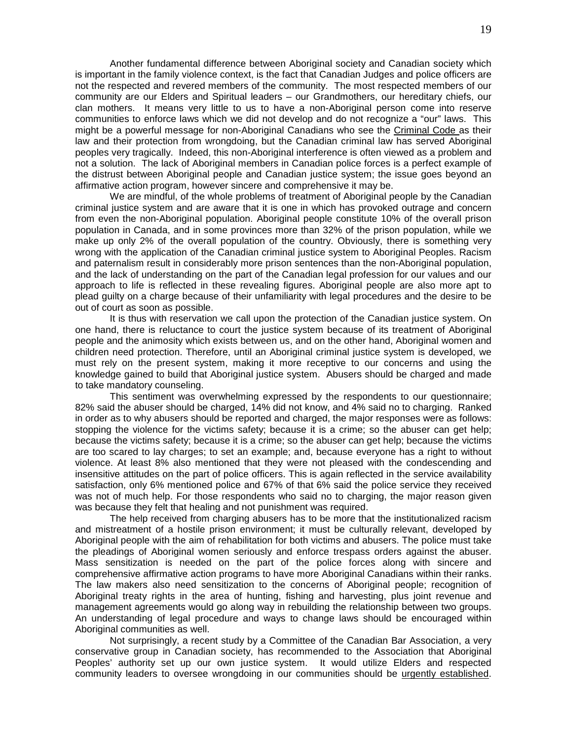Another fundamental difference between Aboriginal society and Canadian society which is important in the family violence context, is the fact that Canadian Judges and police officers are not the respected and revered members of the community. The most respected members of our community are our Elders and Spiritual leaders – our Grandmothers, our hereditary chiefs, our clan mothers. It means very little to us to have a non-Aboriginal person come into reserve communities to enforce laws which we did not develop and do not recognize a "our" laws. This might be a powerful message for non-Aboriginal Canadians who see the Criminal Code as their law and their protection from wrongdoing, but the Canadian criminal law has served Aboriginal peoples very tragically. Indeed, this non-Aboriginal interference is often viewed as a problem and not a solution. The lack of Aboriginal members in Canadian police forces is a perfect example of the distrust between Aboriginal people and Canadian justice system; the issue goes beyond an affirmative action program, however sincere and comprehensive it may be.

We are mindful, of the whole problems of treatment of Aboriginal people by the Canadian criminal justice system and are aware that it is one in which has provoked outrage and concern from even the non-Aboriginal population. Aboriginal people constitute 10% of the overall prison population in Canada, and in some provinces more than 32% of the prison population, while we make up only 2% of the overall population of the country. Obviously, there is something very wrong with the application of the Canadian criminal justice system to Aboriginal Peoples. Racism and paternalism result in considerably more prison sentences than the non-Aboriginal population, and the lack of understanding on the part of the Canadian legal profession for our values and our approach to life is reflected in these revealing figures. Aboriginal people are also more apt to plead guilty on a charge because of their unfamiliarity with legal procedures and the desire to be out of court as soon as possible.

It is thus with reservation we call upon the protection of the Canadian justice system. On one hand, there is reluctance to court the justice system because of its treatment of Aboriginal people and the animosity which exists between us, and on the other hand, Aboriginal women and children need protection. Therefore, until an Aboriginal criminal justice system is developed, we must rely on the present system, making it more receptive to our concerns and using the knowledge gained to build that Aboriginal justice system. Abusers should be charged and made to take mandatory counseling.

This sentiment was overwhelming expressed by the respondents to our questionnaire; 82% said the abuser should be charged, 14% did not know, and 4% said no to charging. Ranked in order as to why abusers should be reported and charged, the major responses were as follows: stopping the violence for the victims safety; because it is a crime; so the abuser can get help; because the victims safety; because it is a crime; so the abuser can get help; because the victims are too scared to lay charges; to set an example; and, because everyone has a right to without violence. At least 8% also mentioned that they were not pleased with the condescending and insensitive attitudes on the part of police officers. This is again reflected in the service availability satisfaction, only 6% mentioned police and 67% of that 6% said the police service they received was not of much help. For those respondents who said no to charging, the major reason given was because they felt that healing and not punishment was required.

The help received from charging abusers has to be more that the institutionalized racism and mistreatment of a hostile prison environment; it must be culturally relevant, developed by Aboriginal people with the aim of rehabilitation for both victims and abusers. The police must take the pleadings of Aboriginal women seriously and enforce trespass orders against the abuser. Mass sensitization is needed on the part of the police forces along with sincere and comprehensive affirmative action programs to have more Aboriginal Canadians within their ranks. The law makers also need sensitization to the concerns of Aboriginal people; recognition of Aboriginal treaty rights in the area of hunting, fishing and harvesting, plus joint revenue and management agreements would go along way in rebuilding the relationship between two groups. An understanding of legal procedure and ways to change laws should be encouraged within Aboriginal communities as well.

Not surprisingly, a recent study by a Committee of the Canadian Bar Association, a very conservative group in Canadian society, has recommended to the Association that Aboriginal Peoples' authority set up our own justice system. It would utilize Elders and respected community leaders to oversee wrongdoing in our communities should be urgently established.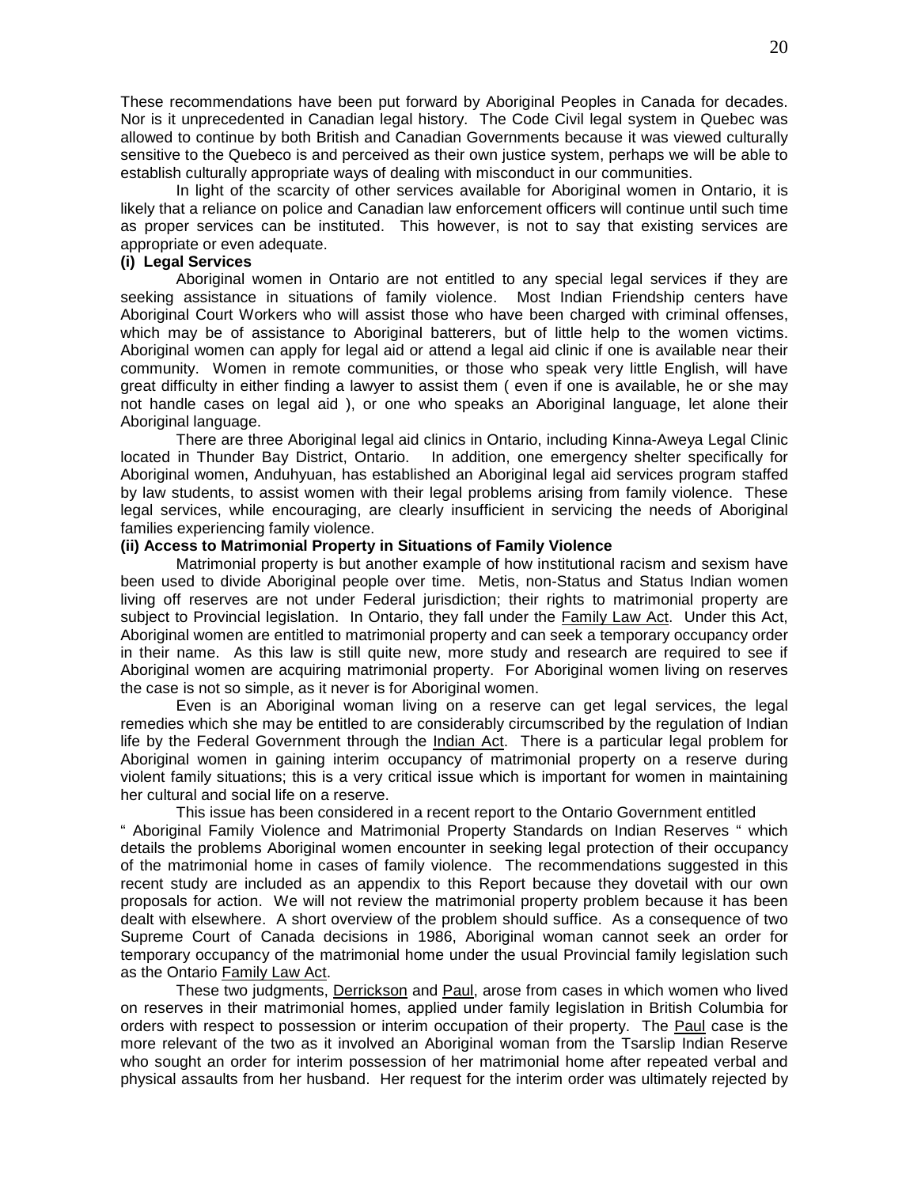These recommendations have been put forward by Aboriginal Peoples in Canada for decades. Nor is it unprecedented in Canadian legal history. The Code Civil legal system in Quebec was allowed to continue by both British and Canadian Governments because it was viewed culturally sensitive to the Quebeco is and perceived as their own justice system, perhaps we will be able to establish culturally appropriate ways of dealing with misconduct in our communities.

In light of the scarcity of other services available for Aboriginal women in Ontario, it is likely that a reliance on police and Canadian law enforcement officers will continue until such time as proper services can be instituted. This however, is not to say that existing services are appropriate or even adequate.

**(i) Legal Services**

Aboriginal women in Ontario are not entitled to any special legal services if they are seeking assistance in situations of family violence. Most Indian Friendship centers have Aboriginal Court Workers who will assist those who have been charged with criminal offenses, which may be of assistance to Aboriginal batterers, but of little help to the women victims. Aboriginal women can apply for legal aid or attend a legal aid clinic if one is available near their community. Women in remote communities, or those who speak very little English, will have great difficulty in either finding a lawyer to assist them ( even if one is available, he or she may not handle cases on legal aid ), or one who speaks an Aboriginal language, let alone their Aboriginal language.

There are three Aboriginal legal aid clinics in Ontario, including Kinna-Aweya Legal Clinic located in Thunder Bay District, Ontario. In addition, one emergency shelter specifically for Aboriginal women, Anduhyuan, has established an Aboriginal legal aid services program staffed by law students, to assist women with their legal problems arising from family violence. These legal services, while encouraging, are clearly insufficient in servicing the needs of Aboriginal families experiencing family violence.

**(ii) Access to Matrimonial Property in Situations of Family Violence**

Matrimonial property is but another example of how institutional racism and sexism have been used to divide Aboriginal people over time. Metis, non-Status and Status Indian women living off reserves are not under Federal jurisdiction; their rights to matrimonial property are subject to Provincial legislation. In Ontario, they fall under the Family Law Act. Under this Act, Aboriginal women are entitled to matrimonial property and can seek a temporary occupancy order in their name. As this law is still quite new, more study and research are required to see if Aboriginal women are acquiring matrimonial property. For Aboriginal women living on reserves the case is not so simple, as it never is for Aboriginal women.

Even is an Aboriginal woman living on a reserve can get legal services, the legal remedies which she may be entitled to are considerably circumscribed by the regulation of Indian life by the Federal Government through the Indian Act. There is a particular legal problem for Aboriginal women in gaining interim occupancy of matrimonial property on a reserve during violent family situations; this is a very critical issue which is important for women in maintaining her cultural and social life on a reserve.

This issue has been considered in a recent report to the Ontario Government entitled " Aboriginal Family Violence and Matrimonial Property Standards on Indian Reserves " which details the problems Aboriginal women encounter in seeking legal protection of their occupancy of the matrimonial home in cases of family violence. The recommendations suggested in this recent study are included as an appendix to this Report because they dovetail with our own proposals for action. We will not review the matrimonial property problem because it has been dealt with elsewhere. A short overview of the problem should suffice. As a consequence of two Supreme Court of Canada decisions in 1986, Aboriginal woman cannot seek an order for temporary occupancy of the matrimonial home under the usual Provincial family legislation such as the Ontario Family Law Act.

These two judgments, Derrickson and Paul, arose from cases in which women who lived on reserves in their matrimonial homes, applied under family legislation in British Columbia for orders with respect to possession or interim occupation of their property. The Paul case is the more relevant of the two as it involved an Aboriginal woman from the Tsarslip Indian Reserve who sought an order for interim possession of her matrimonial home after repeated verbal and physical assaults from her husband. Her request for the interim order was ultimately rejected by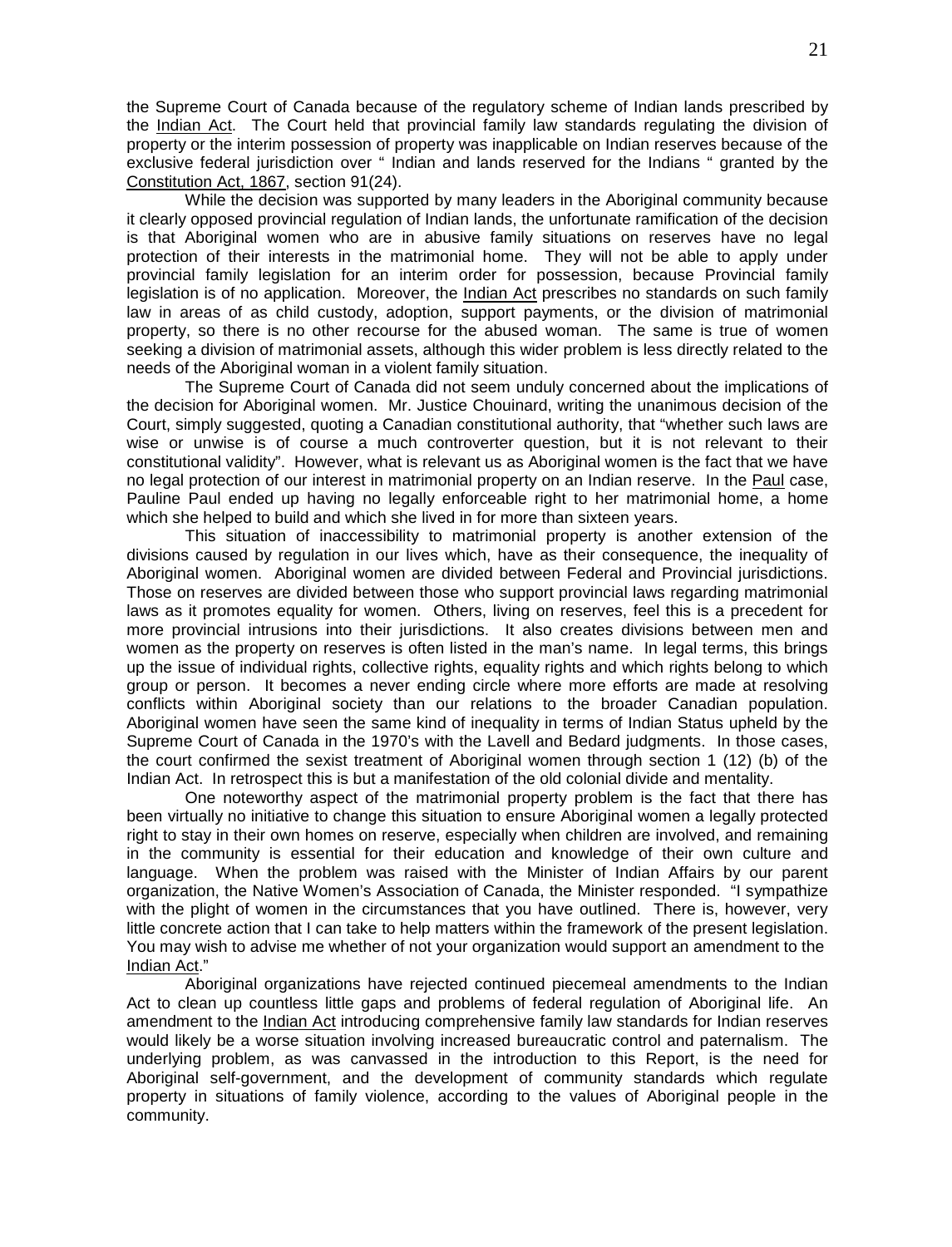the Supreme Court of Canada because of the regulatory scheme of Indian lands prescribed by the Indian Act. The Court held that provincial family law standards regulating the division of property or the interim possession of property was inapplicable on Indian reserves because of the exclusive federal jurisdiction over " Indian and lands reserved for the Indians " granted by the Constitution Act, 1867, section 91(24).

While the decision was supported by many leaders in the Aboriginal community because it clearly opposed provincial regulation of Indian lands, the unfortunate ramification of the decision is that Aboriginal women who are in abusive family situations on reserves have no legal protection of their interests in the matrimonial home. They will not be able to apply under provincial family legislation for an interim order for possession, because Provincial family legislation is of no application. Moreover, the Indian Act prescribes no standards on such family law in areas of as child custody, adoption, support payments, or the division of matrimonial property, so there is no other recourse for the abused woman. The same is true of women seeking a division of matrimonial assets, although this wider problem is less directly related to the needs of the Aboriginal woman in a violent family situation.

The Supreme Court of Canada did not seem unduly concerned about the implications of the decision for Aboriginal women. Mr. Justice Chouinard, writing the unanimous decision of the Court, simply suggested, quoting a Canadian constitutional authority, that "whether such laws are wise or unwise is of course a much controverter question, but it is not relevant to their constitutional validity". However, what is relevant us as Aboriginal women is the fact that we have no legal protection of our interest in matrimonial property on an Indian reserve. In the Paul case, Pauline Paul ended up having no legally enforceable right to her matrimonial home, a home which she helped to build and which she lived in for more than sixteen years.

This situation of inaccessibility to matrimonial property is another extension of the divisions caused by regulation in our lives which, have as their consequence, the inequality of Aboriginal women. Aboriginal women are divided between Federal and Provincial jurisdictions. Those on reserves are divided between those who support provincial laws regarding matrimonial laws as it promotes equality for women. Others, living on reserves, feel this is a precedent for more provincial intrusions into their jurisdictions. It also creates divisions between men and women as the property on reserves is often listed in the man's name. In legal terms, this brings up the issue of individual rights, collective rights, equality rights and which rights belong to which group or person. It becomes a never ending circle where more efforts are made at resolving conflicts within Aboriginal society than our relations to the broader Canadian population. Aboriginal women have seen the same kind of inequality in terms of Indian Status upheld by the Supreme Court of Canada in the 1970's with the Lavell and Bedard judgments. In those cases, the court confirmed the sexist treatment of Aboriginal women through section 1 (12) (b) of the Indian Act. In retrospect this is but a manifestation of the old colonial divide and mentality.

One noteworthy aspect of the matrimonial property problem is the fact that there has been virtually no initiative to change this situation to ensure Aboriginal women a legally protected right to stay in their own homes on reserve, especially when children are involved, and remaining in the community is essential for their education and knowledge of their own culture and language. When the problem was raised with the Minister of Indian Affairs by our parent organization, the Native Women's Association of Canada, the Minister responded. "I sympathize with the plight of women in the circumstances that you have outlined. There is, however, very little concrete action that I can take to help matters within the framework of the present legislation. You may wish to advise me whether of not your organization would support an amendment to the Indian Act."

Aboriginal organizations have rejected continued piecemeal amendments to the Indian Act to clean up countless little gaps and problems of federal regulation of Aboriginal life. An amendment to the Indian Act introducing comprehensive family law standards for Indian reserves would likely be a worse situation involving increased bureaucratic control and paternalism. The underlying problem, as was canvassed in the introduction to this Report, is the need for Aboriginal self-government, and the development of community standards which regulate property in situations of family violence, according to the values of Aboriginal people in the community.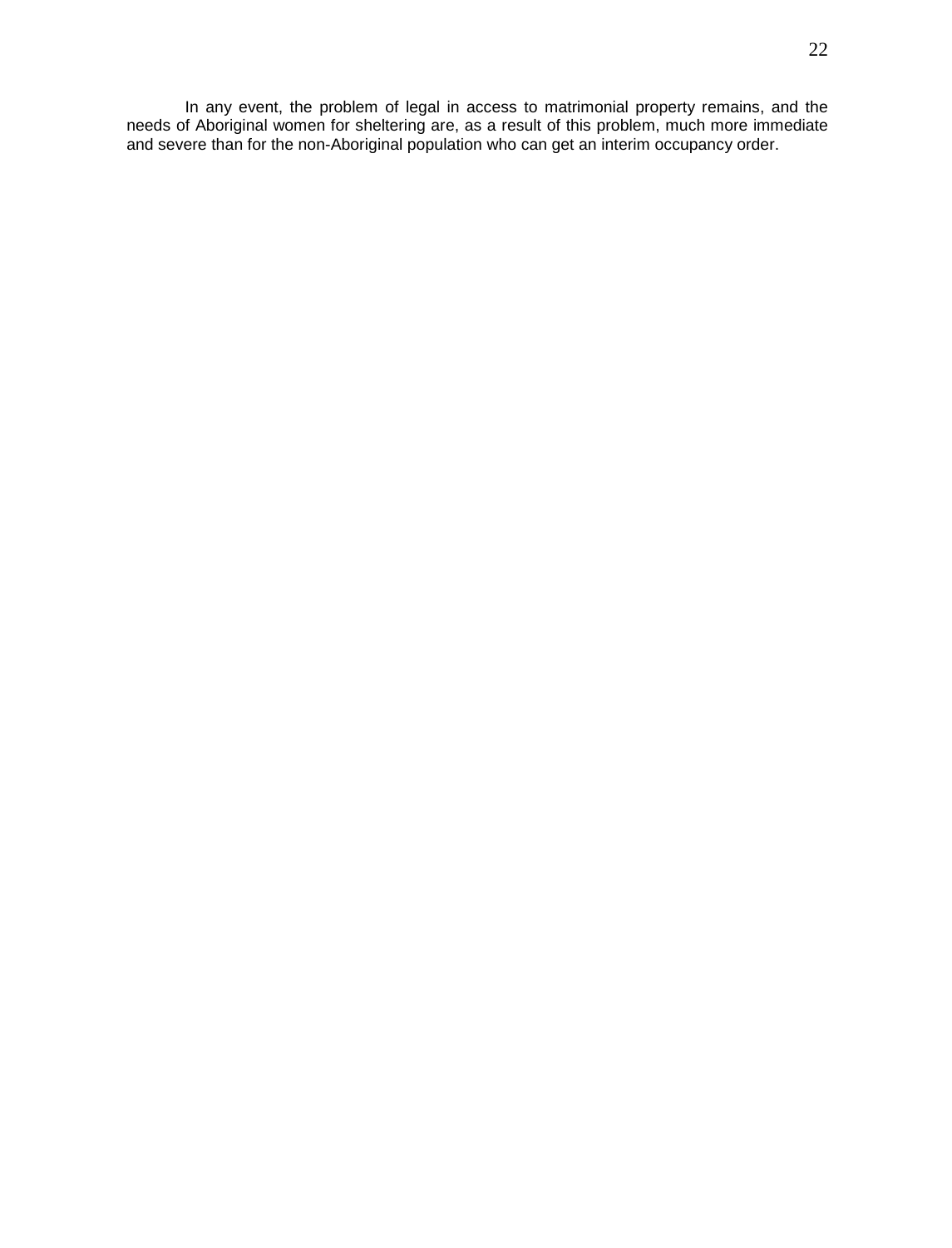In any event, the problem of legal in access to matrimonial property remains, and the needs of Aboriginal women for sheltering are, as a result of this problem, much more immediate and severe than for the non-Aboriginal population who can get an interim occupancy order.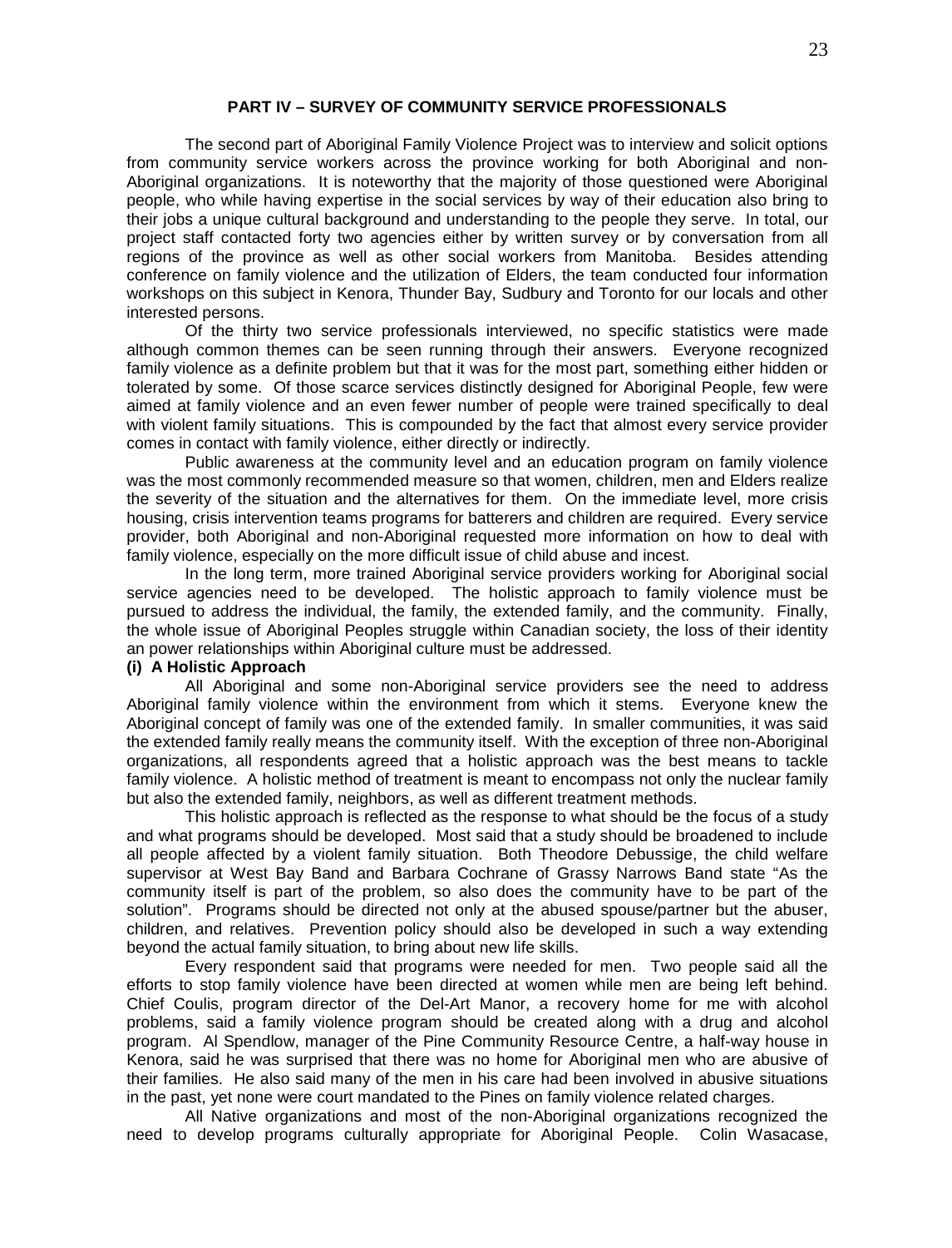**PART IV – SURVEY OF COMMUNITY SERVICE PROFESSIONALS**

The second part of Aboriginal Family Violence Project was to interview and solicit options from community service workers across the province working for both Aboriginal and non-Aboriginal organizations. It is noteworthy that the majority of those questioned were Aboriginal people, who while having expertise in the social services by way of their education also bring to their jobs a unique cultural background and understanding to the people they serve. In total, our project staff contacted forty two agencies either by written survey or by conversation from all regions of the province as well as other social workers from Manitoba. Besides attending conference on family violence and the utilization of Elders, the team conducted four information workshops on this subject in Kenora, Thunder Bay, Sudbury and Toronto for our locals and other interested persons.

Of the thirty two service professionals interviewed, no specific statistics were made although common themes can be seen running through their answers. Everyone recognized family violence as a definite problem but that it was for the most part, something either hidden or tolerated by some. Of those scarce services distinctly designed for Aboriginal People, few were aimed at family violence and an even fewer number of people were trained specifically to deal with violent family situations. This is compounded by the fact that almost every service provider comes in contact with family violence, either directly or indirectly.

Public awareness at the community level and an education program on family violence was the most commonly recommended measure so that women, children, men and Elders realize the severity of the situation and the alternatives for them. On the immediate level, more crisis housing, crisis intervention teams programs for batterers and children are required. Every service provider, both Aboriginal and non-Aboriginal requested more information on how to deal with family violence, especially on the more difficult issue of child abuse and incest.

In the long term, more trained Aboriginal service providers working for Aboriginal social service agencies need to be developed. The holistic approach to family violence must be pursued to address the individual, the family, the extended family, and the community. Finally, the whole issue of Aboriginal Peoples struggle within Canadian society, the loss of their identity an power relationships within Aboriginal culture must be addressed.

**(i) A Holistic Approach**

All Aboriginal and some non-Aboriginal service providers see the need to address Aboriginal family violence within the environment from which it stems. Everyone knew the Aboriginal concept of family was one of the extended family. In smaller communities, it was said the extended family really means the community itself. With the exception of three non-Aboriginal organizations, all respondents agreed that a holistic approach was the best means to tackle family violence. A holistic method of treatment is meant to encompass not only the nuclear family but also the extended family, neighbors, as well as different treatment methods.

This holistic approach is reflected as the response to what should be the focus of a study and what programs should be developed. Most said that a study should be broadened to include all people affected by a violent family situation. Both Theodore Debussige, the child welfare supervisor at West Bay Band and Barbara Cochrane of Grassy Narrows Band state "As the community itself is part of the problem, so also does the community have to be part of the solution". Programs should be directed not only at the abused spouse/partner but the abuser, children, and relatives. Prevention policy should also be developed in such a way extending beyond the actual family situation, to bring about new life skills.

Every respondent said that programs were needed for men. Two people said all the efforts to stop family violence have been directed at women while men are being left behind. Chief Coulis, program director of the Del-Art Manor, a recovery home for me with alcohol problems, said a family violence program should be created along with a drug and alcohol program. Al Spendlow, manager of the Pine Community Resource Centre, a half-way house in Kenora, said he was surprised that there was no home for Aboriginal men who are abusive of their families. He also said many of the men in his care had been involved in abusive situations in the past, yet none were court mandated to the Pines on family violence related charges.

All Native organizations and most of the non-Aboriginal organizations recognized the need to develop programs culturally appropriate for Aboriginal People. Colin Wasacase,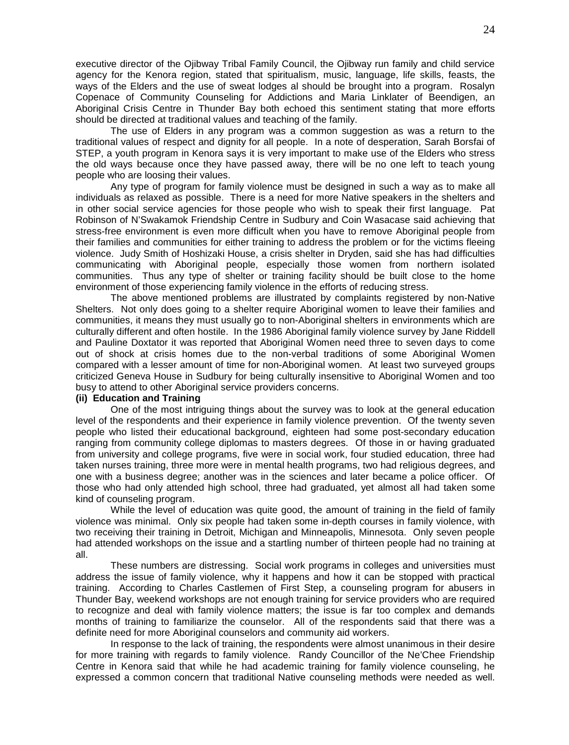executive director of the Ojibway Tribal Family Council, the Ojibway run family and child service agency for the Kenora region, stated that spiritualism, music, language, life skills, feasts, the ways of the Elders and the use of sweat lodges al should be brought into a program. Rosalyn Copenace of Community Counseling for Addictions and Maria Linklater of Beendigen, an Aboriginal Crisis Centre in Thunder Bay both echoed this sentiment stating that more efforts should be directed at traditional values and teaching of the family.

The use of Elders in any program was a common suggestion as was a return to the traditional values of respect and dignity for all people. In a note of desperation, Sarah Borsfai of STEP, a youth program in Kenora says it is very important to make use of the Elders who stress the old ways because once they have passed away, there will be no one left to teach young people who are loosing their values.

Any type of program for family violence must be designed in such a way as to make all individuals as relaxed as possible. There is a need for more Native speakers in the shelters and in other social service agencies for those people who wish to speak their first language. Pat Robinson of N'Swakamok Friendship Centre in Sudbury and Coin Wasacase said achieving that stress-free environment is even more difficult when you have to remove Aboriginal people from their families and communities for either training to address the problem or for the victims fleeing violence. Judy Smith of Hoshizaki House, a crisis shelter in Dryden, said she has had difficulties communicating with Aboriginal people, especially those women from northern isolated communities. Thus any type of shelter or training facility should be built close to the home environment of those experiencing family violence in the efforts of reducing stress.

The above mentioned problems are illustrated by complaints registered by non-Native Shelters. Not only does going to a shelter require Aboriginal women to leave their families and communities, it means they must usually go to non-Aboriginal shelters in environments which are culturally different and often hostile. In the 1986 Aboriginal family violence survey by Jane Riddell and Pauline Doxtator it was reported that Aboriginal Women need three to seven days to come out of shock at crisis homes due to the non-verbal traditions of some Aboriginal Women compared with a lesser amount of time for non-Aboriginal women. At least two surveyed groups criticized Geneva House in Sudbury for being culturally insensitive to Aboriginal Women and too busy to attend to other Aboriginal service providers concerns.

**(ii) Education and Training**

One of the most intriguing things about the survey was to look at the general education level of the respondents and their experience in family violence prevention. Of the twenty seven people who listed their educational background, eighteen had some post-secondary education ranging from community college diplomas to masters degrees. Of those in or having graduated from university and college programs, five were in social work, four studied education, three had taken nurses training, three more were in mental health programs, two had religious degrees, and one with a business degree; another was in the sciences and later became a police officer. Of those who had only attended high school, three had graduated, yet almost all had taken some kind of counseling program.

While the level of education was quite good, the amount of training in the field of family violence was minimal. Only six people had taken some in-depth courses in family violence, with two receiving their training in Detroit, Michigan and Minneapolis, Minnesota. Only seven people had attended workshops on the issue and a startling number of thirteen people had no training at all.

These numbers are distressing. Social work programs in colleges and universities must address the issue of family violence, why it happens and how it can be stopped with practical training. According to Charles Castlemen of First Step, a counseling program for abusers in Thunder Bay, weekend workshops are not enough training for service providers who are required to recognize and deal with family violence matters; the issue is far too complex and demands months of training to familiarize the counselor. All of the respondents said that there was a definite need for more Aboriginal counselors and community aid workers.

In response to the lack of training, the respondents were almost unanimous in their desire for more training with regards to family violence. Randy Councillor of the Ne'Chee Friendship Centre in Kenora said that while he had academic training for family violence counseling, he expressed a common concern that traditional Native counseling methods were needed as well.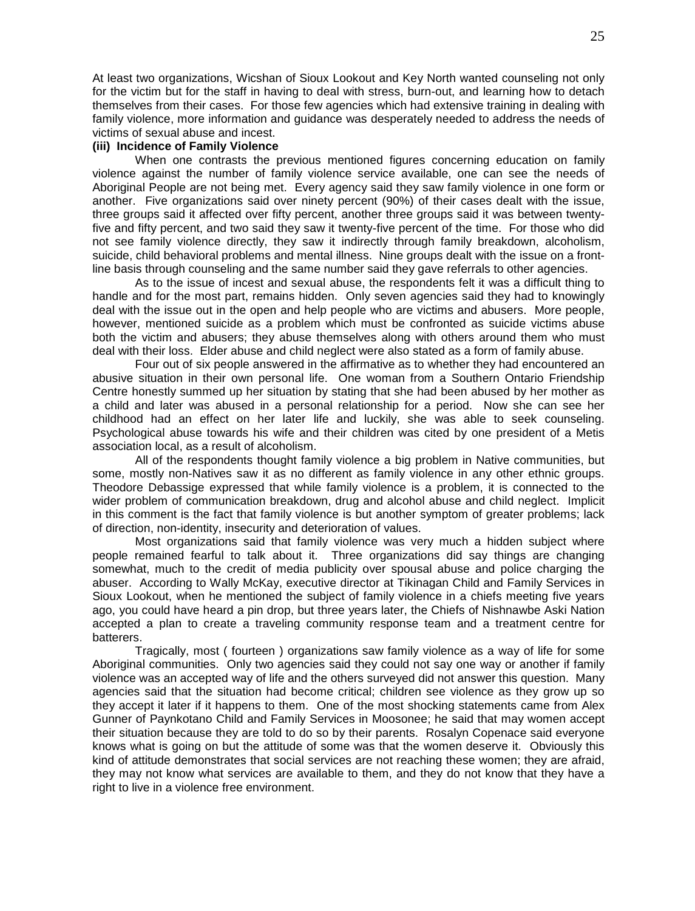At least two organizations, Wicshan of Sioux Lookout and Key North wanted counseling not only for the victim but for the staff in having to deal with stress, burn-out, and learning how to detach themselves from their cases. For those few agencies which had extensive training in dealing with family violence, more information and guidance was desperately needed to address the needs of victims of sexual abuse and incest.

**(iii) Incidence of Family Violence**

When one contrasts the previous mentioned figures concerning education on family violence against the number of family violence service available, one can see the needs of Aboriginal People are not being met. Every agency said they saw family violence in one form or another. Five organizations said over ninety percent (90%) of their cases dealt with the issue, three groups said it affected over fifty percent, another three groups said it was between twenty-five and fifty percent, and two said they saw it twenty-five percent of the time. For those who did not see family violence directly, they saw it indirectly through family breakdown, alcoholism, suicide, child behavioral problems and mental illness. Nine groups dealt with the issue on a front-line basis through counseling and the same number said they gave referrals to other agencies.

As to the issue of incest and sexual abuse, the respondents felt it was a difficult thing to handle and for the most part, remains hidden. Only seven agencies said they had to knowingly deal with the issue out in the open and help people who are victims and abusers. More people, however, mentioned suicide as a problem which must be confronted as suicide victims abuse both the victim and abusers; they abuse themselves along with others around them who must deal with their loss. Elder abuse and child neglect were also stated as a form of family abuse.

Four out of six people answered in the affirmative as to whether they had encountered an abusive situation in their own personal life. One woman from a Southern Ontario Friendship Centre honestly summed up her situation by stating that she had been abused by her mother as a child and later was abused in a personal relationship for a period. Now she can see her childhood had an effect on her later life and luckily, she was able to seek counseling. Psychological abuse towards his wife and their children was cited by one president of a Metis association local, as a result of alcoholism.

All of the respondents thought family violence a big problem in Native communities, but some, mostly non-Natives saw it as no different as family violence in any other ethnic groups. Theodore Debassige expressed that while family violence is a problem, it is connected to the wider problem of communication breakdown, drug and alcohol abuse and child neglect. Implicit in this comment is the fact that family violence is but another symptom of greater problems; lack of direction, non-identity, insecurity and deterioration of values.

Most organizations said that family violence was very much a hidden subject where people remained fearful to talk about it. Three organizations did say things are changing somewhat, much to the credit of media publicity over spousal abuse and police charging the abuser. According to Wally McKay, executive director at Tikinagan Child and Family Services in Sioux Lookout, when he mentioned the subject of family violence in a chiefs meeting five years ago, you could have heard a pin drop, but three years later, the Chiefs of Nishnawbe Aski Nation accepted a plan to create a traveling community response team and a treatment centre for batterers.

Tragically, most ( fourteen ) organizations saw family violence as a way of life for some Aboriginal communities. Only two agencies said they could not say one way or another if family violence was an accepted way of life and the others surveyed did not answer this question. Many agencies said that the situation had become critical; children see violence as they grow up so they accept it later if it happens to them. One of the most shocking statements came from Alex Gunner of Paynkotano Child and Family Services in Moosonee; he said that may women accept their situation because they are told to do so by their parents. Rosalyn Copenace said everyone knows what is going on but the attitude of some was that the women deserve it. Obviously this kind of attitude demonstrates that social services are not reaching these women; they are afraid, they may not know what services are available to them, and they do not know that they have a right to live in a violence free environment.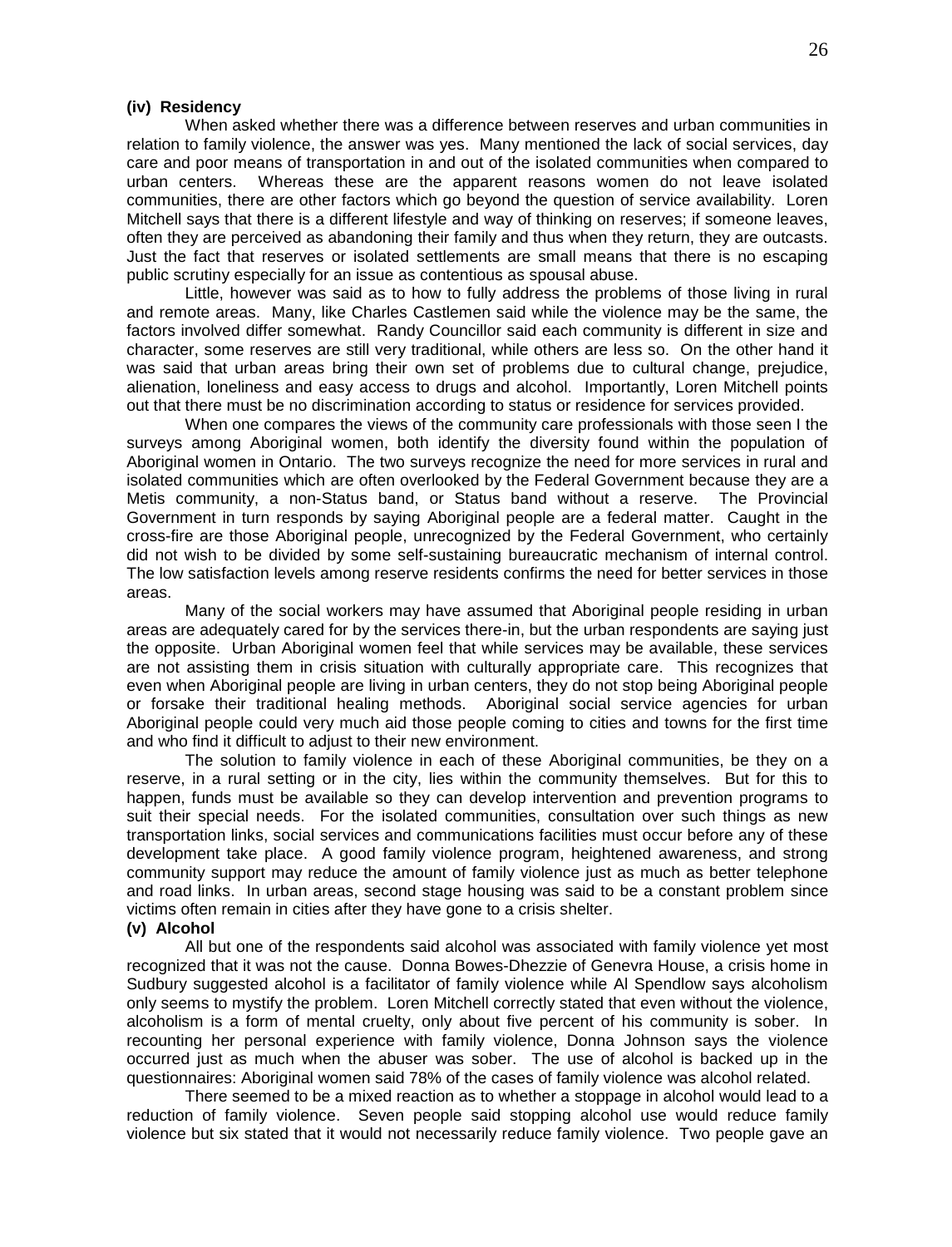**(iv) Residency**

When asked whether there was a difference between reserves and urban communities in relation to family violence, the answer was yes. Many mentioned the lack of social services, day care and poor means of transportation in and out of the isolated communities when compared to urban centers. Whereas these are the apparent reasons women do not leave isolated communities, there are other factors which go beyond the question of service availability. Loren Mitchell says that there is a different lifestyle and way of thinking on reserves; if someone leaves, often they are perceived as abandoning their family and thus when they return, they are outcasts. Just the fact that reserves or isolated settlements are small means that there is no escaping public scrutiny especially for an issue as contentious as spousal abuse.

Little, however was said as to how to fully address the problems of those living in rural and remote areas. Many, like Charles Castlemen said while the violence may be the same, the factors involved differ somewhat. Randy Councillor said each community is different in size and character, some reserves are still very traditional, while others are less so. On the other hand it was said that urban areas bring their own set of problems due to cultural change, prejudice, alienation, loneliness and easy access to drugs and alcohol. Importantly, Loren Mitchell points out that there must be no discrimination according to status or residence for services provided.

When one compares the views of the community care professionals with those seen I the surveys among Aboriginal women, both identify the diversity found within the population of Aboriginal women in Ontario. The two surveys recognize the need for more services in rural and isolated communities which are often overlooked by the Federal Government because they are a Metis community, a non-Status band, or Status band without a reserve. The Provincial Government in turn responds by saying Aboriginal people are a federal matter. Caught in the cross-fire are those Aboriginal people, unrecognized by the Federal Government, who certainly did not wish to be divided by some self-sustaining bureaucratic mechanism of internal control. The low satisfaction levels among reserve residents confirms the need for better services in those areas.

Many of the social workers may have assumed that Aboriginal people residing in urban areas are adequately cared for by the services there-in, but the urban respondents are saying just the opposite. Urban Aboriginal women feel that while services may be available, these services are not assisting them in crisis situation with culturally appropriate care. This recognizes that even when Aboriginal people are living in urban centers, they do not stop being Aboriginal people or forsake their traditional healing methods. Aboriginal social service agencies for urban Aboriginal people could very much aid those people coming to cities and towns for the first time and who find it difficult to adjust to their new environment.

The solution to family violence in each of these Aboriginal communities, be they on a reserve, in a rural setting or in the city, lies within the community themselves. But for this to happen, funds must be available so they can develop intervention and prevention programs to suit their special needs. For the isolated communities, consultation over such things as new transportation links, social services and communications facilities must occur before any of these development take place. A good family violence program, heightened awareness, and strong community support may reduce the amount of family violence just as much as better telephone and road links. In urban areas, second stage housing was said to be a constant problem since victims often remain in cities after they have gone to a crisis shelter.

**(v) Alcohol**

All but one of the respondents said alcohol was associated with family violence yet most recognized that it was not the cause. Donna Bowes-Dhezzie of Genevra House, a crisis home in Sudbury suggested alcohol is a facilitator of family violence while Al Spendlow says alcoholism only seems to mystify the problem. Loren Mitchell correctly stated that even without the violence, alcoholism is a form of mental cruelty, only about five percent of his community is sober. In recounting her personal experience with family violence, Donna Johnson says the violence occurred just as much when the abuser was sober. The use of alcohol is backed up in the questionnaires: Aboriginal women said 78% of the cases of family violence was alcohol related.

There seemed to be a mixed reaction as to whether a stoppage in alcohol would lead to a reduction of family violence. Seven people said stopping alcohol use would reduce family violence but six stated that it would not necessarily reduce family violence. Two people gave an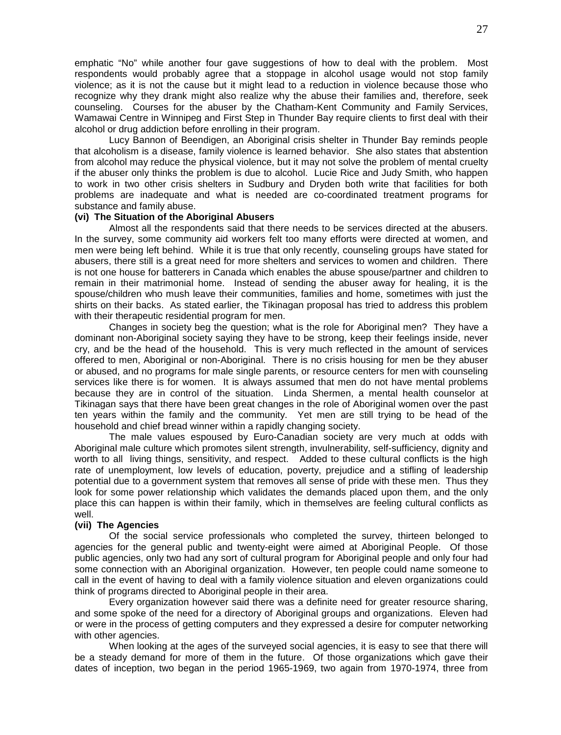emphatic "No" while another four gave suggestions of how to deal with the problem. Most respondents would probably agree that a stoppage in alcohol usage would not stop family violence; as it is not the cause but it might lead to a reduction in violence because those who recognize why they drank might also realize why the abuse their families and, therefore, seek counseling. Courses for the abuser by the Chatham-Kent Community and Family Services, Wamawai Centre in Winnipeg and First Step in Thunder Bay require clients to first deal with their alcohol or drug addiction before enrolling in their program.

Lucy Bannon of Beendigen, an Aboriginal crisis shelter in Thunder Bay reminds people that alcoholism is a disease, family violence is learned behavior. She also states that abstention from alcohol may reduce the physical violence, but it may not solve the problem of mental cruelty if the abuser only thinks the problem is due to alcohol. Lucie Rice and Judy Smith, who happen to work in two other crisis shelters in Sudbury and Dryden both write that facilities for both problems are inadequate and what is needed are co-coordinated treatment programs for substance and family abuse.

**(vi) The Situation of the Aboriginal Abusers**

Almost all the respondents said that there needs to be services directed at the abusers. In the survey, some community aid workers felt too many efforts were directed at women, and men were being left behind. While it is true that only recently, counseling groups have stated for abusers, there still is a great need for more shelters and services to women and children. There is not one house for batterers in Canada which enables the abuse spouse/partner and children to remain in their matrimonial home. Instead of sending the abuser away for healing, it is the spouse/children who mush leave their communities, families and home, sometimes with just the shirts on their backs. As stated earlier, the Tikinagan proposal has tried to address this problem with their therapeutic residential program for men.

Changes in society beg the question; what is the role for Aboriginal men? They have a dominant non-Aboriginal society saying they have to be strong, keep their feelings inside, never cry, and be the head of the household. This is very much reflected in the amount of services offered to men, Aboriginal or non-Aboriginal. There is no crisis housing for men be they abuser or abused, and no programs for male single parents, or resource centers for men with counseling services like there is for women. It is always assumed that men do not have mental problems because they are in control of the situation. Linda Shermen, a mental health counselor at Tikinagan says that there have been great changes in the role of Aboriginal women over the past ten years within the family and the community. Yet men are still trying to be head of the household and chief bread winner within a rapidly changing society.

The male values espoused by Euro-Canadian society are very much at odds with Aboriginal male culture which promotes silent strength, invulnerability, self-sufficiency, dignity and worth to all living things, sensitivity, and respect. Added to these cultural conflicts is the high rate of unemployment, low levels of education, poverty, prejudice and a stifling of leadership potential due to a government system that removes all sense of pride with these men. Thus they look for some power relationship which validates the demands placed upon them, and the only place this can happen is within their family, which in themselves are feeling cultural conflicts as well.

**(vii) The Agencies**

Of the social service professionals who completed the survey, thirteen belonged to agencies for the general public and twenty-eight were aimed at Aboriginal People. Of those public agencies, only two had any sort of cultural program for Aboriginal people and only four had some connection with an Aboriginal organization. However, ten people could name someone to call in the event of having to deal with a family violence situation and eleven organizations could think of programs directed to Aboriginal people in their area.

Every organization however said there was a definite need for greater resource sharing, and some spoke of the need for a directory of Aboriginal groups and organizations. Eleven had or were in the process of getting computers and they expressed a desire for computer networking with other agencies.

When looking at the ages of the surveyed social agencies, it is easy to see that there will be a steady demand for more of them in the future. Of those organizations which gave their dates of inception, two began in the period 1965-1969, two again from 1970-1974, three from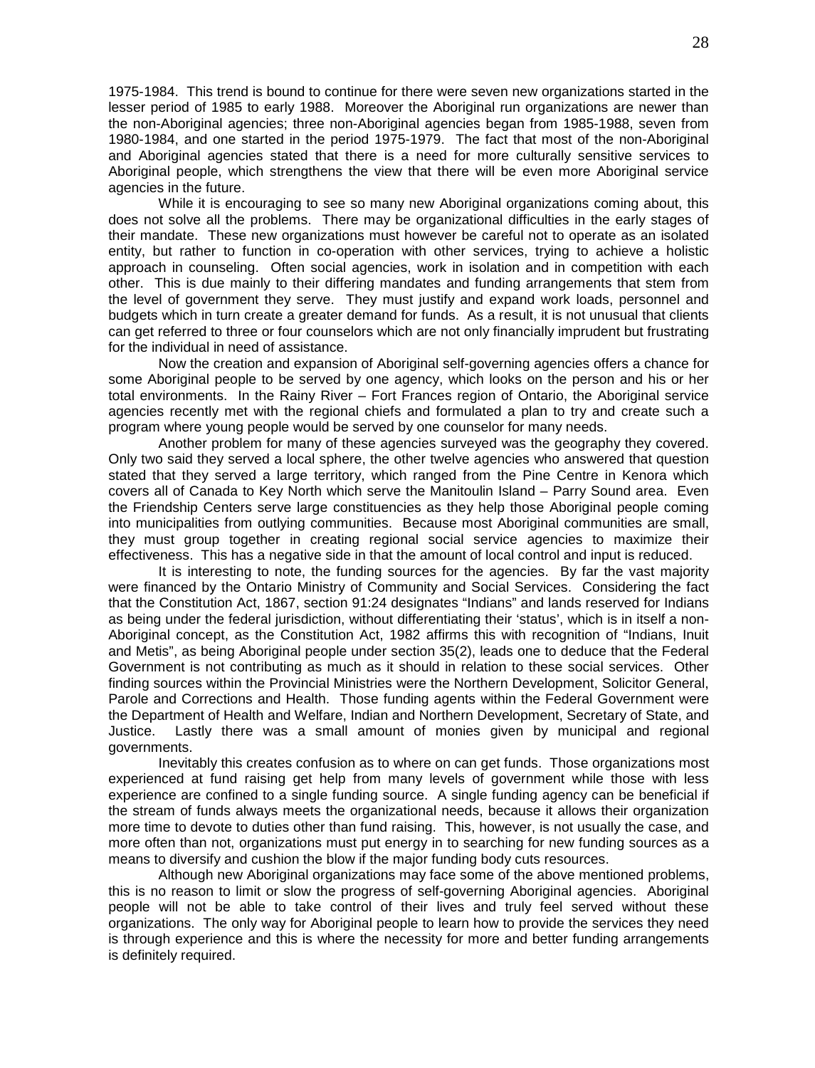1975-1984. This trend is bound to continue for there were seven new organizations started in the lesser period of 1985 to early 1988. Moreover the Aboriginal run organizations are newer than the non-Aboriginal agencies; three non-Aboriginal agencies began from 1985-1988, seven from 1980-1984, and one started in the period 1975-1979. The fact that most of the non-Aboriginal and Aboriginal agencies stated that there is a need for more culturally sensitive services to Aboriginal people, which strengthens the view that there will be even more Aboriginal service agencies in the future.

While it is encouraging to see so many new Aboriginal organizations coming about, this does not solve all the problems. There may be organizational difficulties in the early stages of their mandate. These new organizations must however be careful not to operate as an isolated entity, but rather to function in co-operation with other services, trying to achieve a holistic approach in counseling. Often social agencies, work in isolation and in competition with each other. This is due mainly to their differing mandates and funding arrangements that stem from the level of government they serve. They must justify and expand work loads, personnel and budgets which in turn create a greater demand for funds. As a result, it is not unusual that clients can get referred to three or four counselors which are not only financially imprudent but frustrating for the individual in need of assistance.

Now the creation and expansion of Aboriginal self-governing agencies offers a chance for some Aboriginal people to be served by one agency, which looks on the person and his or her total environments. In the Rainy River – Fort Frances region of Ontario, the Aboriginal service agencies recently met with the regional chiefs and formulated a plan to try and create such a program where young people would be served by one counselor for many needs.

Another problem for many of these agencies surveyed was the geography they covered. Only two said they served a local sphere, the other twelve agencies who answered that question stated that they served a large territory, which ranged from the Pine Centre in Kenora which covers all of Canada to Key North which serve the Manitoulin Island – Parry Sound area. Even the Friendship Centers serve large constituencies as they help those Aboriginal people coming into municipalities from outlying communities. Because most Aboriginal communities are small, they must group together in creating regional social service agencies to maximize their effectiveness. This has a negative side in that the amount of local control and input is reduced.

It is interesting to note, the funding sources for the agencies. By far the vast majority were financed by the Ontario Ministry of Community and Social Services. Considering the fact that the Constitution Act, 1867, section 91:24 designates "Indians" and lands reserved for Indians as being under the federal jurisdiction, without differentiating their 'status', which is in itself a non-Aboriginal concept, as the Constitution Act, 1982 affirms this with recognition of "Indians, Inuit and Metis", as being Aboriginal people under section 35(2), leads one to deduce that the Federal Government is not contributing as much as it should in relation to these social services. Other finding sources within the Provincial Ministries were the Northern Development, Solicitor General, Parole and Corrections and Health. Those funding agents within the Federal Government were the Department of Health and Welfare, Indian and Northern Development, Secretary of State, and Justice. Lastly there was a small amount of monies given by municipal and regional governments.

Inevitably this creates confusion as to where on can get funds. Those organizations most experienced at fund raising get help from many levels of government while those with less experience are confined to a single funding source. A single funding agency can be beneficial if the stream of funds always meets the organizational needs, because it allows their organization more time to devote to duties other than fund raising. This, however, is not usually the case, and more often than not, organizations must put energy in to searching for new funding sources as a means to diversify and cushion the blow if the major funding body cuts resources.

Although new Aboriginal organizations may face some of the above mentioned problems, this is no reason to limit or slow the progress of self-governing Aboriginal agencies. Aboriginal people will not be able to take control of their lives and truly feel served without these organizations. The only way for Aboriginal people to learn how to provide the services they need is through experience and this is where the necessity for more and better funding arrangements is definitely required.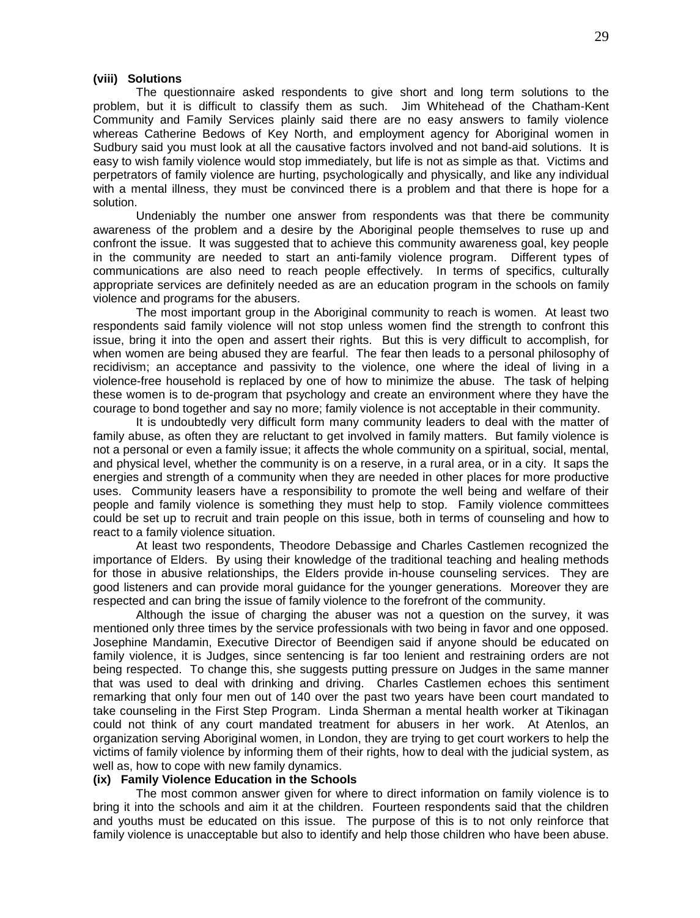**(viii) Solutions**

The questionnaire asked respondents to give short and long term solutions to the problem, but it is difficult to classify them as such. Jim Whitehead of the Chatham-Kent Community and Family Services plainly said there are no easy answers to family violence whereas Catherine Bedows of Key North, and employment agency for Aboriginal women in Sudbury said you must look at all the causative factors involved and not band-aid solutions. It is easy to wish family violence would stop immediately, but life is not as simple as that. Victims and perpetrators of family violence are hurting, psychologically and physically, and like any individual with a mental illness, they must be convinced there is a problem and that there is hope for a solution.

Undeniably the number one answer from respondents was that there be community awareness of the problem and a desire by the Aboriginal people themselves to ruse up and confront the issue. It was suggested that to achieve this community awareness goal, key people in the community are needed to start an anti-family violence program. Different types of communications are also need to reach people effectively. In terms of specifics, culturally appropriate services are definitely needed as are an education program in the schools on family violence and programs for the abusers.

The most important group in the Aboriginal community to reach is women. At least two respondents said family violence will not stop unless women find the strength to confront this issue, bring it into the open and assert their rights. But this is very difficult to accomplish, for when women are being abused they are fearful. The fear then leads to a personal philosophy of recidivism; an acceptance and passivity to the violence, one where the ideal of living in a violence-free household is replaced by one of how to minimize the abuse. The task of helping these women is to de-program that psychology and create an environment where they have the courage to bond together and say no more; family violence is not acceptable in their community.

It is undoubtedly very difficult form many community leaders to deal with the matter of family abuse, as often they are reluctant to get involved in family matters. But family violence is not a personal or even a family issue; it affects the whole community on a spiritual, social, mental, and physical level, whether the community is on a reserve, in a rural area, or in a city. It saps the energies and strength of a community when they are needed in other places for more productive uses. Community leasers have a responsibility to promote the well being and welfare of their people and family violence is something they must help to stop. Family violence committees could be set up to recruit and train people on this issue, both in terms of counseling and how to react to a family violence situation.

At least two respondents, Theodore Debassige and Charles Castlemen recognized the importance of Elders. By using their knowledge of the traditional teaching and healing methods for those in abusive relationships, the Elders provide in-house counseling services. They are good listeners and can provide moral guidance for the younger generations. Moreover they are respected and can bring the issue of family violence to the forefront of the community.

Although the issue of charging the abuser was not a question on the survey, it was mentioned only three times by the service professionals with two being in favor and one opposed. Josephine Mandamin, Executive Director of Beendigen said if anyone should be educated on family violence, it is Judges, since sentencing is far too lenient and restraining orders are not being respected. To change this, she suggests putting pressure on Judges in the same manner that was used to deal with drinking and driving. Charles Castlemen echoes this sentiment remarking that only four men out of 140 over the past two years have been court mandated to take counseling in the First Step Program. Linda Sherman a mental health worker at Tikinagan could not think of any court mandated treatment for abusers in her work. At Atenlos, an organization serving Aboriginal women, in London, they are trying to get court workers to help the victims of family violence by informing them of their rights, how to deal with the judicial system, as well as, how to cope with new family dynamics.

**(ix) Family Violence Education in the Schools**

The most common answer given for where to direct information on family violence is to bring it into the schools and aim it at the children. Fourteen respondents said that the children and youths must be educated on this issue. The purpose of this is to not only reinforce that family violence is unacceptable but also to identify and help those children who have been abuse.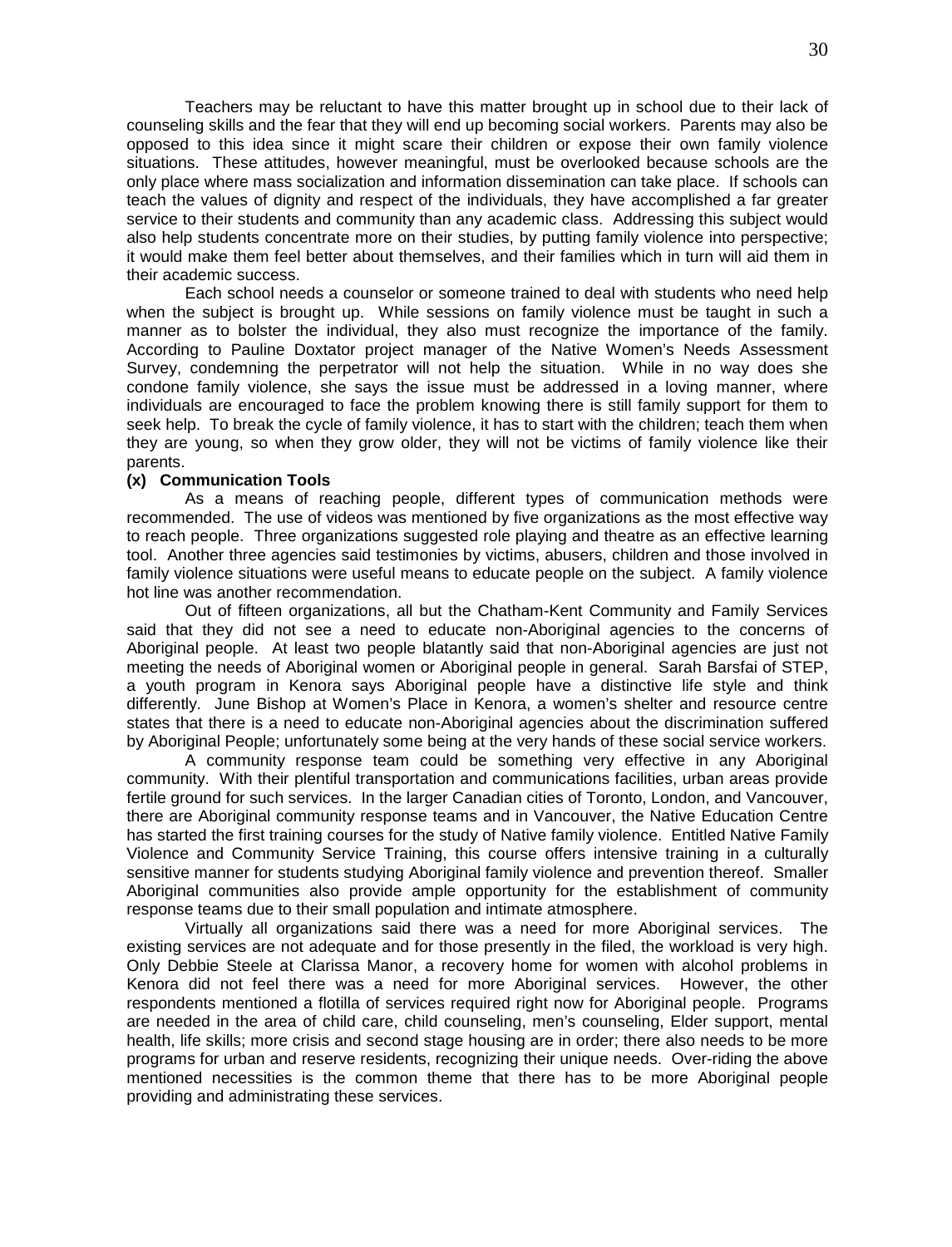Teachers may be reluctant to have this matter brought up in school due to their lack of counseling skills and the fear that they will end up becoming social workers. Parents may also be opposed to this idea since it might scare their children or expose their own family violence situations. These attitudes, however meaningful, must be overlooked because schools are the only place where mass socialization and information dissemination can take place. If schools can teach the values of dignity and respect of the individuals, they have accomplished a far greater service to their students and community than any academic class. Addressing this subject would also help students concentrate more on their studies, by putting family violence into perspective; it would make them feel better about themselves, and their families which in turn will aid them in their academic success.

Each school needs a counselor or someone trained to deal with students who need help when the subject is brought up. While sessions on family violence must be taught in such a manner as to bolster the individual, they also must recognize the importance of the family. According to Pauline Doxtator project manager of the Native Women's Needs Assessment Survey, condemning the perpetrator will not help the situation. While in no way does she condone family violence, she says the issue must be addressed in a loving manner, where individuals are encouraged to face the problem knowing there is still family support for them to seek help. To break the cycle of family violence, it has to start with the children; teach them when they are young, so when they grow older, they will not be victims of family violence like their parents.

**(x) Communication Tools**

As a means of reaching people, different types of communication methods were recommended. The use of videos was mentioned by five organizations as the most effective way to reach people. Three organizations suggested role playing and theatre as an effective learning tool. Another three agencies said testimonies by victims, abusers, children and those involved in family violence situations were useful means to educate people on the subject. A family violence hot line was another recommendation.

Out of fifteen organizations, all but the Chatham-Kent Community and Family Services said that they did not see a need to educate non-Aboriginal agencies to the concerns of Aboriginal people. At least two people blatantly said that non-Aboriginal agencies are just not meeting the needs of Aboriginal women or Aboriginal people in general. Sarah Barsfai of STEP, a youth program in Kenora says Aboriginal people have a distinctive life style and think differently. June Bishop at Women's Place in Kenora, a women's shelter and resource centre states that there is a need to educate non-Aboriginal agencies about the discrimination suffered by Aboriginal People; unfortunately some being at the very hands of these social service workers.

A community response team could be something very effective in any Aboriginal community. With their plentiful transportation and communications facilities, urban areas provide fertile ground for such services. In the larger Canadian cities of Toronto, London, and Vancouver, there are Aboriginal community response teams and in Vancouver, the Native Education Centre has started the first training courses for the study of Native family violence. Entitled Native Family Violence and Community Service Training, this course offers intensive training in a culturally sensitive manner for students studying Aboriginal family violence and prevention thereof. Smaller Aboriginal communities also provide ample opportunity for the establishment of community response teams due to their small population and intimate atmosphere.

Virtually all organizations said there was a need for more Aboriginal services. The existing services are not adequate and for those presently in the filed, the workload is very high. Only Debbie Steele at Clarissa Manor, a recovery home for women with alcohol problems in Kenora did not feel there was a need for more Aboriginal services. However, the other respondents mentioned a flotilla of services required right now for Aboriginal people. Programs are needed in the area of child care, child counseling, men's counseling, Elder support, mental health, life skills; more crisis and second stage housing are in order; there also needs to be more programs for urban and reserve residents, recognizing their unique needs. Over-riding the above mentioned necessities is the common theme that there has to be more Aboriginal people providing and administrating these services.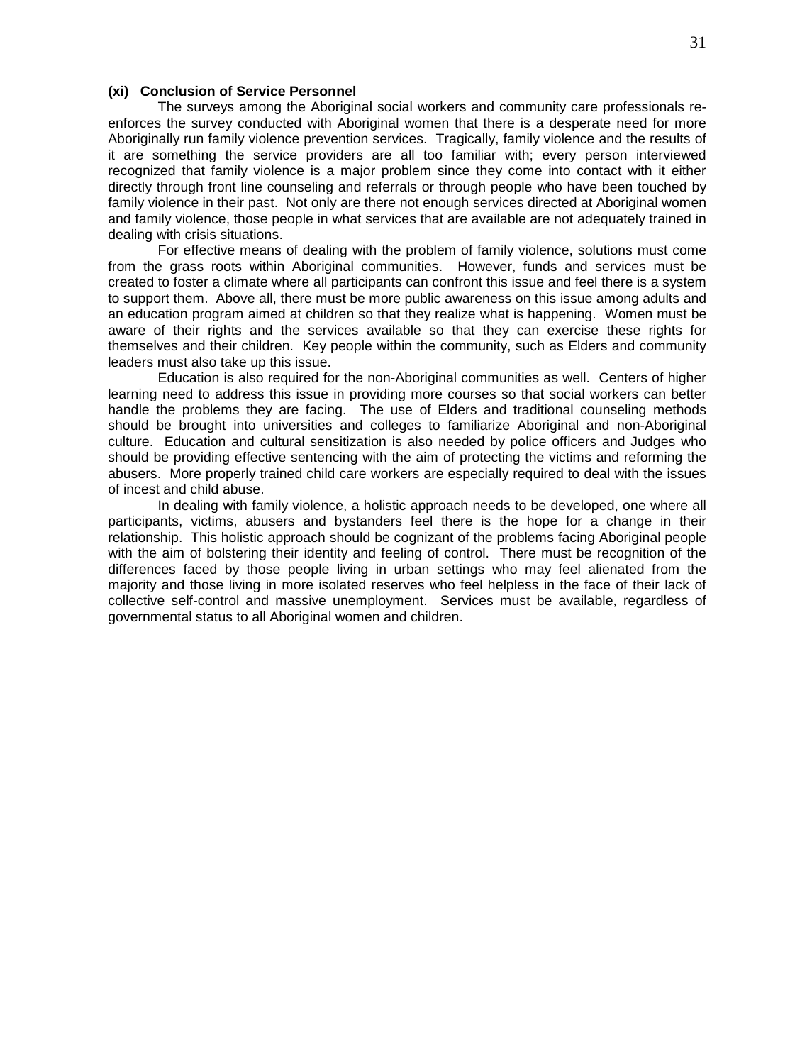**(xi) Conclusion of Service Personnel**

The surveys among the Aboriginal social workers and community care professionals re-enforces the survey conducted with Aboriginal women that there is a desperate need for more Aboriginally run family violence prevention services. Tragically, family violence and the results of it are something the service providers are all too familiar with; every person interviewed recognized that family violence is a major problem since they come into contact with it either directly through front line counseling and referrals or through people who have been touched by family violence in their past. Not only are there not enough services directed at Aboriginal women and family violence, those people in what services that are available are not adequately trained in dealing with crisis situations.

For effective means of dealing with the problem of family violence, solutions must come from the grass roots within Aboriginal communities. However, funds and services must be created to foster a climate where all participants can confront this issue and feel there is a system to support them. Above all, there must be more public awareness on this issue among adults and an education program aimed at children so that they realize what is happening. Women must be aware of their rights and the services available so that they can exercise these rights for themselves and their children. Key people within the community, such as Elders and community leaders must also take up this issue.

Education is also required for the non-Aboriginal communities as well. Centers of higher learning need to address this issue in providing more courses so that social workers can better handle the problems they are facing. The use of Elders and traditional counseling methods should be brought into universities and colleges to familiarize Aboriginal and non-Aboriginal culture. Education and cultural sensitization is also needed by police officers and Judges who should be providing effective sentencing with the aim of protecting the victims and reforming the abusers. More properly trained child care workers are especially required to deal with the issues of incest and child abuse.

In dealing with family violence, a holistic approach needs to be developed, one where all participants, victims, abusers and bystanders feel there is the hope for a change in their relationship. This holistic approach should be cognizant of the problems facing Aboriginal people with the aim of bolstering their identity and feeling of control. There must be recognition of the differences faced by those people living in urban settings who may feel alienated from the majority and those living in more isolated reserves who feel helpless in the face of their lack of collective self-control and massive unemployment. Services must be available, regardless of governmental status to all Aboriginal women and children.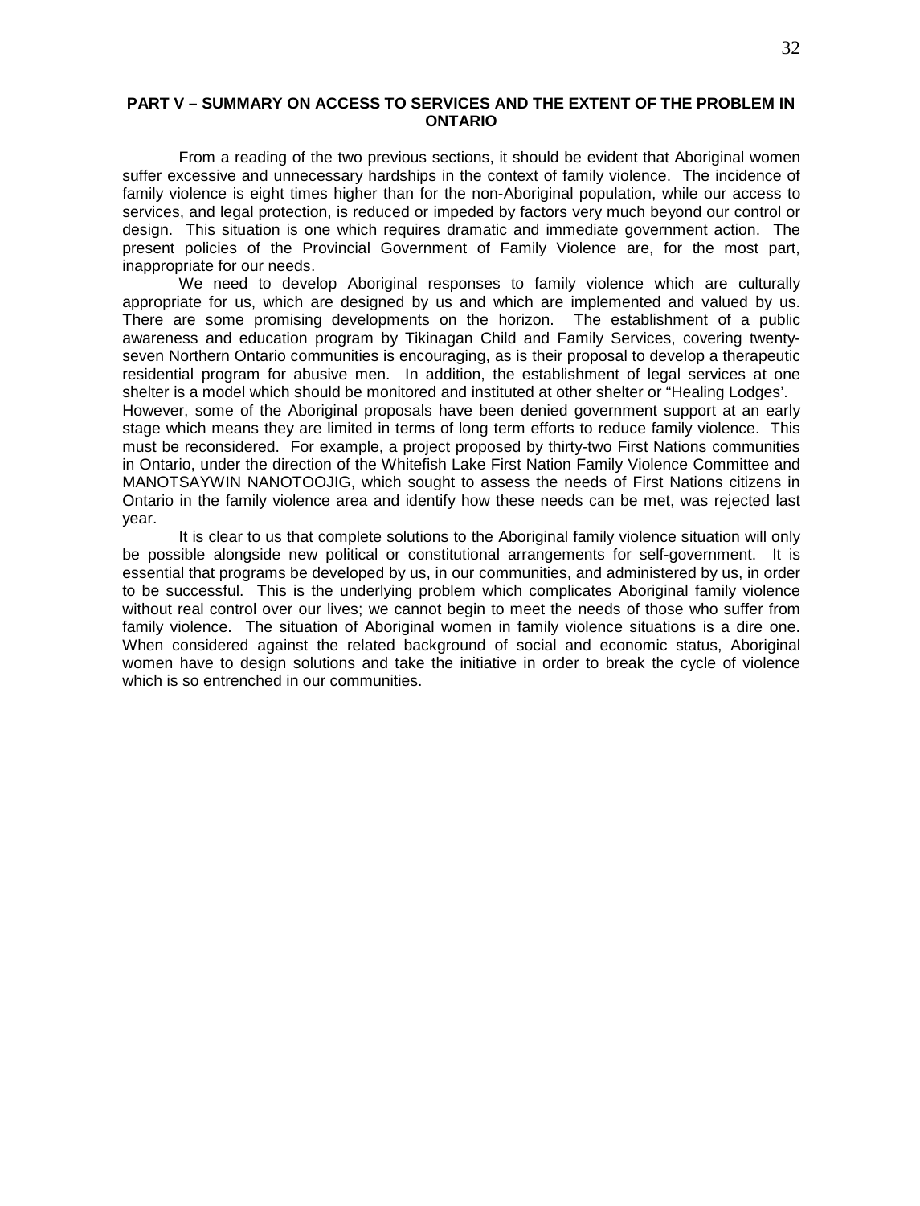## PART V – SUMMARY ON ACCESS TO SERVICES AND THE EXTENT OF THE PROBLEM IN ONTARIO

From a reading of the two previous sections, it should be evident that Aboriginal women suffer excessive and unnecessary hardships in the context of family violence. The incidence of family violence is eight times higher than for the non-Aboriginal population, while our access to services, and legal protection, is reduced or impeded by factors very much beyond our control or design. This situation is one which requires dramatic and immediate government action. The present policies of the Provincial Government of Family Violence are, for the most part, inappropriate for our needs.

We need to develop Aboriginal responses to family violence which are culturally appropriate for us, which are designed by us and which are implemented and valued by us. There are some promising developments on the horizon. The establishment of a public awareness and education program by Tikinagan Child and Family Services, covering twenty-seven Northern Ontario communities is encouraging, as is their proposal to develop a therapeutic residential program for abusive men. In addition, the establishment of legal services at one shelter is a model which should be monitored and instituted at other shelter or "Healing Lodges'.

However, some of the Aboriginal proposals have been denied government support at an early stage which means they are limited in terms of long term efforts to reduce family violence. This must be reconsidered. For example, a project proposed by thirty-two First Nations communities in Ontario, under the direction of the Whitefish Lake First Nation Family Violence Committee and MANOTSAYWIN NANOTOOJIG, which sought to assess the needs of First Nations citizens in Ontario in the family violence area and identify how these needs can be met, was rejected last year.

It is clear to us that complete solutions to the Aboriginal family violence situation will only be possible alongside new political or constitutional arrangements for self-government. It is essential that programs be developed by us, in our communities, and administered by us, in order to be successful. This is the underlying problem which complicates Aboriginal family violence without real control over our lives; we cannot begin to meet the needs of those who suffer from family violence. The situation of Aboriginal women in family violence situations is a dire one. When considered against the related background of social and economic status, Aboriginal women have to design solutions and take the initiative in order to break the cycle of violence which is so entrenched in our communities.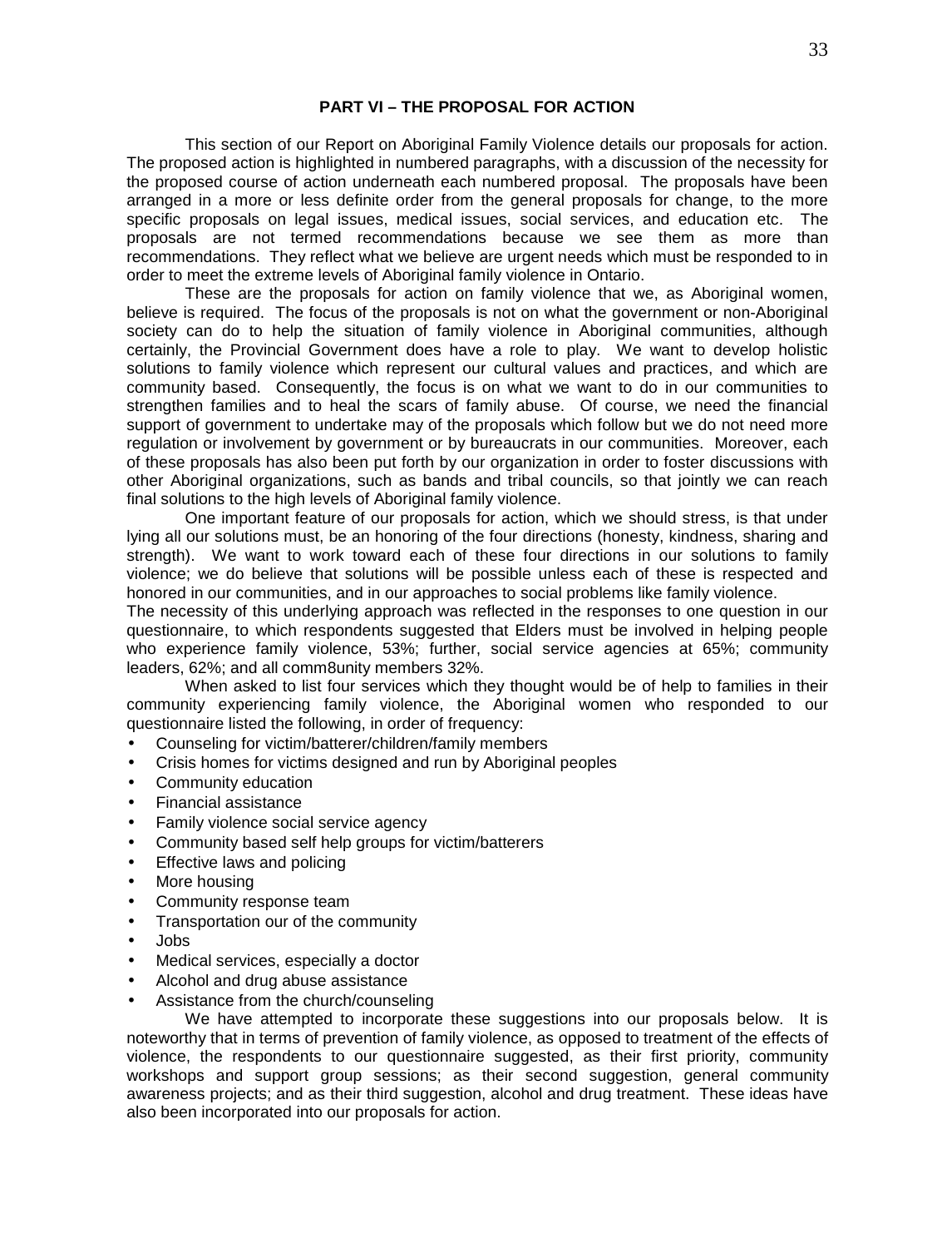**PART VI – THE PROPOSAL FOR ACTION**

This section of our Report on Aboriginal Family Violence details our proposals for action. The proposed action is highlighted in numbered paragraphs, with a discussion of the necessity for the proposed course of action underneath each numbered proposal. The proposals have been arranged in a more or less definite order from the general proposals for change, to the more specific proposals on legal issues, medical issues, social services, and education etc. The proposals are not termed recommendations because we see them as more than recommendations. They reflect what we believe are urgent needs which must be responded to in order to meet the extreme levels of Aboriginal family violence in Ontario.

These are the proposals for action on family violence that we, as Aboriginal women, believe is required. The focus of the proposals is not on what the government or non-Aboriginal society can do to help the situation of family violence in Aboriginal communities, although certainly, the Provincial Government does have a role to play. We want to develop holistic solutions to family violence which represent our cultural values and practices, and which are community based. Consequently, the focus is on what we want to do in our communities to strengthen families and to heal the scars of family abuse. Of course, we need the financial support of government to undertake may of the proposals which follow but we do not need more regulation or involvement by government or by bureaucrats in our communities. Moreover, each of these proposals has also been put forth by our organization in order to foster discussions with other Aboriginal organizations, such as bands and tribal councils, so that jointly we can reach final solutions to the high levels of Aboriginal family violence.

One important feature of our proposals for action, which we should stress, is that under lying all our solutions must, be an honoring of the four directions (honesty, kindness, sharing and strength). We want to work toward each of these four directions in our solutions to family violence; we do believe that solutions will be possible unless each of these is respected and honored in our communities, and in our approaches to social problems like family violence.

The necessity of this underlying approach was reflected in the responses to one question in our questionnaire, to which respondents suggested that Elders must be involved in helping people who experience family violence, 53%; further, social service agencies at 65%; community leaders, 62%; and all comm8unity members 32%.

When asked to list four services which they thought would be of help to families in their community experiencing family violence, the Aboriginal women who responded to our questionnaire listed the following, in order of frequency:

- Counseling for victim/batterer/children/family members
- Crisis homes for victims designed and run by Aboriginal peoples
- Community education
- Financial assistance
- Family violence social service agency
- Community based self help groups for victim/batterers
- Effective laws and policing
- More housing
- Community response team
- Transportation our of the community
- Jobs
- Medical services, especially a doctor
- Alcohol and drug abuse assistance
- Assistance from the church/counseling

We have attempted to incorporate these suggestions into our proposals below. It is noteworthy that in terms of prevention of family violence, as opposed to treatment of the effects of violence, the respondents to our questionnaire suggested, as their first priority, community workshops and support group sessions; as their second suggestion, general community awareness projects; and as their third suggestion, alcohol and drug treatment. These ideas have also been incorporated into our proposals for action.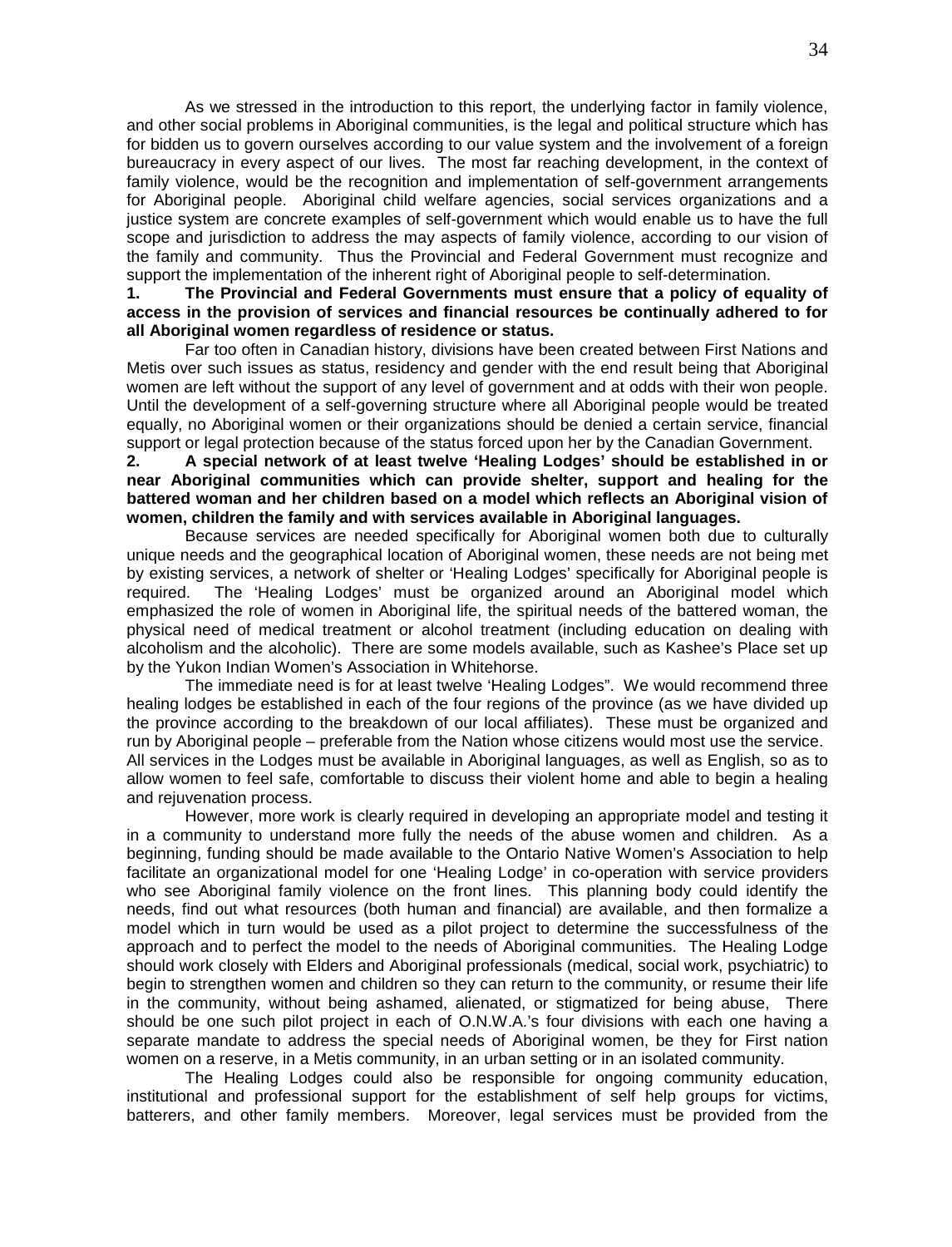As we stressed in the introduction to this report, the underlying factor in family violence, and other social problems in Aboriginal communities, is the legal and political structure which has for bidden us to govern ourselves according to our value system and the involvement of a foreign bureaucracy in every aspect of our lives. The most far reaching development, in the context of family violence, would be the recognition and implementation of self-government arrangements for Aboriginal people. Aboriginal child welfare agencies, social services organizations and a justice system are concrete examples of self-government which would enable us to have the full scope and jurisdiction to address the may aspects of family violence, according to our vision of the family and community. Thus the Provincial and Federal Government must recognize and support the implementation of the inherent right of Aboriginal people to self-determination.

**1. The Provincial and Federal Governments must ensure that a policy of equality of access in the provision of services and financial resources be continually adhered to for all Aboriginal women regardless of residence or status.**

Far too often in Canadian history, divisions have been created between First Nations and Metis over such issues as status, residency and gender with the end result being that Aboriginal women are left without the support of any level of government and at odds with their won people. Until the development of a self-governing structure where all Aboriginal people would be treated equally, no Aboriginal women or their organizations should be denied a certain service, financial support or legal protection because of the status forced upon her by the Canadian Government.

**2. A special network of at least twelve 'Healing Lodges' should be established in or near Aboriginal communities which can provide shelter, support and healing for the battered woman and her children based on a model which reflects an Aboriginal vision of women, children the family and with services available in Aboriginal languages.**

Because services are needed specifically for Aboriginal women both due to culturally unique needs and the geographical location of Aboriginal women, these needs are not being met by existing services, a network of shelter or 'Healing Lodges' specifically for Aboriginal people is required. The 'Healing Lodges' must be organized around an Aboriginal model which emphasized the role of women in Aboriginal life, the spiritual needs of the battered woman, the physical need of medical treatment or alcohol treatment (including education on dealing with alcoholism and the alcoholic). There are some models available, such as Kashee's Place set up by the Yukon Indian Women's Association in Whitehorse.

The immediate need is for at least twelve 'Healing Lodges". We would recommend three healing lodges be established in each of the four regions of the province (as we have divided up the province according to the breakdown of our local affiliates). These must be organized and run by Aboriginal people – preferable from the Nation whose citizens would most use the service. All services in the Lodges must be available in Aboriginal languages, as well as English, so as to allow women to feel safe, comfortable to discuss their violent home and able to begin a healing and rejuvenation process.

However, more work is clearly required in developing an appropriate model and testing it in a community to understand more fully the needs of the abuse women and children. As a beginning, funding should be made available to the Ontario Native Women's Association to help facilitate an organizational model for one 'Healing Lodge' in co-operation with service providers who see Aboriginal family violence on the front lines. This planning body could identify the needs, find out what resources (both human and financial) are available, and then formalize a model which in turn would be used as a pilot project to determine the successfulness of the approach and to perfect the model to the needs of Aboriginal communities. The Healing Lodge should work closely with Elders and Aboriginal professionals (medical, social work, psychiatric) to begin to strengthen women and children so they can return to the community, or resume their life in the community, without being ashamed, alienated, or stigmatized for being abuse, There should be one such pilot project in each of O.N.W.A.'s four divisions with each one having a separate mandate to address the special needs of Aboriginal women, be they for First nation women on a reserve, in a Metis community, in an urban setting or in an isolated community.

The Healing Lodges could also be responsible for ongoing community education, institutional and professional support for the establishment of self help groups for victims, batterers, and other family members. Moreover, legal services must be provided from the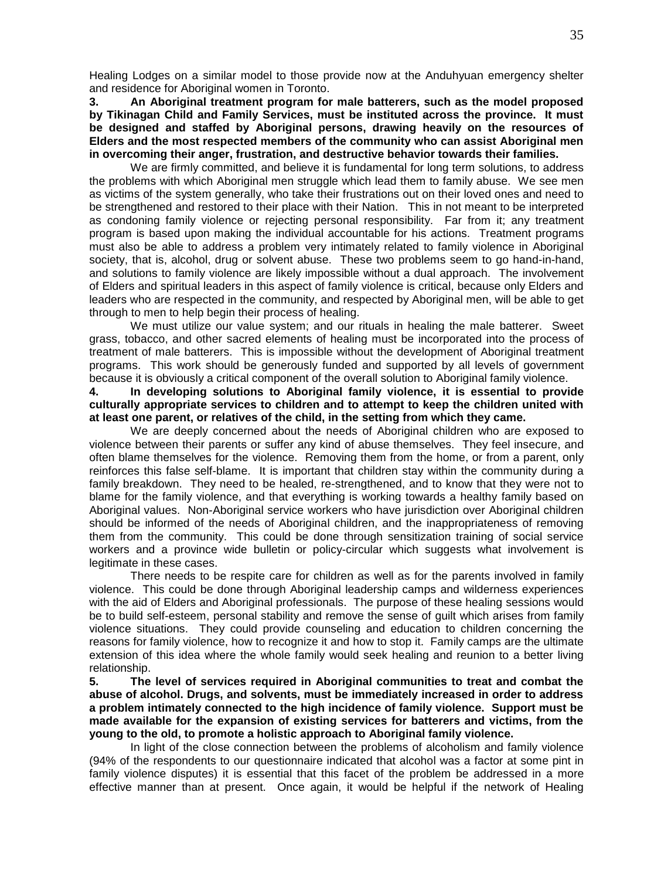Healing Lodges on a similar model to those provide now at the Anduhyuan emergency shelter and residence for Aboriginal women in Toronto.

**3. An Aboriginal treatment program for male batterers, such as the model proposed by Tikinagan Child and Family Services, must be instituted across the province. It must be designed and staffed by Aboriginal persons, drawing heavily on the resources of Elders and the most respected members of the community who can assist Aboriginal men in overcoming their anger, frustration, and destructive behavior towards their families.**

We are firmly committed, and believe it is fundamental for long term solutions, to address the problems with which Aboriginal men struggle which lead them to family abuse. We see men as victims of the system generally, who take their frustrations out on their loved ones and need to be strengthened and restored to their place with their Nation. This in not meant to be interpreted as condoning family violence or rejecting personal responsibility. Far from it; any treatment program is based upon making the individual accountable for his actions. Treatment programs must also be able to address a problem very intimately related to family violence in Aboriginal society, that is, alcohol, drug or solvent abuse. These two problems seem to go hand-in-hand, and solutions to family violence are likely impossible without a dual approach. The involvement of Elders and spiritual leaders in this aspect of family violence is critical, because only Elders and leaders who are respected in the community, and respected by Aboriginal men, will be able to get through to men to help begin their process of healing.

We must utilize our value system; and our rituals in healing the male batterer. Sweet grass, tobacco, and other sacred elements of healing must be incorporated into the process of treatment of male batterers. This is impossible without the development of Aboriginal treatment programs. This work should be generously funded and supported by all levels of government because it is obviously a critical component of the overall solution to Aboriginal family violence.

**4. In developing solutions to Aboriginal family violence, it is essential to provide culturally appropriate services to children and to attempt to keep the children united with at least one parent, or relatives of the child, in the setting from which they came.**

We are deeply concerned about the needs of Aboriginal children who are exposed to violence between their parents or suffer any kind of abuse themselves. They feel insecure, and often blame themselves for the violence. Removing them from the home, or from a parent, only reinforces this false self-blame. It is important that children stay within the community during a family breakdown. They need to be healed, re-strengthened, and to know that they were not to blame for the family violence, and that everything is working towards a healthy family based on Aboriginal values. Non-Aboriginal service workers who have jurisdiction over Aboriginal children should be informed of the needs of Aboriginal children, and the inappropriateness of removing them from the community. This could be done through sensitization training of social service workers and a province wide bulletin or policy-circular which suggests what involvement is legitimate in these cases.

There needs to be respite care for children as well as for the parents involved in family violence. This could be done through Aboriginal leadership camps and wilderness experiences with the aid of Elders and Aboriginal professionals. The purpose of these healing sessions would be to build self-esteem, personal stability and remove the sense of guilt which arises from family violence situations. They could provide counseling and education to children concerning the reasons for family violence, how to recognize it and how to stop it. Family camps are the ultimate extension of this idea where the whole family would seek healing and reunion to a better living relationship.

**5. The level of services required in Aboriginal communities to treat and combat the abuse of alcohol. Drugs, and solvents, must be immediately increased in order to address a problem intimately connected to the high incidence of family violence. Support must be made available for the expansion of existing services for batterers and victims, from the young to the old, to promote a holistic approach to Aboriginal family violence.**

In light of the close connection between the problems of alcoholism and family violence (94% of the respondents to our questionnaire indicated that alcohol was a factor at some pint in family violence disputes) it is essential that this facet of the problem be addressed in a more effective manner than at present. Once again, it would be helpful if the network of Healing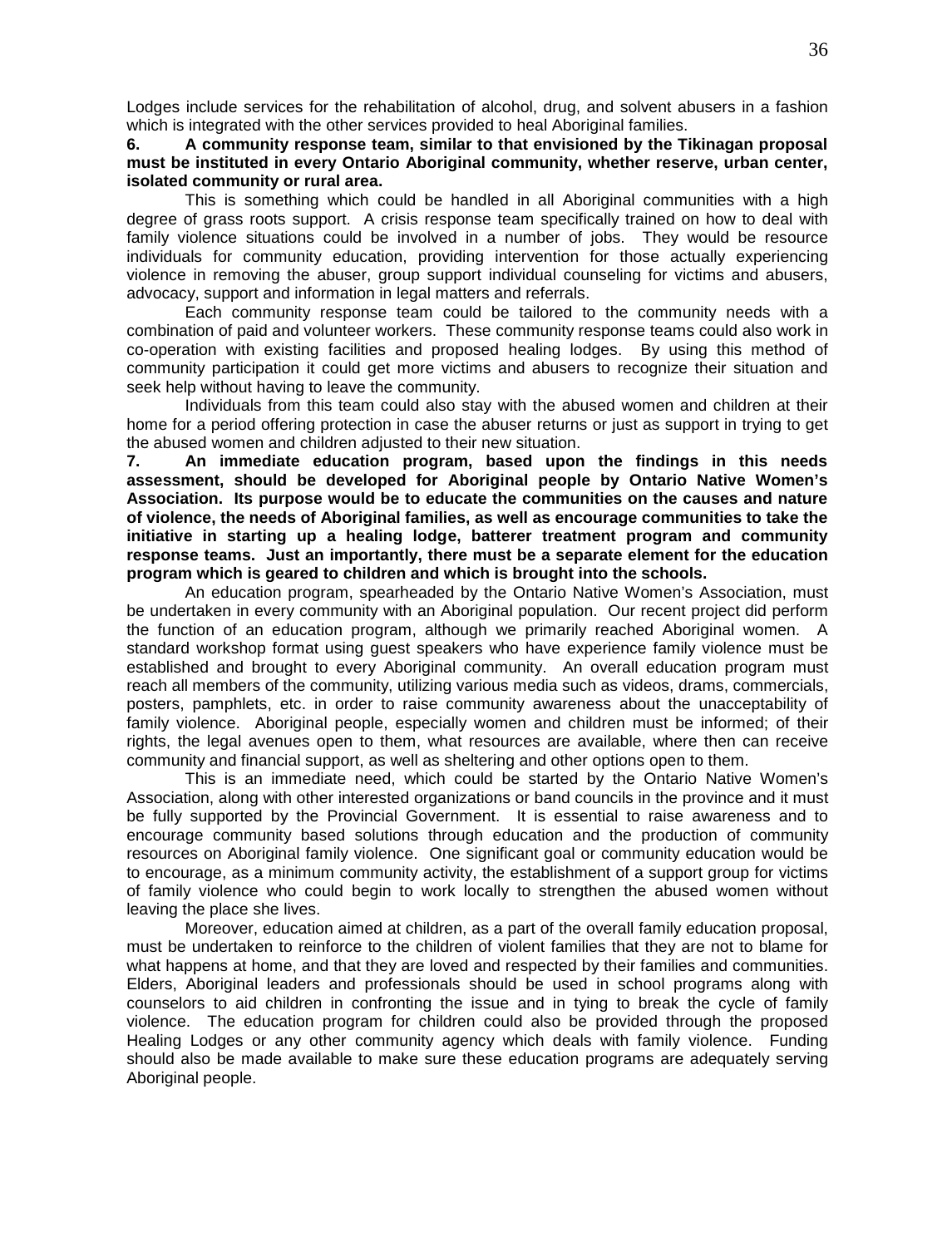Lodges include services for the rehabilitation of alcohol, drug, and solvent abusers in a fashion which is integrated with the other services provided to heal Aboriginal families.

**6. A community response team, similar to that envisioned by the Tikinagan proposal must be instituted in every Ontario Aboriginal community, whether reserve, urban center, isolated community or rural area.**

This is something which could be handled in all Aboriginal communities with a high degree of grass roots support. A crisis response team specifically trained on how to deal with family violence situations could be involved in a number of jobs. They would be resource individuals for community education, providing intervention for those actually experiencing violence in removing the abuser, group support individual counseling for victims and abusers, advocacy, support and information in legal matters and referrals.

Each community response team could be tailored to the community needs with a combination of paid and volunteer workers. These community response teams could also work in co-operation with existing facilities and proposed healing lodges. By using this method of community participation it could get more victims and abusers to recognize their situation and seek help without having to leave the community.

Individuals from this team could also stay with the abused women and children at their home for a period offering protection in case the abuser returns or just as support in trying to get the abused women and children adjusted to their new situation.

**7. An immediate education program, based upon the findings in this needs assessment, should be developed for Aboriginal people by Ontario Native Women's Association. Its purpose would be to educate the communities on the causes and nature of violence, the needs of Aboriginal families, as well as encourage communities to take the initiative in starting up a healing lodge, batterer treatment program and community response teams. Just an importantly, there must be a separate element for the education program which is geared to children and which is brought into the schools.**

An education program, spearheaded by the Ontario Native Women's Association, must be undertaken in every community with an Aboriginal population. Our recent project did perform the function of an education program, although we primarily reached Aboriginal women. A standard workshop format using guest speakers who have experience family violence must be established and brought to every Aboriginal community. An overall education program must reach all members of the community, utilizing various media such as videos, drams, commercials, posters, pamphlets, etc. in order to raise community awareness about the unacceptability of family violence. Aboriginal people, especially women and children must be informed; of their rights, the legal avenues open to them, what resources are available, where then can receive community and financial support, as well as sheltering and other options open to them.

This is an immediate need, which could be started by the Ontario Native Women's Association, along with other interested organizations or band councils in the province and it must be fully supported by the Provincial Government. It is essential to raise awareness and to encourage community based solutions through education and the production of community resources on Aboriginal family violence. One significant goal or community education would be to encourage, as a minimum community activity, the establishment of a support group for victims of family violence who could begin to work locally to strengthen the abused women without leaving the place she lives.

Moreover, education aimed at children, as a part of the overall family education proposal, must be undertaken to reinforce to the children of violent families that they are not to blame for what happens at home, and that they are loved and respected by their families and communities. Elders, Aboriginal leaders and professionals should be used in school programs along with counselors to aid children in confronting the issue and in tying to break the cycle of family violence. The education program for children could also be provided through the proposed Healing Lodges or any other community agency which deals with family violence. Funding should also be made available to make sure these education programs are adequately serving Aboriginal people.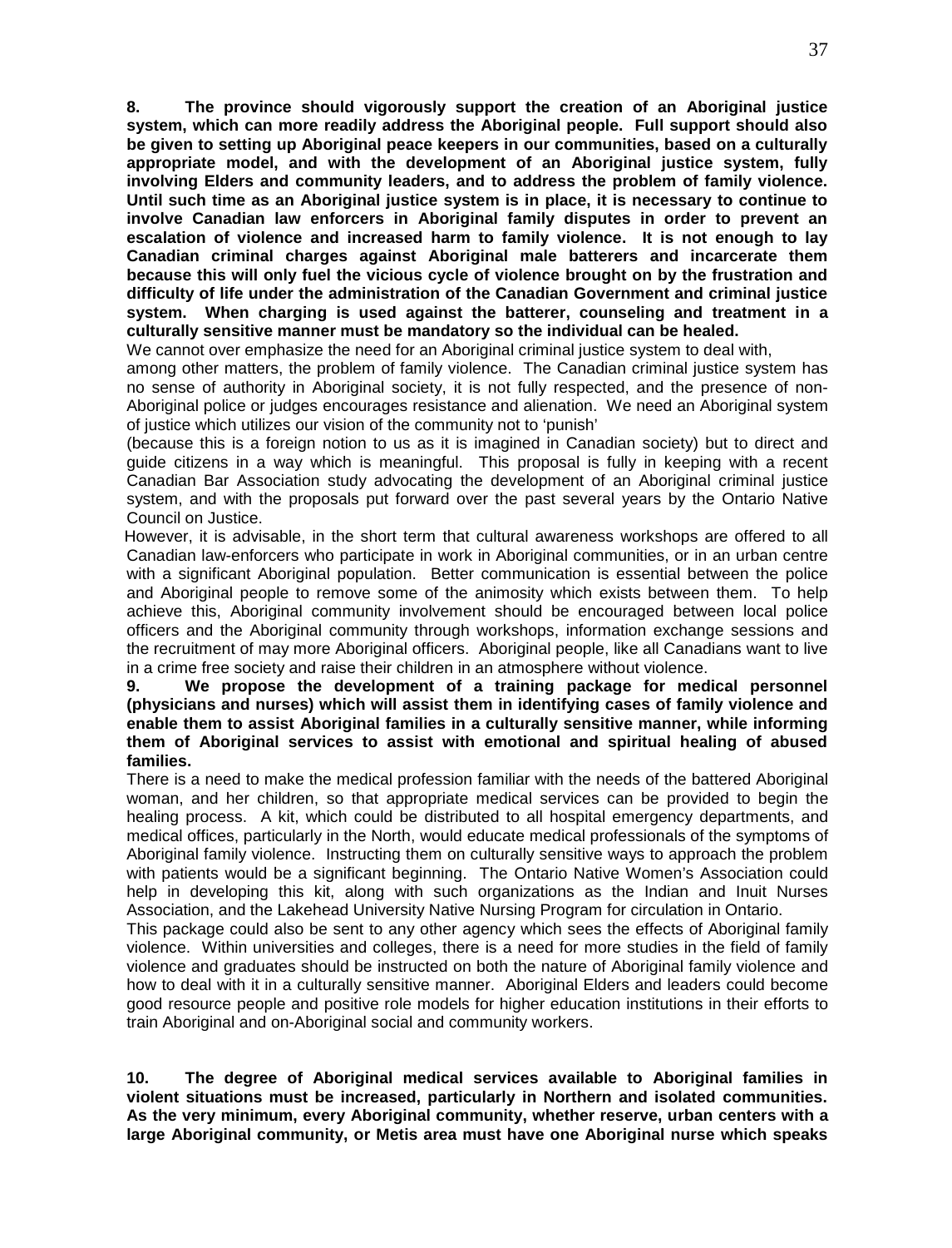**8. The province should vigorously support the creation of an Aboriginal justice system, which can more readily address the Aboriginal people. Full support should also be given to setting up Aboriginal peace keepers in our communities, based on a culturally appropriate model, and with the development of an Aboriginal justice system, fully involving Elders and community leaders, and to address the problem of family violence. Until such time as an Aboriginal justice system is in place, it is necessary to continue to involve Canadian law enforcers in Aboriginal family disputes in order to prevent an escalation of violence and increased harm to family violence. It is not enough to lay Canadian criminal charges against Aboriginal male batterers and incarcerate them because this will only fuel the vicious cycle of violence brought on by the frustration and difficulty of life under the administration of the Canadian Government and criminal justice system. When charging is used against the batterer, counseling and treatment in a culturally sensitive manner must be mandatory so the individual can be healed.**

We cannot over emphasize the need for an Aboriginal criminal justice system to deal with, among other matters, the problem of family violence. The Canadian criminal justice system has no sense of authority in Aboriginal society, it is not fully respected, and the presence of non-Aboriginal police or judges encourages resistance and alienation. We need an Aboriginal system of justice which utilizes our vision of the community not to 'punish' (because this is a foreign notion to us as it is imagined in Canadian society) but to direct and guide citizens in a way which is meaningful. This proposal is fully in keeping with a recent Canadian Bar Association study advocating the development of an Aboriginal criminal justice system, and with the proposals put forward over the past several years by the Ontario Native Council on Justice.

However, it is advisable, in the short term that cultural awareness workshops are offered to all Canadian law-enforcers who participate in work in Aboriginal communities, or in an urban centre with a significant Aboriginal population. Better communication is essential between the police and Aboriginal people to remove some of the animosity which exists between them. To help achieve this, Aboriginal community involvement should be encouraged between local police officers and the Aboriginal community through workshops, information exchange sessions and the recruitment of may more Aboriginal officers. Aboriginal people, like all Canadians want to live in a crime free society and raise their children in an atmosphere without violence.

**9. We propose the development of a training package for medical personnel (physicians and nurses) which will assist them in identifying cases of family violence and enable them to assist Aboriginal families in a culturally sensitive manner, while informing them of Aboriginal services to assist with emotional and spiritual healing of abused families.**

There is a need to make the medical profession familiar with the needs of the battered Aboriginal woman, and her children, so that appropriate medical services can be provided to begin the healing process. A kit, which could be distributed to all hospital emergency departments, and medical offices, particularly in the North, would educate medical professionals of the symptoms of Aboriginal family violence. Instructing them on culturally sensitive ways to approach the problem with patients would be a significant beginning. The Ontario Native Women's Association could help in developing this kit, along with such organizations as the Indian and Inuit Nurses Association, and the Lakehead University Native Nursing Program for circulation in Ontario.

This package could also be sent to any other agency which sees the effects of Aboriginal family violence. Within universities and colleges, there is a need for more studies in the field of family violence and graduates should be instructed on both the nature of Aboriginal family violence and how to deal with it in a culturally sensitive manner. Aboriginal Elders and leaders could become good resource people and positive role models for higher education institutions in their efforts to train Aboriginal and on-Aboriginal social and community workers.

**10. The degree of Aboriginal medical services available to Aboriginal families in violent situations must be increased, particularly in Northern and isolated communities. As the very minimum, every Aboriginal community, whether reserve, urban centers with a large Aboriginal community, or Metis area must have one Aboriginal nurse which speaks**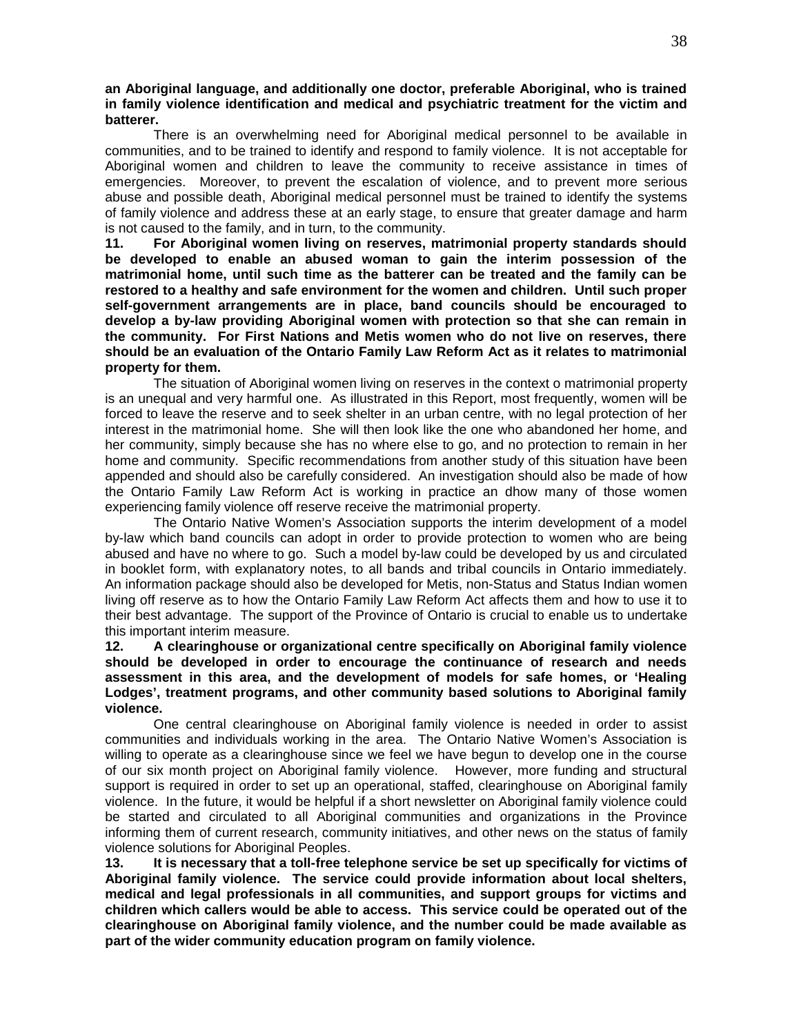**an Aboriginal language, and additionally one doctor, preferable Aboriginal, who is trained in family violence identification and medical and psychiatric treatment for the victim and batterer.**

There is an overwhelming need for Aboriginal medical personnel to be available in communities, and to be trained to identify and respond to family violence. It is not acceptable for Aboriginal women and children to leave the community to receive assistance in times of emergencies. Moreover, to prevent the escalation of violence, and to prevent more serious abuse and possible death, Aboriginal medical personnel must be trained to identify the systems of family violence and address these at an early stage, to ensure that greater damage and harm is not caused to the family, and in turn, to the community.

**11. For Aboriginal women living on reserves, matrimonial property standards should be developed to enable an abused woman to gain the interim possession of the matrimonial home, until such time as the batterer can be treated and the family can be restored to a healthy and safe environment for the women and children. Until such proper self-government arrangements are in place, band councils should be encouraged to develop a by-law providing Aboriginal women with protection so that she can remain in the community. For First Nations and Metis women who do not live on reserves, there should be an evaluation of the Ontario Family Law Reform Act as it relates to matrimonial property for them.**

The situation of Aboriginal women living on reserves in the context o matrimonial property is an unequal and very harmful one. As illustrated in this Report, most frequently, women will be forced to leave the reserve and to seek shelter in an urban centre, with no legal protection of her interest in the matrimonial home. She will then look like the one who abandoned her home, and her community, simply because she has no where else to go, and no protection to remain in her home and community. Specific recommendations from another study of this situation have been appended and should also be carefully considered. An investigation should also be made of how the Ontario Family Law Reform Act is working in practice an dhow many of those women experiencing family violence off reserve receive the matrimonial property.

The Ontario Native Women's Association supports the interim development of a model by-law which band councils can adopt in order to provide protection to women who are being abused and have no where to go. Such a model by-law could be developed by us and circulated in booklet form, with explanatory notes, to all bands and tribal councils in Ontario immediately. An information package should also be developed for Metis, non-Status and Status Indian women living off reserve as to how the Ontario Family Law Reform Act affects them and how to use it to their best advantage. The support of the Province of Ontario is crucial to enable us to undertake this important interim measure.

**12. A clearinghouse or organizational centre specifically on Aboriginal family violence should be developed in order to encourage the continuance of research and needs assessment in this area, and the development of models for safe homes, or 'Healing Lodges', treatment programs, and other community based solutions to Aboriginal family violence.**

One central clearinghouse on Aboriginal family violence is needed in order to assist communities and individuals working in the area. The Ontario Native Women's Association is willing to operate as a clearinghouse since we feel we have begun to develop one in the course of our six month project on Aboriginal family violence. However, more funding and structural support is required in order to set up an operational, staffed, clearinghouse on Aboriginal family violence. In the future, it would be helpful if a short newsletter on Aboriginal family violence could be started and circulated to all Aboriginal communities and organizations in the Province informing them of current research, community initiatives, and other news on the status of family violence solutions for Aboriginal Peoples.

**13. It is necessary that a toll-free telephone service be set up specifically for victims of Aboriginal family violence. The service could provide information about local shelters, medical and legal professionals in all communities, and support groups for victims and children which callers would be able to access. This service could be operated out of the clearinghouse on Aboriginal family violence, and the number could be made available as part of the wider community education program on family violence.**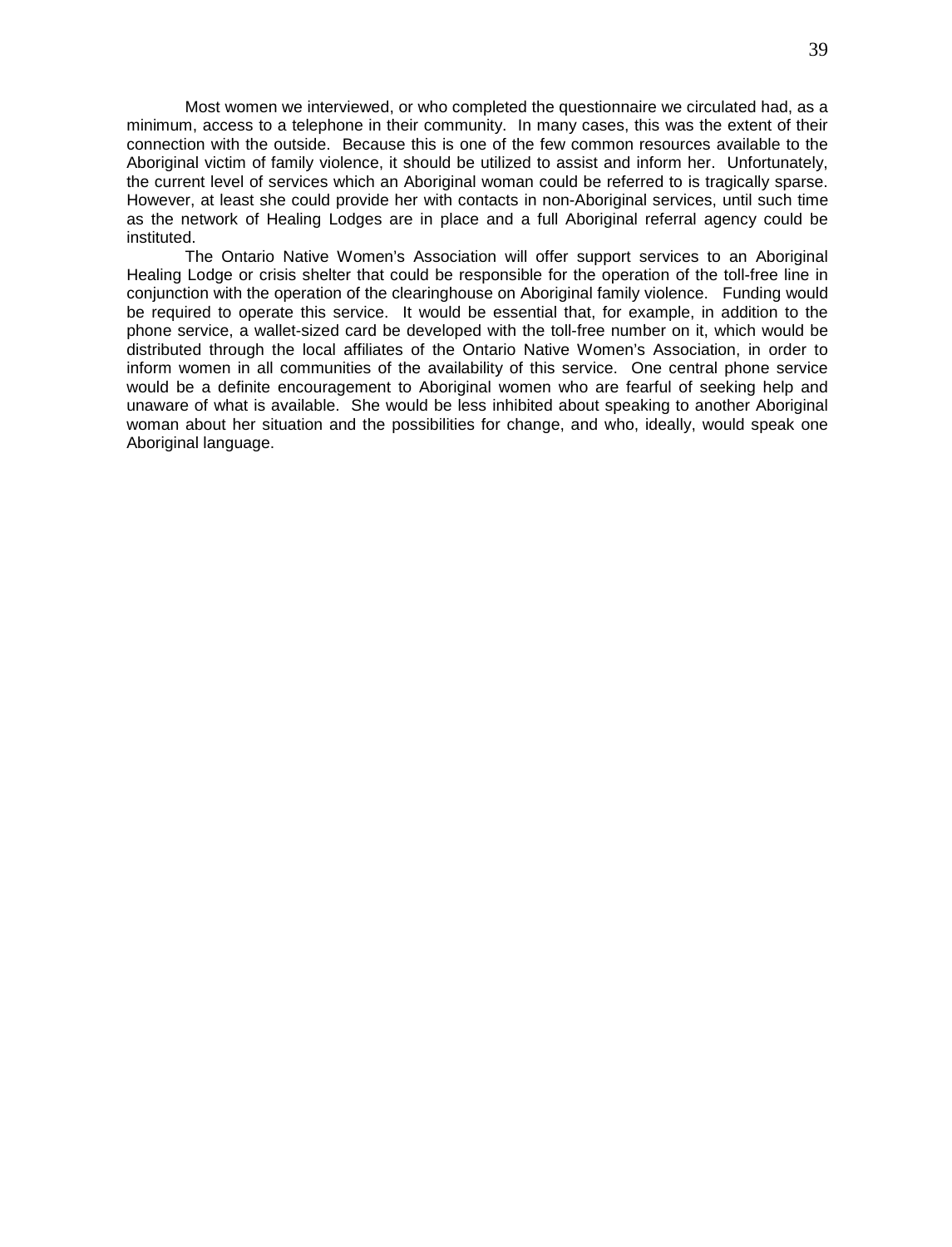Most women we interviewed, or who completed the questionnaire we circulated had, as a minimum, access to a telephone in their community. In many cases, this was the extent of their connection with the outside. Because this is one of the few common resources available to the Aboriginal victim of family violence, it should be utilized to assist and inform her. Unfortunately, the current level of services which an Aboriginal woman could be referred to is tragically sparse. However, at least she could provide her with contacts in non-Aboriginal services, until such time as the network of Healing Lodges are in place and a full Aboriginal referral agency could be instituted.

The Ontario Native Women's Association will offer support services to an Aboriginal Healing Lodge or crisis shelter that could be responsible for the operation of the toll-free line in conjunction with the operation of the clearinghouse on Aboriginal family violence. Funding would be required to operate this service. It would be essential that, for example, in addition to the phone service, a wallet-sized card be developed with the toll-free number on it, which would be distributed through the local affiliates of the Ontario Native Women's Association, in order to inform women in all communities of the availability of this service. One central phone service would be a definite encouragement to Aboriginal women who are fearful of seeking help and unaware of what is available. She would be less inhibited about speaking to another Aboriginal woman about her situation and the possibilities for change, and who, ideally, would speak one Aboriginal language.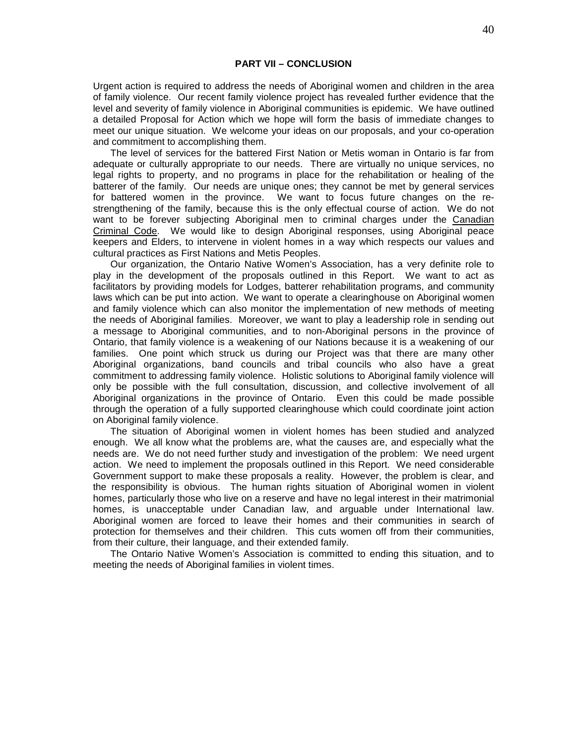## PART VII – CONCLUSION

Urgent action is required to address the needs of Aboriginal women and children in the area of family violence. Our recent family violence project has revealed further evidence that the level and severity of family violence in Aboriginal communities is epidemic. We have outlined a detailed Proposal for Action which we hope will form the basis of immediate changes to meet our unique situation. We welcome your ideas on our proposals, and your co-operation and commitment to accomplishing them.

The level of services for the battered First Nation or Metis woman in Ontario is far from adequate or culturally appropriate to our needs. There are virtually no unique services, no legal rights to property, and no programs in place for the rehabilitation or healing of the batterer of the family. Our needs are unique ones; they cannot be met by general services for battered women in the province. We want to focus future changes on the re-strengthening of the family, because this is the only effectual course of action. We do not want to be forever subjecting Aboriginal men to criminal charges under the <u>Canadian Criminal Code</u>. We would like to design Aboriginal responses, using Aboriginal peace keepers and Elders, to intervene in violent homes in a way which respects our values and cultural practices as First Nations and Metis Peoples.

Our organization, the Ontario Native Women's Association, has a very definite role to play in the development of the proposals outlined in this Report. We want to act as facilitators by providing models for Lodges, batterer rehabilitation programs, and community laws which can be put into action. We want to operate a clearinghouse on Aboriginal women and family violence which can also monitor the implementation of new methods of meeting the needs of Aboriginal families. Moreover, we want to play a leadership role in sending out a message to Aboriginal communities, and to non-Aboriginal persons in the province of Ontario, that family violence is a weakening of our Nations because it is a weakening of our families. One point which struck us during our Project was that there are many other Aboriginal organizations, band councils and tribal councils who also have a great commitment to addressing family violence. Holistic solutions to Aboriginal family violence will only be possible with the full consultation, discussion, and collective involvement of all Aboriginal organizations in the province of Ontario. Even this could be made possible through the operation of a fully supported clearinghouse which could coordinate joint action on Aboriginal family violence.

The situation of Aboriginal women in violent homes has been studied and analyzed enough. We all know what the problems are, what the causes are, and especially what the needs are. We do not need further study and investigation of the problem: We need urgent action. We need to implement the proposals outlined in this Report. We need considerable Government support to make these proposals a reality. However, the problem is clear, and the responsibility is obvious. The human rights situation of Aboriginal women in violent homes, particularly those who live on a reserve and have no legal interest in their matrimonial homes, is unacceptable under Canadian law, and arguable under International law. Aboriginal women are forced to leave their homes and their communities in search of protection for themselves and their children. This cuts women off from their communities, from their culture, their language, and their extended family.

The Ontario Native Women's Association is committed to ending this situation, and to meeting the needs of Aboriginal families in violent times.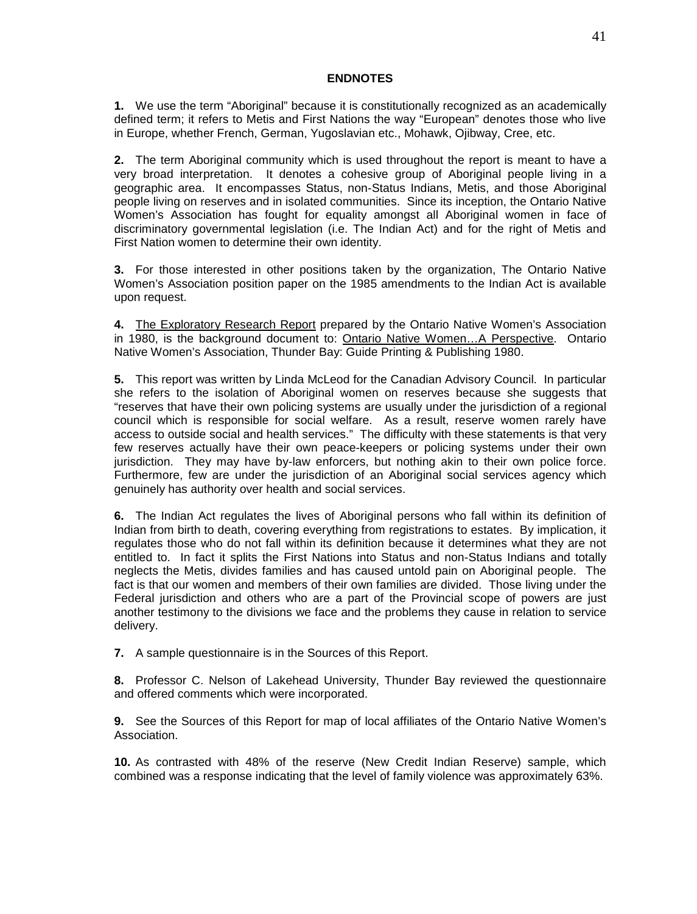## ENDNOTES

**1.** We use the term "Aboriginal" because it is constitutionally recognized as an academically defined term; it refers to Metis and First Nations the way "European" denotes those who live in Europe, whether French, German, Yugoslavian etc., Mohawk, Ojibway, Cree, etc.

**2.** The term Aboriginal community which is used throughout the report is meant to have a very broad interpretation. It denotes a cohesive group of Aboriginal people living in a geographic area. It encompasses Status, non-Status Indians, Metis, and those Aboriginal people living on reserves and in isolated communities. Since its inception, the Ontario Native Women's Association has fought for equality amongst all Aboriginal women in face of discriminatory governmental legislation (i.e. The Indian Act) and for the right of Metis and First Nation women to determine their own identity.

**3.** For those interested in other positions taken by the organization, The Ontario Native Women's Association position paper on the 1985 amendments to the Indian Act is available upon request.

**4.** The Exploratory Research Report prepared by the Ontario Native Women's Association in 1980, is the background document to: Ontario Native Women…A Perspective. Ontario Native Women's Association, Thunder Bay: Guide Printing & Publishing 1980.

**5.** This report was written by Linda McLeod for the Canadian Advisory Council. In particular she refers to the isolation of Aboriginal women on reserves because she suggests that "reserves that have their own policing systems are usually under the jurisdiction of a regional council which is responsible for social welfare. As a result, reserve women rarely have access to outside social and health services." The difficulty with these statements is that very few reserves actually have their own peace-keepers or policing systems under their own jurisdiction. They may have by-law enforcers, but nothing akin to their own police force. Furthermore, few are under the jurisdiction of an Aboriginal social services agency which genuinely has authority over health and social services.

**6.** The Indian Act regulates the lives of Aboriginal persons who fall within its definition of Indian from birth to death, covering everything from registrations to estates. By implication, it regulates those who do not fall within its definition because it determines what they are not entitled to. In fact it splits the First Nations into Status and non-Status Indians and totally neglects the Metis, divides families and has caused untold pain on Aboriginal people. The fact is that our women and members of their own families are divided. Those living under the Federal jurisdiction and others who are a part of the Provincial scope of powers are just another testimony to the divisions we face and the problems they cause in relation to service delivery.

**7.** A sample questionnaire is in the Sources of this Report.

**8.** Professor C. Nelson of Lakehead University, Thunder Bay reviewed the questionnaire and offered comments which were incorporated.

**9.** See the Sources of this Report for map of local affiliates of the Ontario Native Women's Association.

**10.** As contrasted with 48% of the reserve (New Credit Indian Reserve) sample, which combined was a response indicating that the level of family violence was approximately 63%.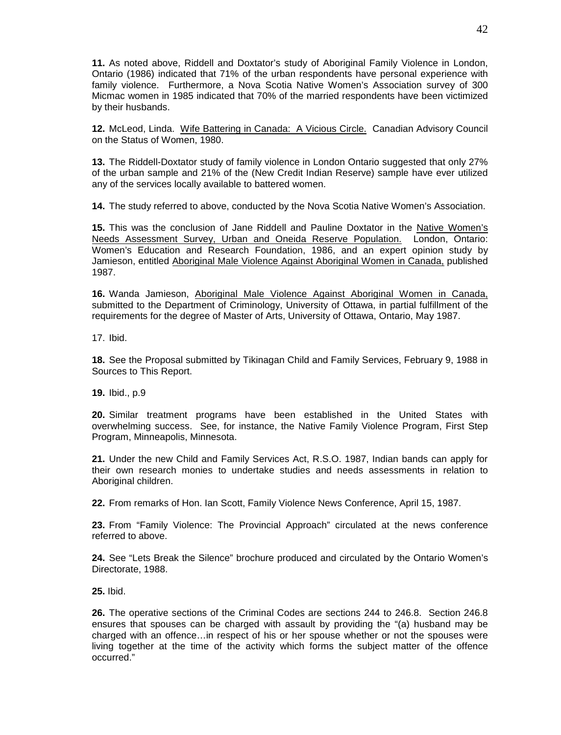**11.** As noted above, Riddell and Doxtator's study of Aboriginal Family Violence in London, Ontario (1986) indicated that 71% of the urban respondents have personal experience with family violence. Furthermore, a Nova Scotia Native Women's Association survey of 300 Micmac women in 1985 indicated that 70% of the married respondents have been victimized by their husbands.

**12.** McLeod, Linda. Wife Battering in Canada: A Vicious Circle. Canadian Advisory Council on the Status of Women, 1980.

**13.** The Riddell-Doxtator study of family violence in London Ontario suggested that only 27% of the urban sample and 21% of the (New Credit Indian Reserve) sample have ever utilized any of the services locally available to battered women.

**14.** The study referred to above, conducted by the Nova Scotia Native Women's Association.

**15.** This was the conclusion of Jane Riddell and Pauline Doxtator in the Native Women's Needs Assessment Survey, Urban and Oneida Reserve Population. London, Ontario: Women's Education and Research Foundation, 1986, and an expert opinion study by Jamieson, entitled Aboriginal Male Violence Against Aboriginal Women in Canada, published 1987.

**16.** Wanda Jamieson, Aboriginal Male Violence Against Aboriginal Women in Canada, submitted to the Department of Criminology, University of Ottawa, in partial fulfillment of the requirements for the degree of Master of Arts, University of Ottawa, Ontario, May 1987.

17. Ibid.

**18.** See the Proposal submitted by Tikinagan Child and Family Services, February 9, 1988 in Sources to This Report.

**19.** Ibid., p.9

**20.** Similar treatment programs have been established in the United States with overwhelming success. See, for instance, the Native Family Violence Program, First Step Program, Minneapolis, Minnesota.

**21.** Under the new Child and Family Services Act, R.S.O. 1987, Indian bands can apply for their own research monies to undertake studies and needs assessments in relation to Aboriginal children.

**22.** From remarks of Hon. Ian Scott, Family Violence News Conference, April 15, 1987.

**23.** From "Family Violence: The Provincial Approach" circulated at the news conference referred to above.

**24.** See "Lets Break the Silence" brochure produced and circulated by the Ontario Women's Directorate, 1988.

**25.** Ibid.

**26.** The operative sections of the Criminal Codes are sections 244 to 246.8. Section 246.8 ensures that spouses can be charged with assault by providing the "(a) husband may be charged with an offence…in respect of his or her spouse whether or not the spouses were living together at the time of the activity which forms the subject matter of the offence occurred."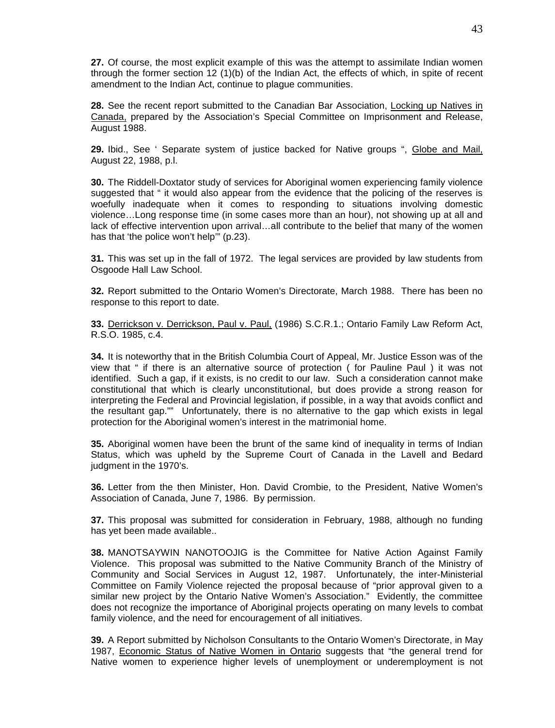**27.** Of course, the most explicit example of this was the attempt to assimilate Indian women through the former section 12 (1)(b) of the Indian Act, the effects of which, in spite of recent amendment to the Indian Act, continue to plague communities.

**28.** See the recent report submitted to the Canadian Bar Association, Locking up Natives in Canada, prepared by the Association's Special Committee on Imprisonment and Release, August 1988.

**29.** Ibid., See ' Separate system of justice backed for Native groups ", Globe and Mail, August 22, 1988, p.l.

**30.** The Riddell-Doxtator study of services for Aboriginal women experiencing family violence suggested that " it would also appear from the evidence that the policing of the reserves is woefully inadequate when it comes to responding to situations involving domestic violence…Long response time (in some cases more than an hour), not showing up at all and lack of effective intervention upon arrival…all contribute to the belief that many of the women has that 'the police won't help'" (p.23).

**31.** This was set up in the fall of 1972. The legal services are provided by law students from Osgoode Hall Law School.

**32.** Report submitted to the Ontario Women's Directorate, March 1988. There has been no response to this report to date.

**33.** Derrickson v. Derrickson, Paul v. Paul, (1986) S.C.R.1.; Ontario Family Law Reform Act, R.S.O. 1985, c.4.

**34.** It is noteworthy that in the British Columbia Court of Appeal, Mr. Justice Esson was of the view that " if there is an alternative source of protection ( for Pauline Paul ) it was not identified. Such a gap, if it exists, is no credit to our law. Such a consideration cannot make constitutional that which is clearly unconstitutional, but does provide a strong reason for interpreting the Federal and Provincial legislation, if possible, in a way that avoids conflict and the resultant gap."" Unfortunately, there is no alternative to the gap which exists in legal protection for the Aboriginal women's interest in the matrimonial home.

**35.** Aboriginal women have been the brunt of the same kind of inequality in terms of Indian Status, which was upheld by the Supreme Court of Canada in the Lavell and Bedard judgment in the 1970's.

**36.** Letter from the then Minister, Hon. David Crombie, to the President, Native Women's Association of Canada, June 7, 1986. By permission.

**37.** This proposal was submitted for consideration in February, 1988, although no funding has yet been made available..

**38.** MANOTSAYWIN NANOTOOJIG is the Committee for Native Action Against Family Violence. This proposal was submitted to the Native Community Branch of the Ministry of Community and Social Services in August 12, 1987. Unfortunately, the inter-Ministerial Committee on Family Violence rejected the proposal because of "prior approval given to a similar new project by the Ontario Native Women's Association." Evidently, the committee does not recognize the importance of Aboriginal projects operating on many levels to combat family violence, and the need for encouragement of all initiatives.

**39.** A Report submitted by Nicholson Consultants to the Ontario Women's Directorate, in May 1987, Economic Status of Native Women in Ontario suggests that "the general trend for Native women to experience higher levels of unemployment or underemployment is not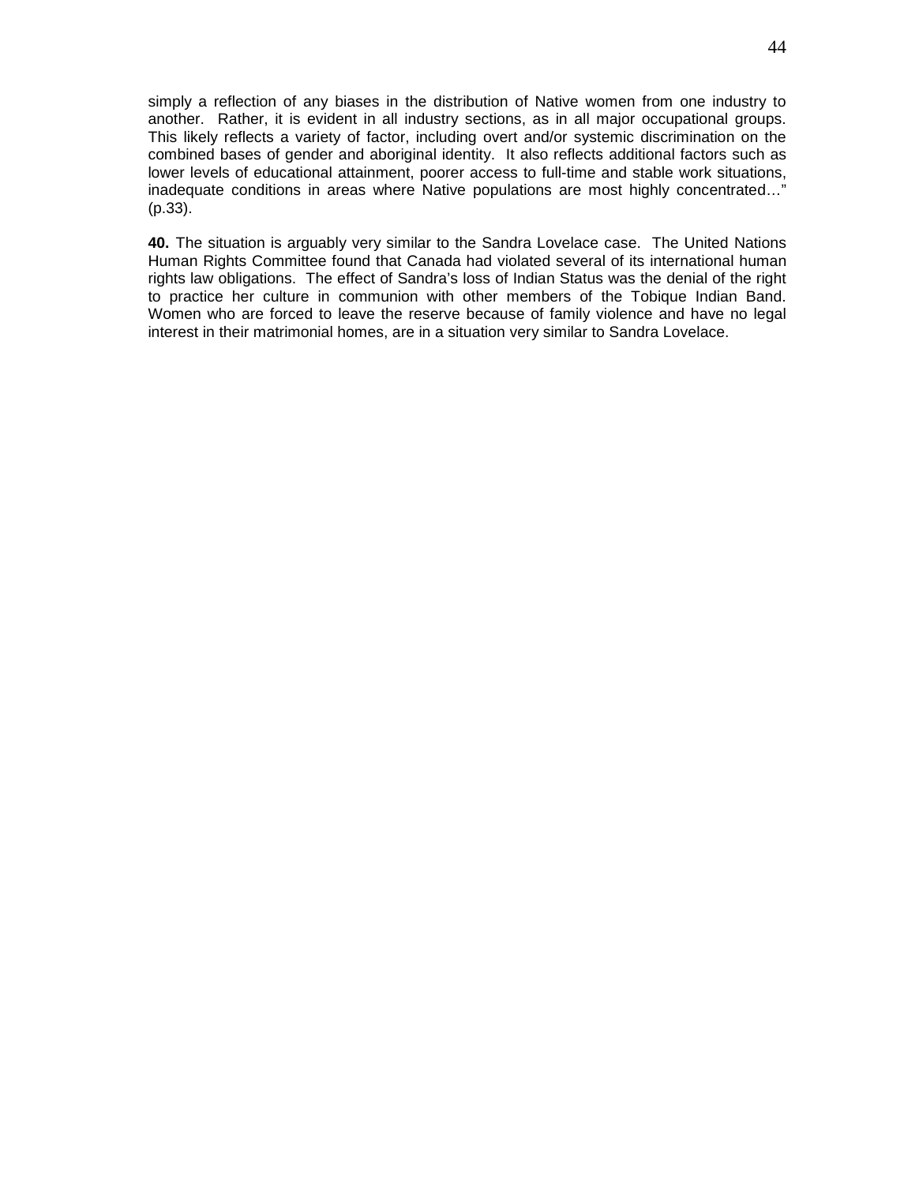simply a reflection of any biases in the distribution of Native women from one industry to another. Rather, it is evident in all industry sections, as in all major occupational groups. This likely reflects a variety of factor, including overt and/or systemic discrimination on the combined bases of gender and aboriginal identity. It also reflects additional factors such as lower levels of educational attainment, poorer access to full-time and stable work situations, inadequate conditions in areas where Native populations are most highly concentrated…" (p.33).

**40.** The situation is arguably very similar to the Sandra Lovelace case. The United Nations Human Rights Committee found that Canada had violated several of its international human rights law obligations. The effect of Sandra's loss of Indian Status was the denial of the right to practice her culture in communion with other members of the Tobique Indian Band. Women who are forced to leave the reserve because of family violence and have no legal interest in their matrimonial homes, are in a situation very similar to Sandra Lovelace.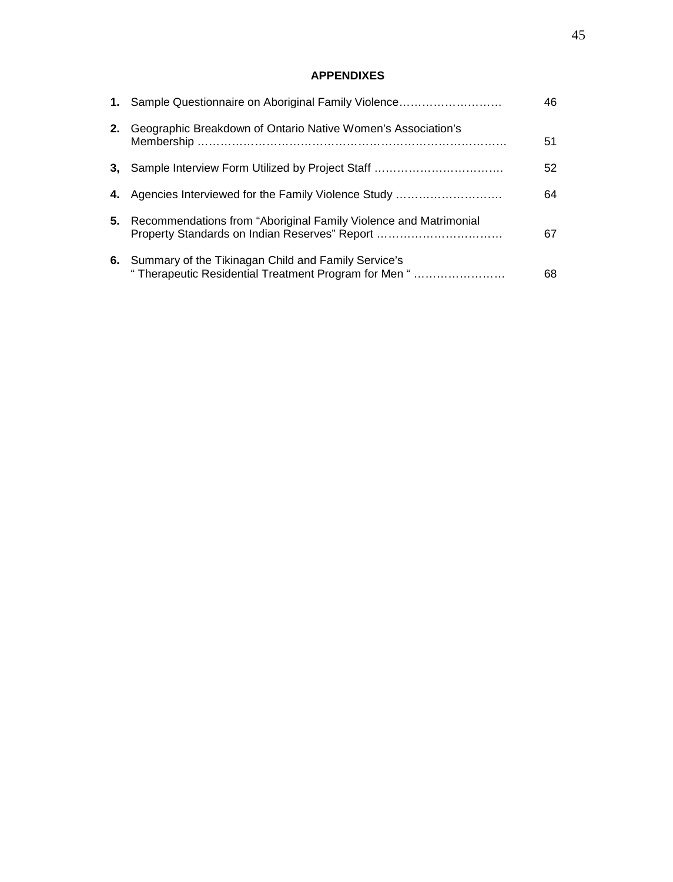**APPENDIXES**

| | | |
|---|---|---|
| **1.** | Sample Questionnaire on Aboriginal Family Violence……………………… | 46 |
| **2.** | Geographic Breakdown of Ontario Native Women's Association's Membership ………………………………………………………………… | 51 |
| **3,** | Sample Interview Form Utilized by Project Staff ……………………………. | 52 |
| **4.** | Agencies Interviewed for the Family Violence Study ………………………. | 64 |
| **5.** | Recommendations from "Aboriginal Family Violence and Matrimonial Property Standards on Indian Reserves" Report …………………………… | 67 |
| **6.** | Summary of the Tikinagan Child and Family Service's " Therapeutic Residential Treatment Program for Men " …………………… | 68 |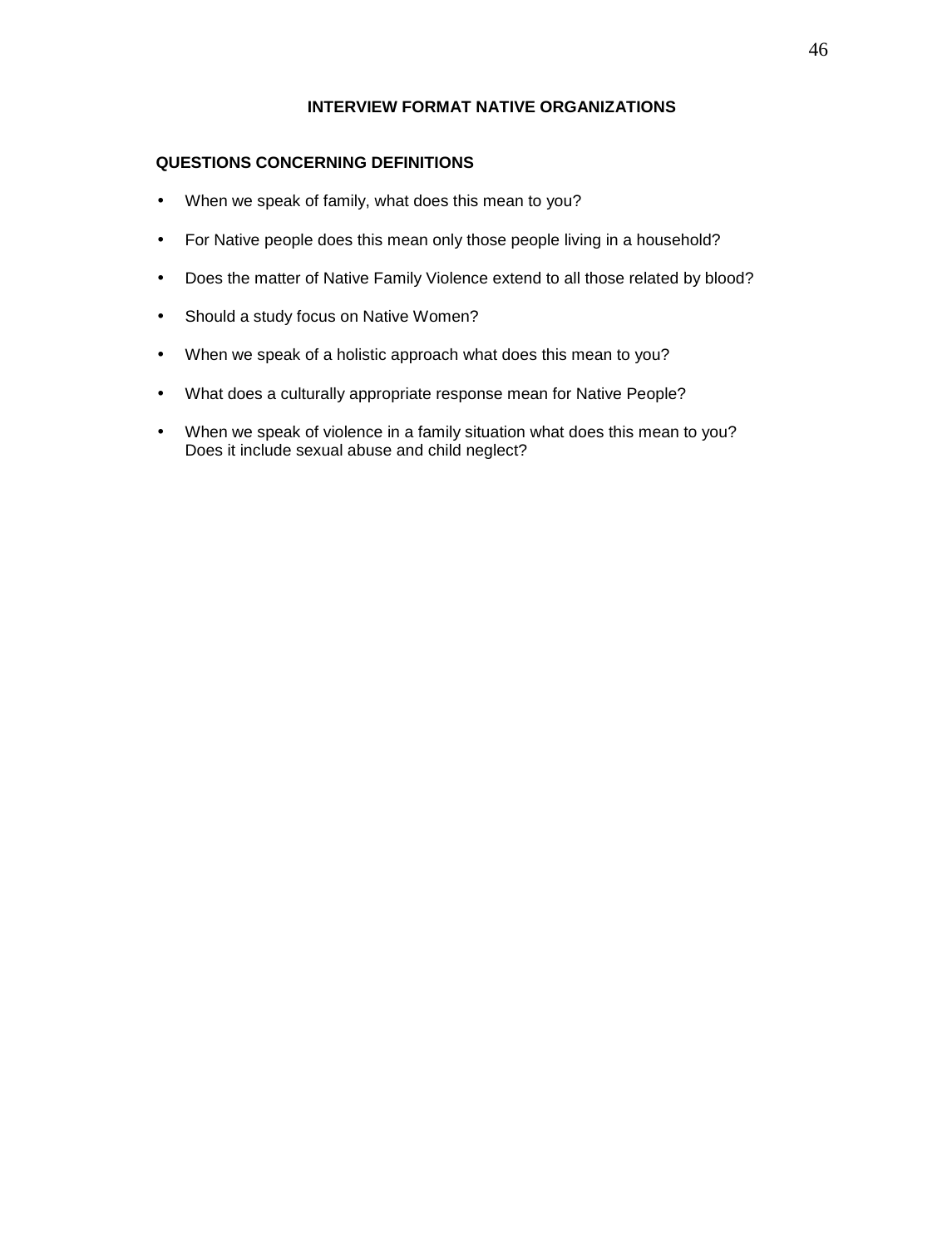## INTERVIEW FORMAT NATIVE ORGANIZATIONS

### QUESTIONS CONCERNING DEFINITIONS

- When we speak of family, what does this mean to you?
- For Native people does this mean only those people living in a household?
- Does the matter of Native Family Violence extend to all those related by blood?
- Should a study focus on Native Women?
- When we speak of a holistic approach what does this mean to you?
- What does a culturally appropriate response mean for Native People?
- When we speak of violence in a family situation what does this mean to you? Does it include sexual abuse and child neglect?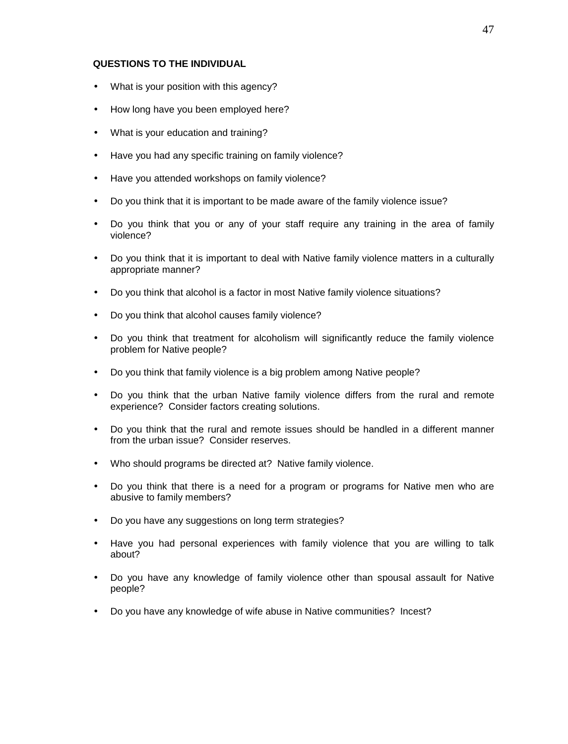**QUESTIONS TO THE INDIVIDUAL**

- What is your position with this agency?
- How long have you been employed here?
- What is your education and training?
- Have you had any specific training on family violence?
- Have you attended workshops on family violence?
- Do you think that it is important to be made aware of the family violence issue?
- Do you think that you or any of your staff require any training in the area of family violence?
- Do you think that it is important to deal with Native family violence matters in a culturally appropriate manner?
- Do you think that alcohol is a factor in most Native family violence situations?
- Do you think that alcohol causes family violence?
- Do you think that treatment for alcoholism will significantly reduce the family violence problem for Native people?
- Do you think that family violence is a big problem among Native people?
- Do you think that the urban Native family violence differs from the rural and remote experience? Consider factors creating solutions.
- Do you think that the rural and remote issues should be handled in a different manner from the urban issue? Consider reserves.
- Who should programs be directed at? Native family violence.
- Do you think that there is a need for a program or programs for Native men who are abusive to family members?
- Do you have any suggestions on long term strategies?
- Have you had personal experiences with family violence that you are willing to talk about?
- Do you have any knowledge of family violence other than spousal assault for Native people?
- Do you have any knowledge of wife abuse in Native communities? Incest?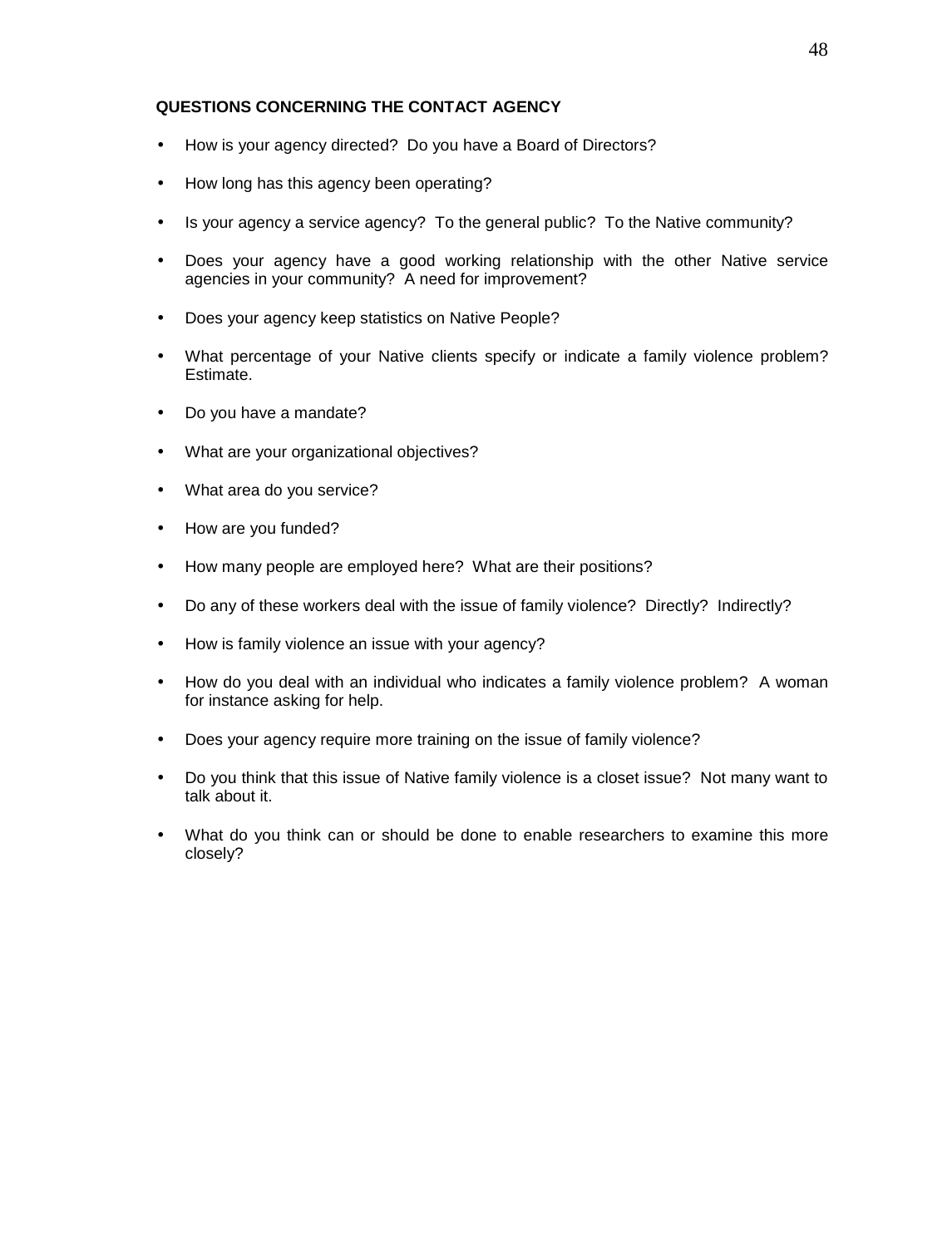**QUESTIONS CONCERNING THE CONTACT AGENCY**

- How is your agency directed? Do you have a Board of Directors?
- How long has this agency been operating?
- Is your agency a service agency? To the general public? To the Native community?
- Does your agency have a good working relationship with the other Native service agencies in your community? A need for improvement?
- Does your agency keep statistics on Native People?
- What percentage of your Native clients specify or indicate a family violence problem? Estimate.
- Do you have a mandate?
- What are your organizational objectives?
- What area do you service?
- How are you funded?
- How many people are employed here? What are their positions?
- Do any of these workers deal with the issue of family violence? Directly? Indirectly?
- How is family violence an issue with your agency?
- How do you deal with an individual who indicates a family violence problem? A woman for instance asking for help.
- Does your agency require more training on the issue of family violence?
- Do you think that this issue of Native family violence is a closet issue? Not many want to talk about it.
- What do you think can or should be done to enable researchers to examine this more closely?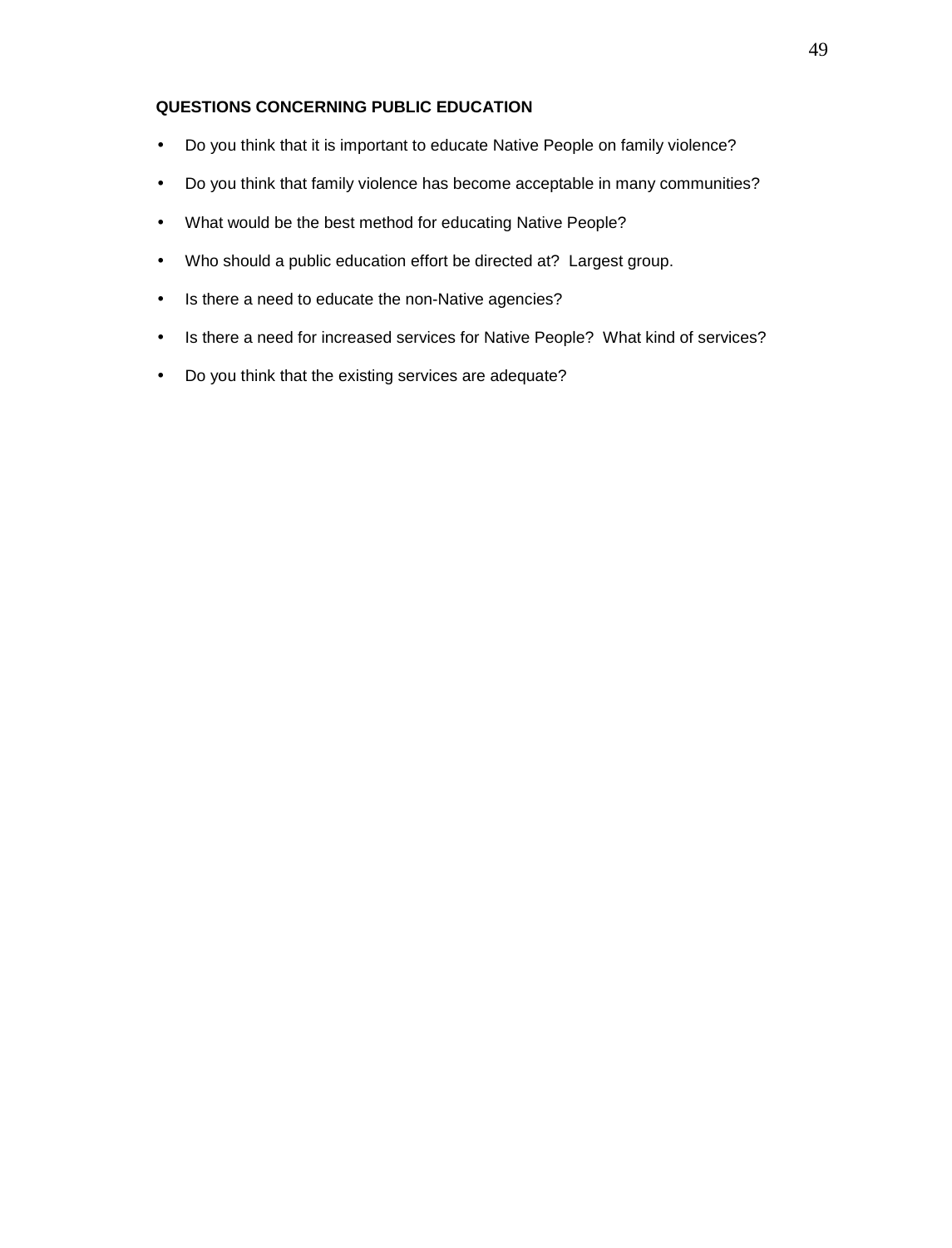**QUESTIONS CONCERNING PUBLIC EDUCATION**

- Do you think that it is important to educate Native People on family violence?
- Do you think that family violence has become acceptable in many communities?
- What would be the best method for educating Native People?
- Who should a public education effort be directed at?  Largest group.
- Is there a need to educate the non-Native agencies?
- Is there a need for increased services for Native People?  What kind of services?
- Do you think that the existing services are adequate?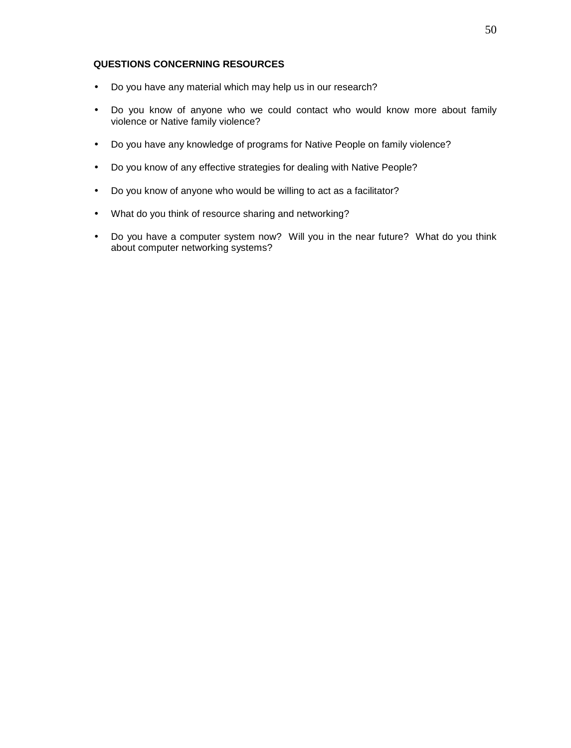**QUESTIONS CONCERNING RESOURCES**

- Do you have any material which may help us in our research?
- Do you know of anyone who we could contact who would know more about family violence or Native family violence?
- Do you have any knowledge of programs for Native People on family violence?
- Do you know of any effective strategies for dealing with Native People?
- Do you know of anyone who would be willing to act as a facilitator?
- What do you think of resource sharing and networking?
- Do you have a computer system now? Will you in the near future? What do you think about computer networking systems?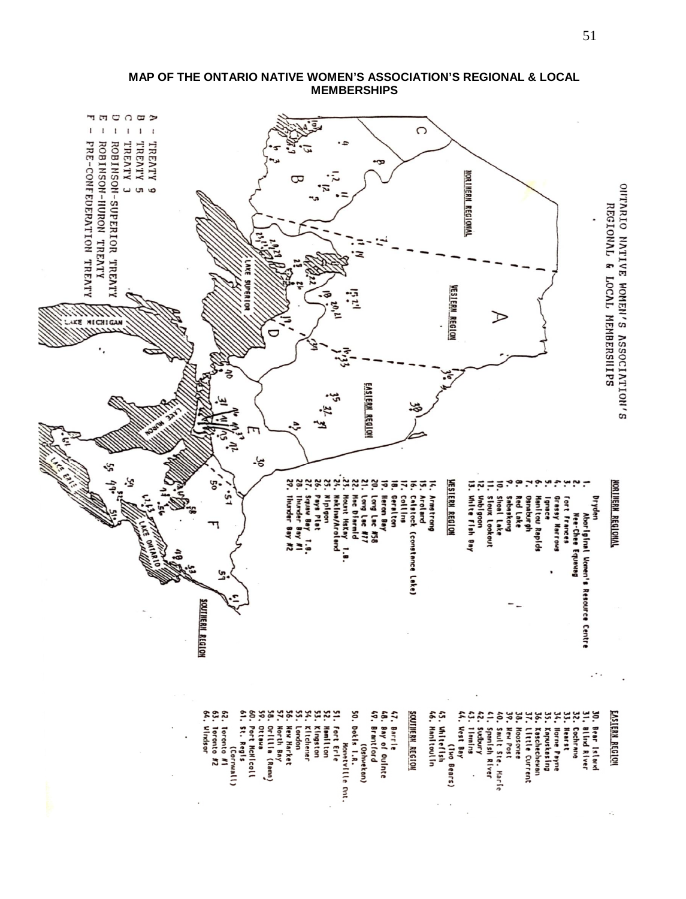**MAP OF THE ONTARIO NATIVE WOMEN'S ASSOCIATION'S REGIONAL & LOCAL MEMBERSHIPS**

ONTARIO NATIVE WOMEN'S ASSOCIATION'S REGIONAL & LOCAL MEMBERSHIPS

A - TREATY 9
B - TREATY 5
C - TREATY 3
D - ROBINSON-SUPERIOR TREATY
E - ROBINSON-HURON TREATY
F - PRE-CONFEDERATION TREATY

NORTHERN REGIONAL

1. Dryden
   Aboriginal Women's Resource Centre
2. Nee-Chee Equaung
3. Fort Frances
4. Grassy Narrows
5. Ignace
6. Manitou Rapids
7. Osnaburgh
8. Red Lake
9. Sabaskong
10. Shoal Lake
11. Sioux Lookout
12. Wabigoon
13. White Fish Bay

WESTERN REGION

14. Armstrong
15. Aroland
16. Calstock (Constance Lake)
17. Collins
18. Geraldton
19. Heron Bay
20. Long Lac #58
21. Long Lac #77
22. Mac Diarmid
23. Mount McKay I.R.
24. Nakina/Aroland
25. Nipigon
26. Pays Plat
27. Squaw Bay I.R.
28. Thunder Bay #1
29. Thunder Bay #2

EASTERN REGION

30. Bear Island
31. Blind River
32. Cochrane
33. Hearst
34. Horne Payne
35. Kapuskasing
36. Kashechewan
37. Little Current
38. Moosonee
39. New Post
40. Sault Ste. Marie
41. Spanish River
42. Sudbury
43. Timmins
44. West Bay
    (Two Bears)
45. Whitefish
46. Manitoulin

SOUTHERN REGION

47. Barrie
48. Bay of Quinte
49. Brantford
    (Ohsweken)
50. Dokis I.R.
    Monetville Ont.
51. Fort Erie
52. Hamilton
53. Kingston
54. Kitchener
55. London
56. New Market
57. North Bay
58. Orillia (Rama)
59. Ottawa
60. Port McNicoll
61. St. Regis
    (Cornwall)
62. Toronto #1
63. Toronto #2
64. Windsor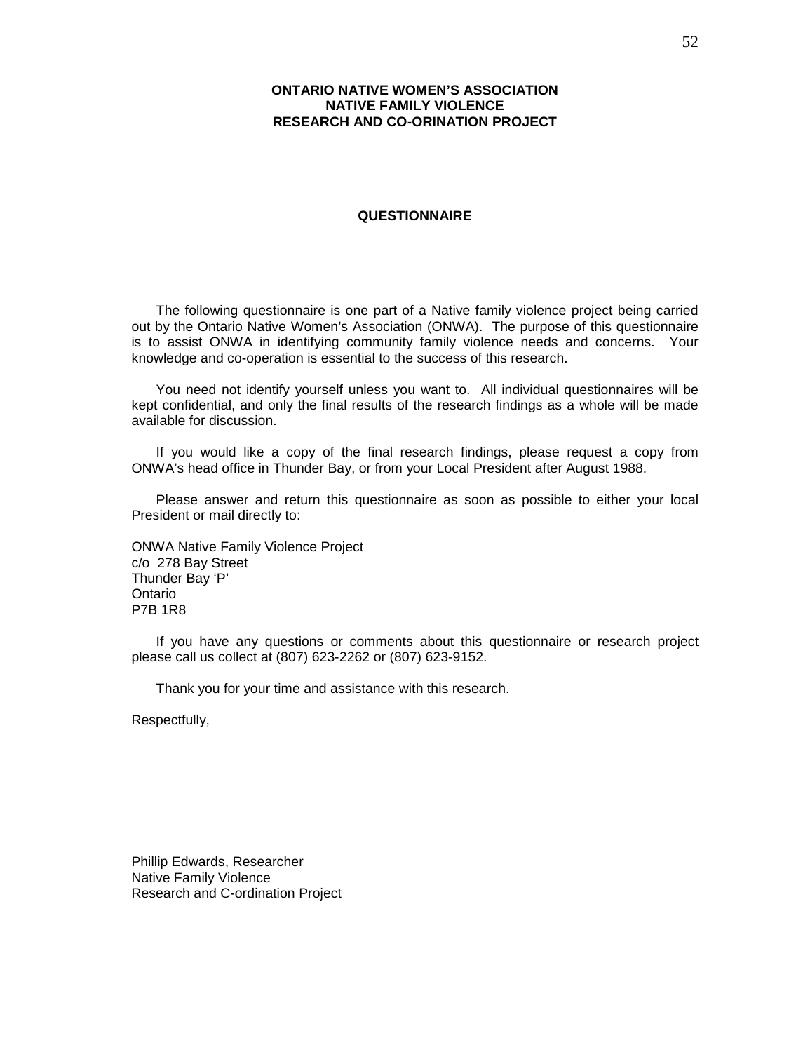**ONTARIO NATIVE WOMEN'S ASSOCIATION**
**NATIVE FAMILY VIOLENCE**
**RESEARCH AND CO-ORINATION PROJECT**

**QUESTIONNAIRE**

The following questionnaire is one part of a Native family violence project being carried out by the Ontario Native Women's Association (ONWA). The purpose of this questionnaire is to assist ONWA in identifying community family violence needs and concerns. Your knowledge and co-operation is essential to the success of this research.

You need not identify yourself unless you want to. All individual questionnaires will be kept confidential, and only the final results of the research findings as a whole will be made available for discussion.

If you would like a copy of the final research findings, please request a copy from ONWA's head office in Thunder Bay, or from your Local President after August 1988.

Please answer and return this questionnaire as soon as possible to either your local President or mail directly to:

ONWA Native Family Violence Project
c/o 278 Bay Street
Thunder Bay 'P'
Ontario
P7B 1R8

If you have any questions or comments about this questionnaire or research project please call us collect at (807) 623-2262 or (807) 623-9152.

Thank you for your time and assistance with this research.

Respectfully,

Phillip Edwards, Researcher
Native Family Violence
Research and C-ordination Project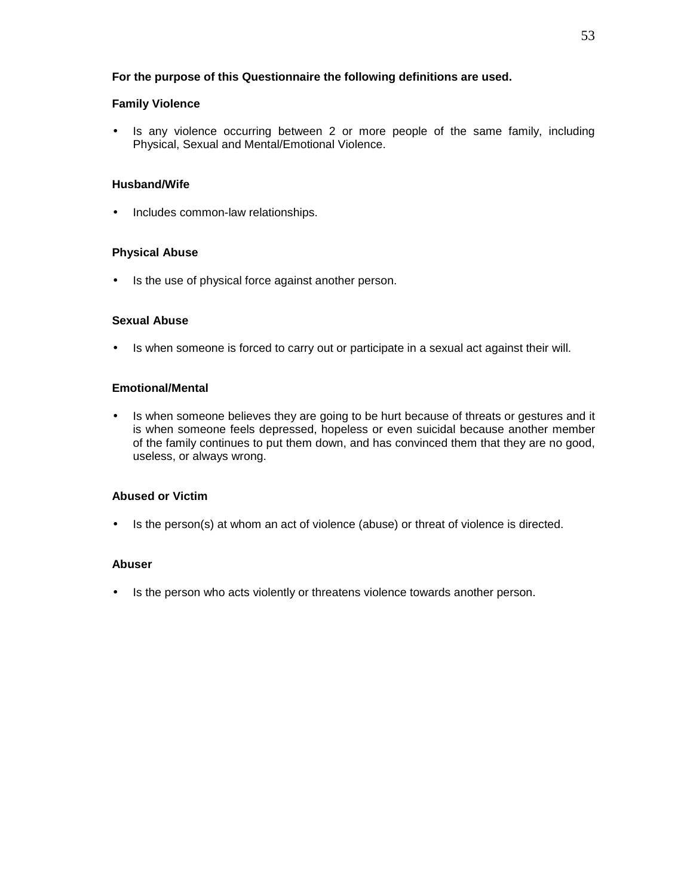**For the purpose of this Questionnaire the following definitions are used.**

**Family Violence**

- Is any violence occurring between 2 or more people of the same family, including Physical, Sexual and Mental/Emotional Violence.

**Husband/Wife**

- Includes common-law relationships.

**Physical Abuse**

- Is the use of physical force against another person.

**Sexual Abuse**

- Is when someone is forced to carry out or participate in a sexual act against their will.

**Emotional/Mental**

- Is when someone believes they are going to be hurt because of threats or gestures and it is when someone feels depressed, hopeless or even suicidal because another member of the family continues to put them down, and has convinced them that they are no good, useless, or always wrong.

**Abused or Victim**

- Is the person(s) at whom an act of violence (abuse) or threat of violence is directed.

**Abuser**

- Is the person who acts violently or threatens violence towards another person.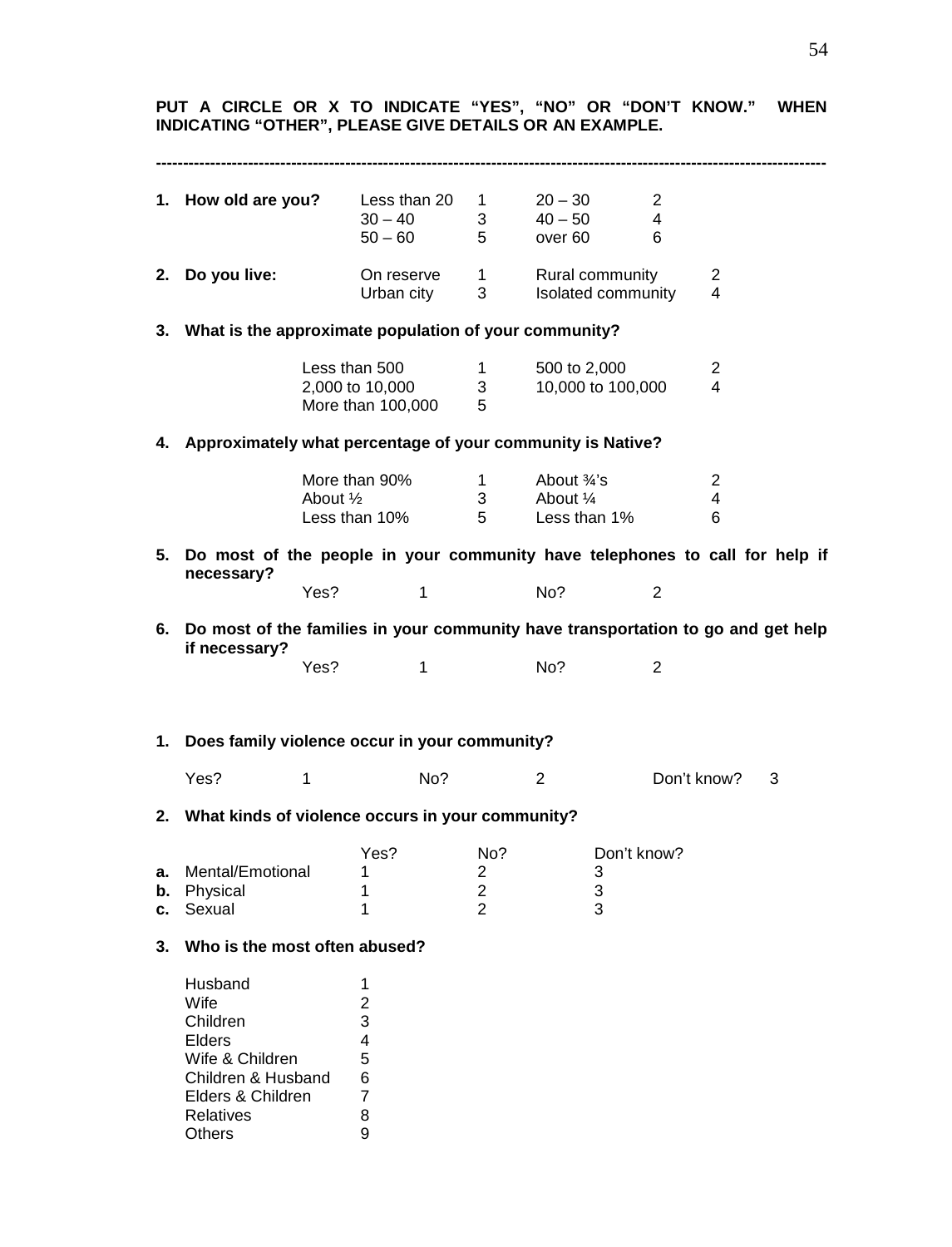**PUT A CIRCLE OR X TO INDICATE "YES", "NO" OR "DON'T KNOW." WHEN INDICATING "OTHER", PLEASE GIVE DETAILS OR AN EXAMPLE.**

---

**1. How old are you?**

| | | | |
|---|---|---|---|
| Less than 20 | 1 | 20 – 30 | 2 |
| 30 – 40 | 3 | 40 – 50 | 4 |
| 50 – 60 | 5 | over 60 | 6 |

**2. Do you live:**

| | | | |
|---|---|---|---|
| On reserve | 1 | Rural community | 2 |
| Urban city | 3 | Isolated community | 4 |

**3. What is the approximate population of your community?**

| | | | |
|---|---|---|---|
| Less than 500 | 1 | 500 to 2,000 | 2 |
| 2,000 to 10,000 | 3 | 10,000 to 100,000 | 4 |
| More than 100,000 | 5 | | |

**4. Approximately what percentage of your community is Native?**

| | | | |
|---|---|---|---|
| More than 90% | 1 | About ¾'s | 2 |
| About ½ | 3 | About ¼ | 4 |
| Less than 10% | 5 | Less than 1% | 6 |

**5. Do most of the people in your community have telephones to call for help if necessary?**

Yes? 1 No? 2

**6. Do most of the families in your community have transportation to go and get help if necessary?**

Yes? 1 No? 2

**1. Does family violence occur in your community?**

Yes? 1 No? 2 Don't know? 3

**2. What kinds of violence occurs in your community?**

| | Yes? | No? | Don't know? |
|---|---|---|---|
| **a.** Mental/Emotional | 1 | 2 | 3 |
| **b.** Physical | 1 | 2 | 3 |
| **c.** Sexual | 1 | 2 | 3 |

**3. Who is the most often abused?**

| | |
|---|---|
| Husband | 1 |
| Wife | 2 |
| Children | 3 |
| Elders | 4 |
| Wife & Children | 5 |
| Children & Husband | 6 |
| Elders & Children | 7 |
| Relatives | 8 |
| Others | 9 |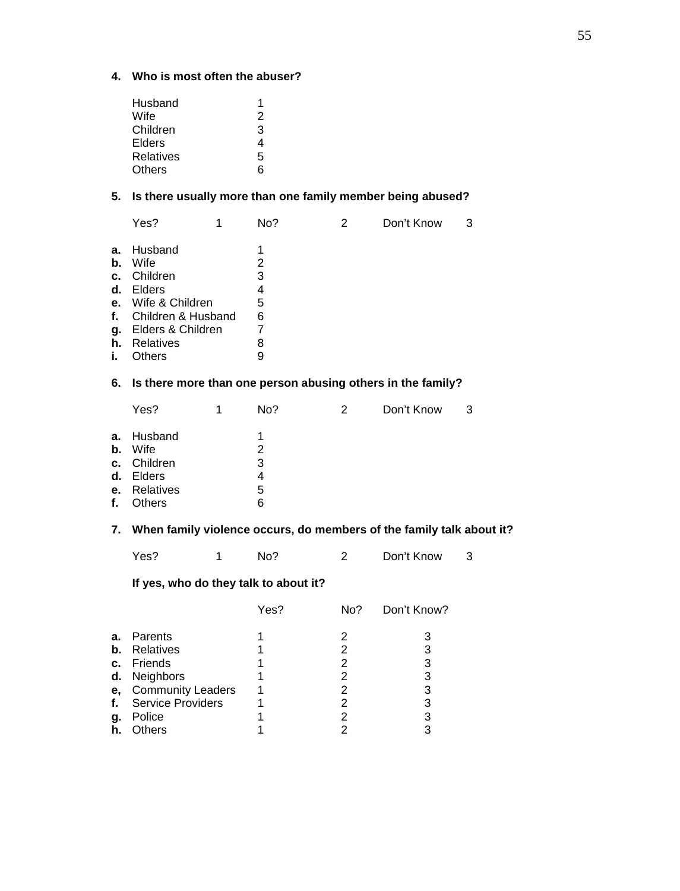**4. Who is most often the abuser?**

| | |
|---|---|
| Husband | 1 |
| Wife | 2 |
| Children | 3 |
| Elders | 4 |
| Relatives | 5 |
| Others | 6 |

**5. Is there usually more than one family member being abused?**

| | | | | | |
|---|---|---|---|---|---|
| Yes? | 1 | No? | 2 | Don't Know | 3 |

| | | |
|---|---|---|
| **a.** | Husband | 1 |
| **b.** | Wife | 2 |
| **c.** | Children | 3 |
| **d.** | Elders | 4 |
| **e.** | Wife & Children | 5 |
| **f.** | Children & Husband | 6 |
| **g.** | Elders & Children | 7 |
| **h.** | Relatives | 8 |
| **i.** | Others | 9 |

**6. Is there more than one person abusing others in the family?**

| | | | | | |
|---|---|---|---|---|---|
| Yes? | 1 | No? | 2 | Don't Know | 3 |

| | | |
|---|---|---|
| **a.** | Husband | 1 |
| **b.** | Wife | 2 |
| **c.** | Children | 3 |
| **d.** | Elders | 4 |
| **e.** | Relatives | 5 |
| **f.** | Others | 6 |

**7. When family violence occurs, do members of the family talk about it?**

| | | | | | |
|---|---|---|---|---|---|
| Yes? | 1 | No? | 2 | Don't Know | 3 |

**If yes, who do they talk to about it?**

| | | Yes? | No? | Don't Know? |
|---|---|---|---|---|
| **a.** | Parents | 1 | 2 | 3 |
| **b.** | Relatives | 1 | 2 | 3 |
| **c.** | Friends | 1 | 2 | 3 |
| **d.** | Neighbors | 1 | 2 | 3 |
| **e,** | Community Leaders | 1 | 2 | 3 |
| **f.** | Service Providers | 1 | 2 | 3 |
| **g.** | Police | 1 | 2 | 3 |
| **h.** | Others | 1 | 2 | 3 |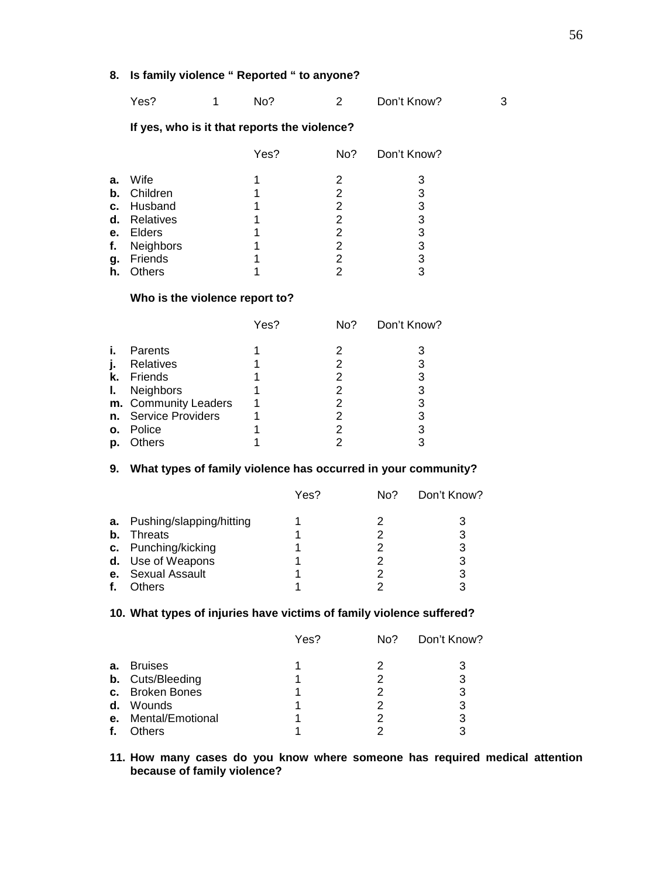**8. Is family violence " Reported " to anyone?**

Yes? 1 No? 2 Don't Know? 3

**If yes, who is it that reports the violence?**

| | Yes? | No? | Don't Know? |
|---|---|---|---|
| **a.** Wife | 1 | 2 | 3 |
| **b.** Children | 1 | 2 | 3 |
| **c.** Husband | 1 | 2 | 3 |
| **d.** Relatives | 1 | 2 | 3 |
| **e.** Elders | 1 | 2 | 3 |
| **f.** Neighbors | 1 | 2 | 3 |
| **g.** Friends | 1 | 2 | 3 |
| **h.** Others | 1 | 2 | 3 |

**Who is the violence report to?**

| | Yes? | No? | Don't Know? |
|---|---|---|---|
| **i.** Parents | 1 | 2 | 3 |
| **j.** Relatives | 1 | 2 | 3 |
| **k.** Friends | 1 | 2 | 3 |
| **l.** Neighbors | 1 | 2 | 3 |
| **m.** Community Leaders | 1 | 2 | 3 |
| **n.** Service Providers | 1 | 2 | 3 |
| **o.** Police | 1 | 2 | 3 |
| **p.** Others | 1 | 2 | 3 |

**9. What types of family violence has occurred in your community?**

| | Yes? | No? | Don't Know? |
|---|---|---|---|
| **a.** Pushing/slapping/hitting | 1 | 2 | 3 |
| **b.** Threats | 1 | 2 | 3 |
| **c.** Punching/kicking | 1 | 2 | 3 |
| **d.** Use of Weapons | 1 | 2 | 3 |
| **e.** Sexual Assault | 1 | 2 | 3 |
| **f.** Others | 1 | 2 | 3 |

**10. What types of injuries have victims of family violence suffered?**

| | Yes? | No? | Don't Know? |
|---|---|---|---|
| **a.** Bruises | 1 | 2 | 3 |
| **b.** Cuts/Bleeding | 1 | 2 | 3 |
| **c.** Broken Bones | 1 | 2 | 3 |
| **d.** Wounds | 1 | 2 | 3 |
| **e.** Mental/Emotional | 1 | 2 | 3 |
| **f.** Others | 1 | 2 | 3 |

**11. How many cases do you know where someone has required medical attention because of family violence?**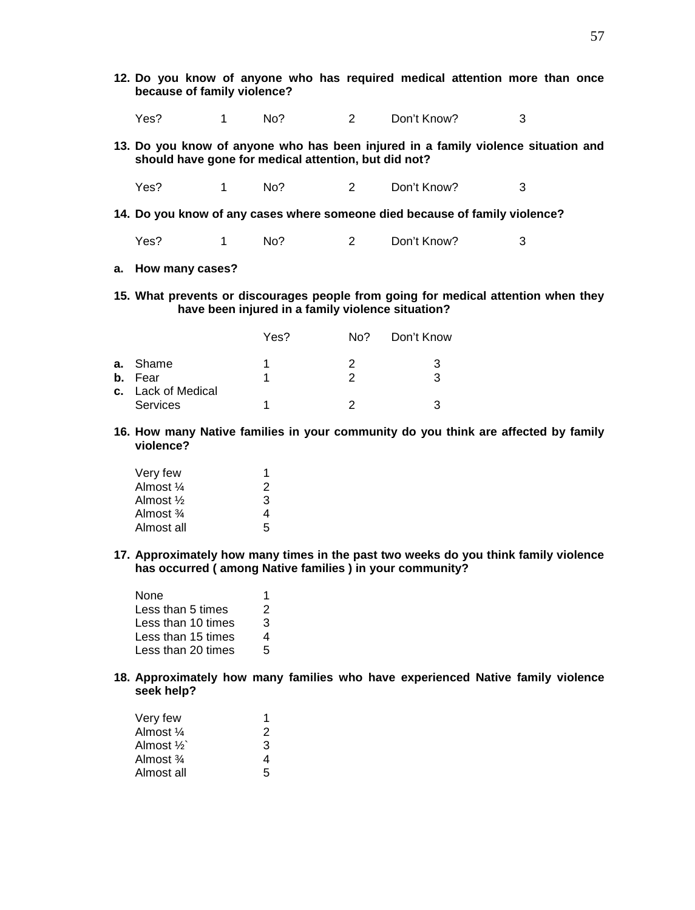**12. Do you know of anyone who has required medical attention more than once because of family violence?**

| Yes? | 1 | No? | 2 | Don't Know? | 3 |
|---|---|---|---|---|---|

**13. Do you know of anyone who has been injured in a family violence situation and should have gone for medical attention, but did not?**

| Yes? | 1 | No? | 2 | Don't Know? | 3 |
|---|---|---|---|---|---|

**14. Do you know of any cases where someone died because of family violence?**

| Yes? | 1 | No? | 2 | Don't Know? | 3 |
|---|---|---|---|---|---|

**a. How many cases?**

**15. What prevents or discourages people from going for medical attention when they have been injured in a family violence situation?**

| | Yes? | No? | Don't Know |
|---|---|---|---|
| **a.** Shame | 1 | 2 | 3 |
| **b.** Fear | 1 | 2 | 3 |
| **c.** Lack of Medical Services | 1 | 2 | 3 |

**16. How many Native families in your community do you think are affected by family violence?**

| | |
|---|---|
| Very few | 1 |
| Almost ¼ | 2 |
| Almost ½ | 3 |
| Almost ¾ | 4 |
| Almost all | 5 |

**17. Approximately how many times in the past two weeks do you think family violence has occurred ( among Native families ) in your community?**

| | |
|---|---|
| None | 1 |
| Less than 5 times | 2 |
| Less than 10 times | 3 |
| Less than 15 times | 4 |
| Less than 20 times | 5 |

**18. Approximately how many families who have experienced Native family violence seek help?**

| | |
|---|---|
| Very few | 1 |
| Almost ¼ | 2 |
| Almost ½` | 3 |
| Almost ¾ | 4 |
| Almost all | 5 |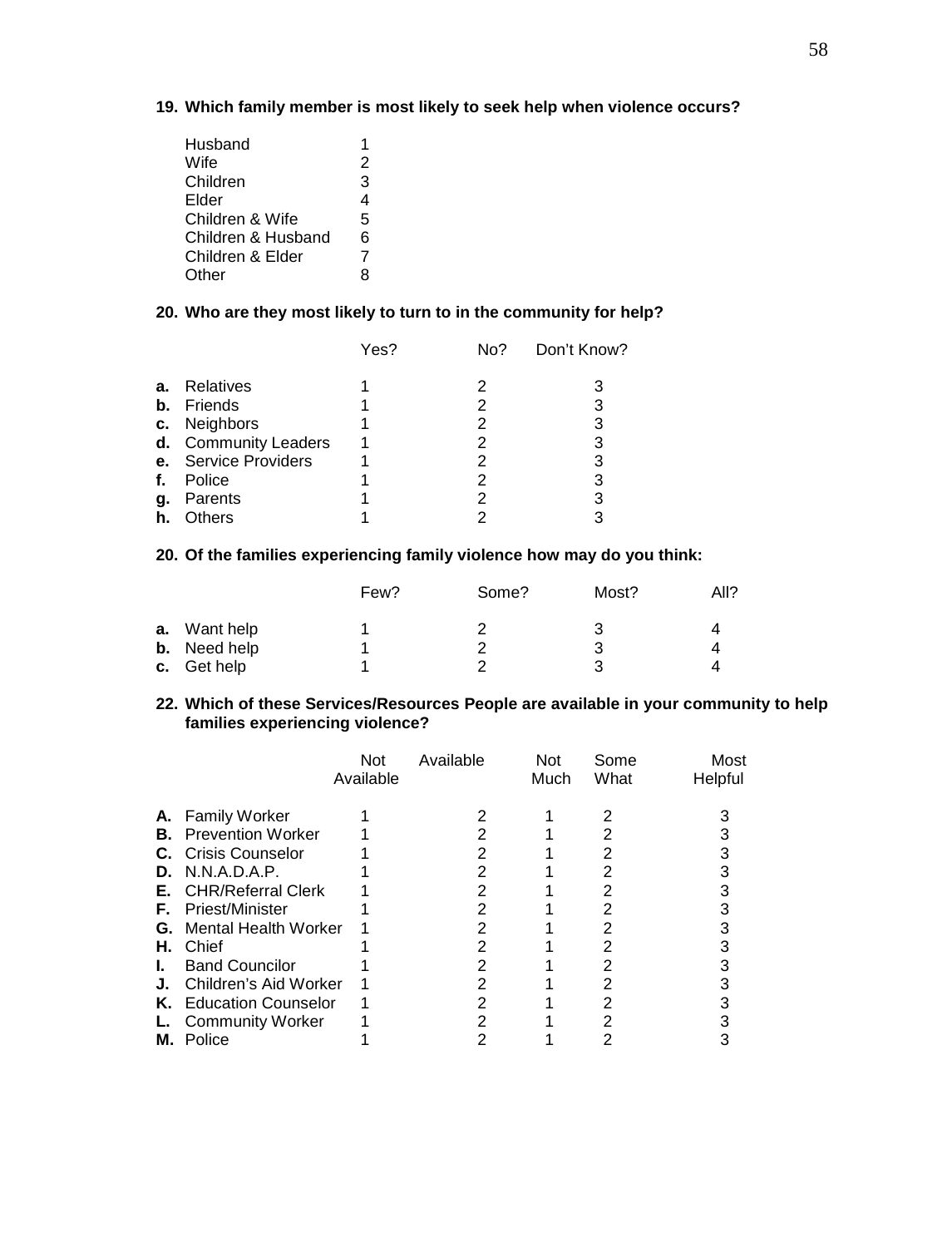**19. Which family member is most likely to seek help when violence occurs?**

| | |
|---|---|
| Husband | 1 |
| Wife | 2 |
| Children | 3 |
| Elder | 4 |
| Children & Wife | 5 |
| Children & Husband | 6 |
| Children & Elder | 7 |
| Other | 8 |

**20. Who are they most likely to turn to in the community for help?**

| | Yes? | No? | Don't Know? |
|---|---|---|---|
| **a.** Relatives | 1 | 2 | 3 |
| **b.** Friends | 1 | 2 | 3 |
| **c.** Neighbors | 1 | 2 | 3 |
| **d.** Community Leaders | 1 | 2 | 3 |
| **e.** Service Providers | 1 | 2 | 3 |
| **f.** Police | 1 | 2 | 3 |
| **g.** Parents | 1 | 2 | 3 |
| **h.** Others | 1 | 2 | 3 |

**20. Of the families experiencing family violence how may do you think:**

| | Few? | Some? | Most? | All? |
|---|---|---|---|---|
| **a.** Want help | 1 | 2 | 3 | 4 |
| **b.** Need help | 1 | 2 | 3 | 4 |
| **c.** Get help | 1 | 2 | 3 | 4 |

**22. Which of these Services/Resources People are available in your community to help families experiencing violence?**

| | Not Available | Available | Not Much | Some What | Most Helpful |
|---|---|---|---|---|---|
| **A.** Family Worker | 1 | 2 | 1 | 2 | 3 |
| **B.** Prevention Worker | 1 | 2 | 1 | 2 | 3 |
| **C.** Crisis Counselor | 1 | 2 | 1 | 2 | 3 |
| **D.** N.N.A.D.A.P. | 1 | 2 | 1 | 2 | 3 |
| **E.** CHR/Referral Clerk | 1 | 2 | 1 | 2 | 3 |
| **F.** Priest/Minister | 1 | 2 | 1 | 2 | 3 |
| **G.** Mental Health Worker | 1 | 2 | 1 | 2 | 3 |
| **H.** Chief | 1 | 2 | 1 | 2 | 3 |
| **I.** Band Councilor | 1 | 2 | 1 | 2 | 3 |
| **J.** Children's Aid Worker | 1 | 2 | 1 | 2 | 3 |
| **K.** Education Counselor | 1 | 2 | 1 | 2 | 3 |
| **L.** Community Worker | 1 | 2 | 1 | 2 | 3 |
| **M.** Police | 1 | 2 | 1 | 2 | 3 |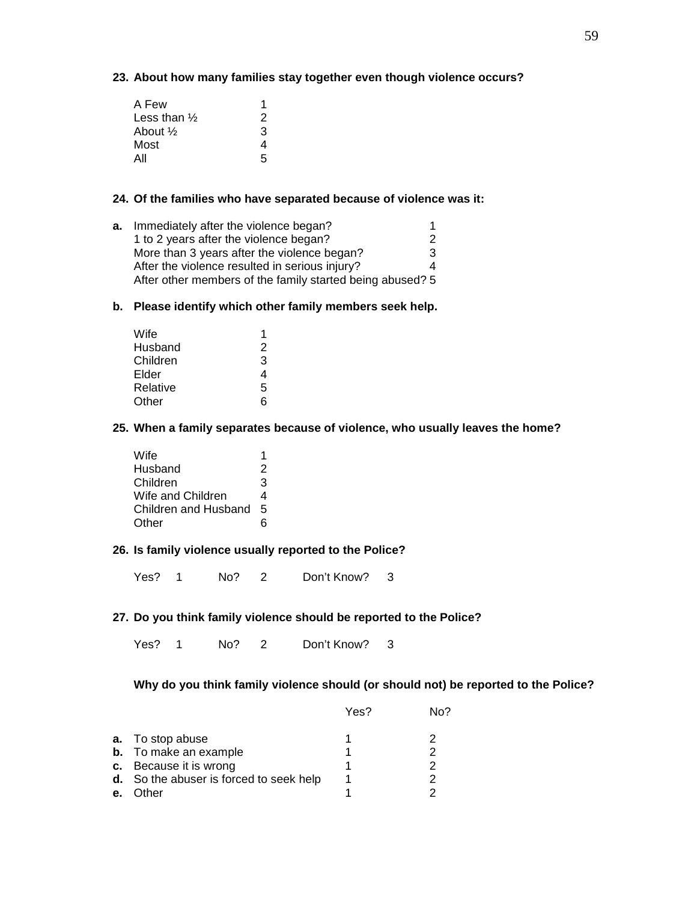**23. About how many families stay together even though violence occurs?**

| | |
|---|---|
| A Few | 1 |
| Less than ½ | 2 |
| About ½ | 3 |
| Most | 4 |
| All | 5 |

**24. Of the families who have separated because of violence was it:**

**a.**

| | |
|---|---|
| Immediately after the violence began? | 1 |
| 1 to 2 years after the violence began? | 2 |
| More than 3 years after the violence began? | 3 |
| After the violence resulted in serious injury? | 4 |
| After other members of the family started being abused? | 5 |

**b. Please identify which other family members seek help.**

| | |
|---|---|
| Wife | 1 |
| Husband | 2 |
| Children | 3 |
| Elder | 4 |
| Relative | 5 |
| Other | 6 |

**25. When a family separates because of violence, who usually leaves the home?**

| | |
|---|---|
| Wife | 1 |
| Husband | 2 |
| Children | 3 |
| Wife and Children | 4 |
| Children and Husband | 5 |
| Other | 6 |

**26. Is family violence usually reported to the Police?**

Yes? 1 No? 2 Don't Know? 3

**27. Do you think family violence should be reported to the Police?**

Yes? 1 No? 2 Don't Know? 3

**Why do you think family violence should (or should not) be reported to the Police?**

| | Yes? | No? |
|---|---|---|
| **a.** To stop abuse | 1 | 2 |
| **b.** To make an example | 1 | 2 |
| **c.** Because it is wrong | 1 | 2 |
| **d.** So the abuser is forced to seek help | 1 | 2 |
| **e.** Other | 1 | 2 |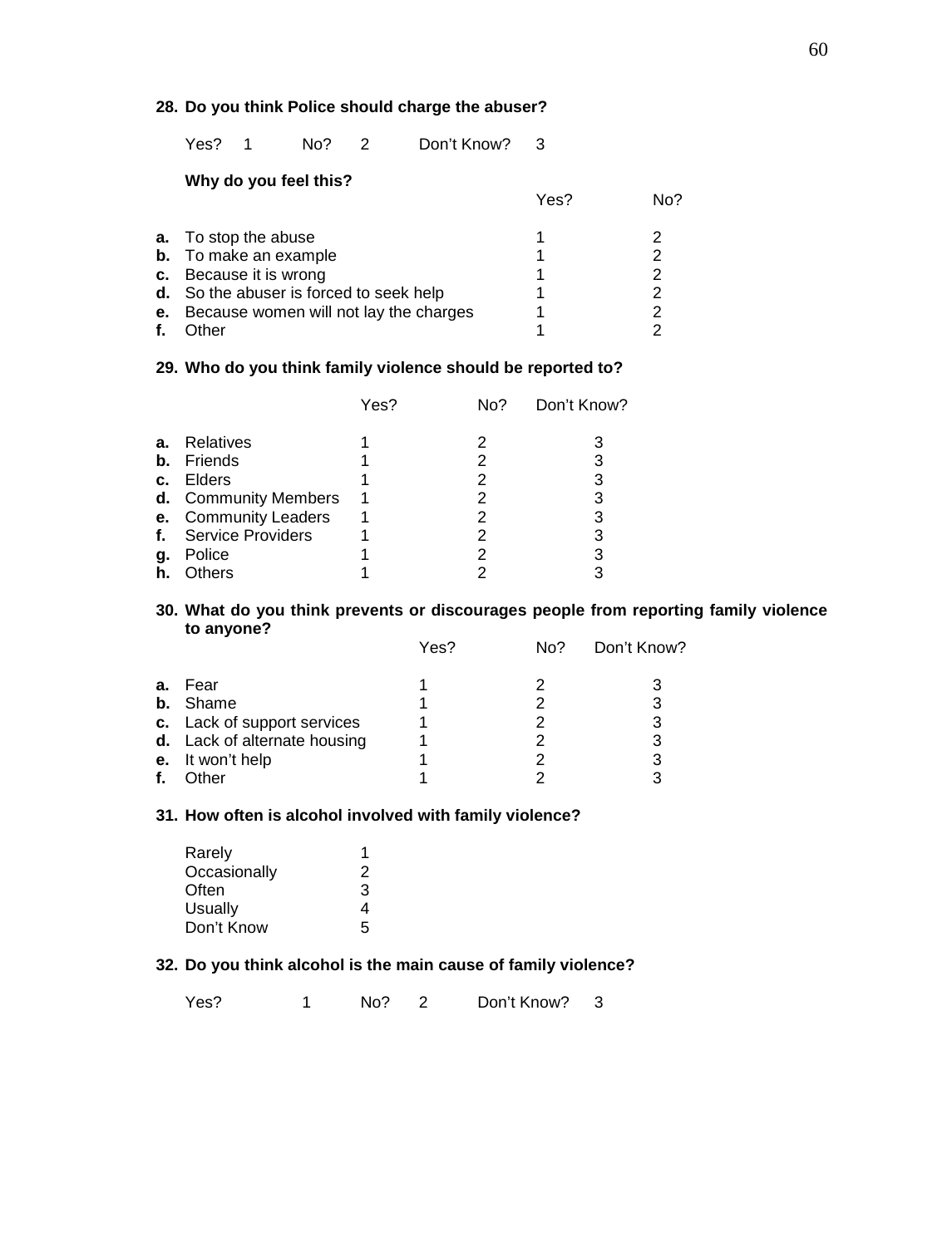**28. Do you think Police should charge the abuser?**

Yes? 1 No? 2 Don't Know? 3

**Why do you feel this?**

| | | Yes? | No? |
|---|---|---|---|
| **a.** | To stop the abuse | 1 | 2 |
| **b.** | To make an example | 1 | 2 |
| **c.** | Because it is wrong | 1 | 2 |
| **d.** | So the abuser is forced to seek help | 1 | 2 |
| **e.** | Because women will not lay the charges | 1 | 2 |
| **f.** | Other | 1 | 2 |

**29. Who do you think family violence should be reported to?**

| | | Yes? | No? | Don't Know? |
|---|---|---|---|---|
| **a.** | Relatives | 1 | 2 | 3 |
| **b.** | Friends | 1 | 2 | 3 |
| **c.** | Elders | 1 | 2 | 3 |
| **d.** | Community Members | 1 | 2 | 3 |
| **e.** | Community Leaders | 1 | 2 | 3 |
| **f.** | Service Providers | 1 | 2 | 3 |
| **g.** | Police | 1 | 2 | 3 |
| **h.** | Others | 1 | 2 | 3 |

**30. What do you think prevents or discourages people from reporting family violence to anyone?**

| | | Yes? | No? | Don't Know? |
|---|---|---|---|---|
| **a.** | Fear | 1 | 2 | 3 |
| **b.** | Shame | 1 | 2 | 3 |
| **c.** | Lack of support services | 1 | 2 | 3 |
| **d.** | Lack of alternate housing | 1 | 2 | 3 |
| **e.** | It won't help | 1 | 2 | 3 |
| **f.** | Other | 1 | 2 | 3 |

**31. How often is alcohol involved with family violence?**

| | |
|---|---|
| Rarely | 1 |
| Occasionally | 2 |
| Often | 3 |
| Usually | 4 |
| Don't Know | 5 |

**32. Do you think alcohol is the main cause of family violence?**

Yes? 1 No? 2 Don't Know? 3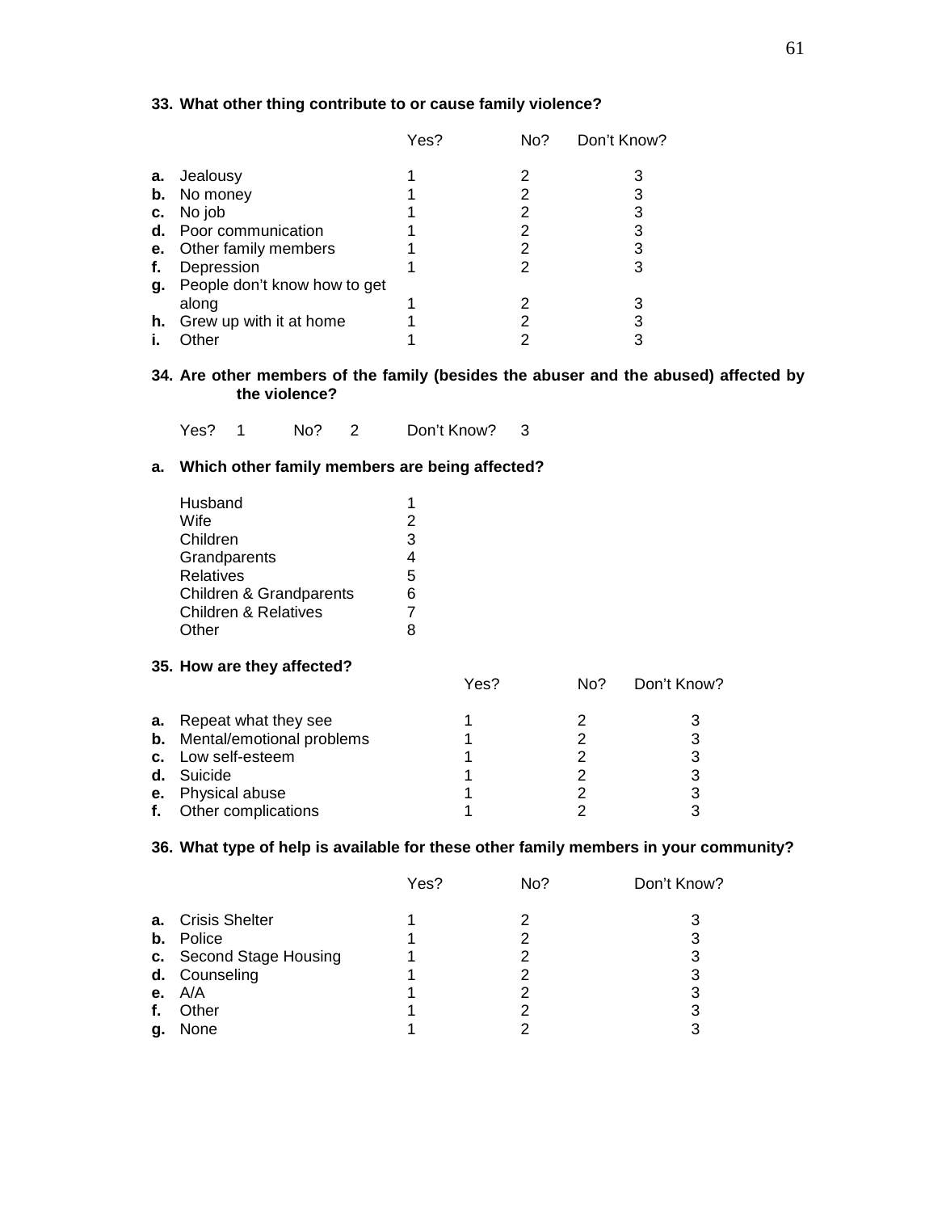**33. What other thing contribute to or cause family violence?**

| | Yes? | No? | Don't Know? |
|---|---|---|---|
| **a.** Jealousy | 1 | 2 | 3 |
| **b.** No money | 1 | 2 | 3 |
| **c.** No job | 1 | 2 | 3 |
| **d.** Poor communication | 1 | 2 | 3 |
| **e.** Other family members | 1 | 2 | 3 |
| **f.** Depression | 1 | 2 | 3 |
| **g.** People don't know how to get along | 1 | 2 | 3 |
| **h.** Grew up with it at home | 1 | 2 | 3 |
| **i.** Other | 1 | 2 | 3 |

**34. Are other members of the family (besides the abuser and the abused) affected by the violence?**

Yes? 1 No? 2 Don't Know? 3

**a. Which other family members are being affected?**

| | |
|---|---|
| Husband | 1 |
| Wife | 2 |
| Children | 3 |
| Grandparents | 4 |
| Relatives | 5 |
| Children & Grandparents | 6 |
| Children & Relatives | 7 |
| Other | 8 |

**35. How are they affected?**

| | Yes? | No? | Don't Know? |
|---|---|---|---|
| **a.** Repeat what they see | 1 | 2 | 3 |
| **b.** Mental/emotional problems | 1 | 2 | 3 |
| **c.** Low self-esteem | 1 | 2 | 3 |
| **d.** Suicide | 1 | 2 | 3 |
| **e.** Physical abuse | 1 | 2 | 3 |
| **f.** Other complications | 1 | 2 | 3 |

**36. What type of help is available for these other family members in your community?**

| | Yes? | No? | Don't Know? |
|---|---|---|---|
| **a.** Crisis Shelter | 1 | 2 | 3 |
| **b.** Police | 1 | 2 | 3 |
| **c.** Second Stage Housing | 1 | 2 | 3 |
| **d.** Counseling | 1 | 2 | 3 |
| **e.** A/A | 1 | 2 | 3 |
| **f.** Other | 1 | 2 | 3 |
| **g.** None | 1 | 2 | 3 |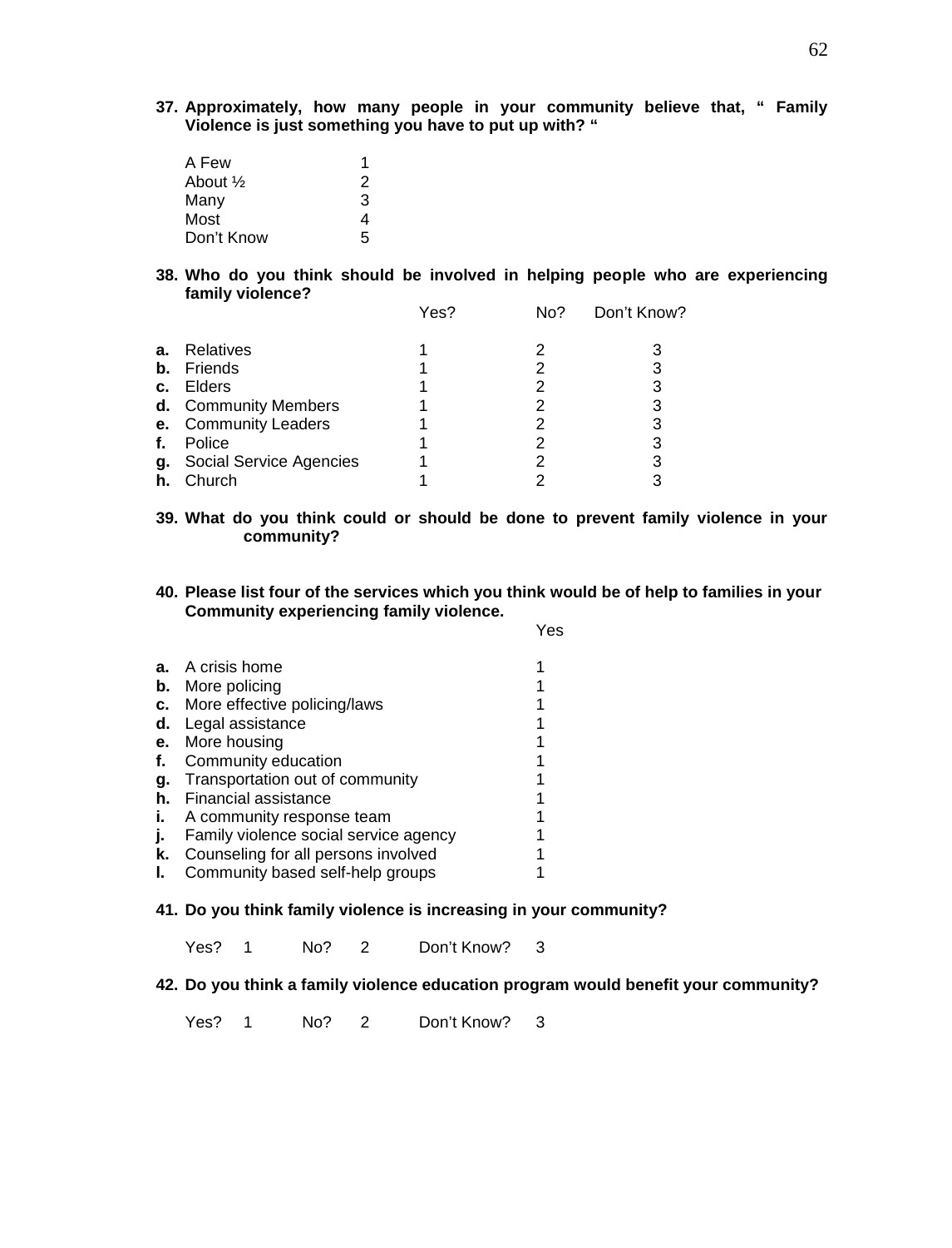**37. Approximately, how many people in your community believe that, " Family Violence is just something you have to put up with? "**

| | |
|---|---|
| A Few | 1 |
| About ½ | 2 |
| Many | 3 |
| Most | 4 |
| Don't Know | 5 |

**38. Who do you think should be involved in helping people who are experiencing family violence?**

| | Yes? | No? | Don't Know? |
|---|---|---|---|
| **a.** Relatives | 1 | 2 | 3 |
| **b.** Friends | 1 | 2 | 3 |
| **c.** Elders | 1 | 2 | 3 |
| **d.** Community Members | 1 | 2 | 3 |
| **e.** Community Leaders | 1 | 2 | 3 |
| **f.** Police | 1 | 2 | 3 |
| **g.** Social Service Agencies | 1 | 2 | 3 |
| **h.** Church | 1 | 2 | 3 |

**39. What do you think could or should be done to prevent family violence in your community?**

**40. Please list four of the services which you think would be of help to families in your Community experiencing family violence.**

| | Yes |
|---|---|
| **a.** A crisis home | 1 |
| **b.** More policing | 1 |
| **c.** More effective policing/laws | 1 |
| **d.** Legal assistance | 1 |
| **e.** More housing | 1 |
| **f.** Community education | 1 |
| **g.** Transportation out of community | 1 |
| **h.** Financial assistance | 1 |
| **i.** A community response team | 1 |
| **j.** Family violence social service agency | 1 |
| **k.** Counseling for all persons involved | 1 |
| **l.** Community based self-help groups | 1 |

**41. Do you think family violence is increasing in your community?**

Yes? 1 No? 2 Don't Know? 3

**42. Do you think a family violence education program would benefit your community?**

Yes? 1 No? 2 Don't Know? 3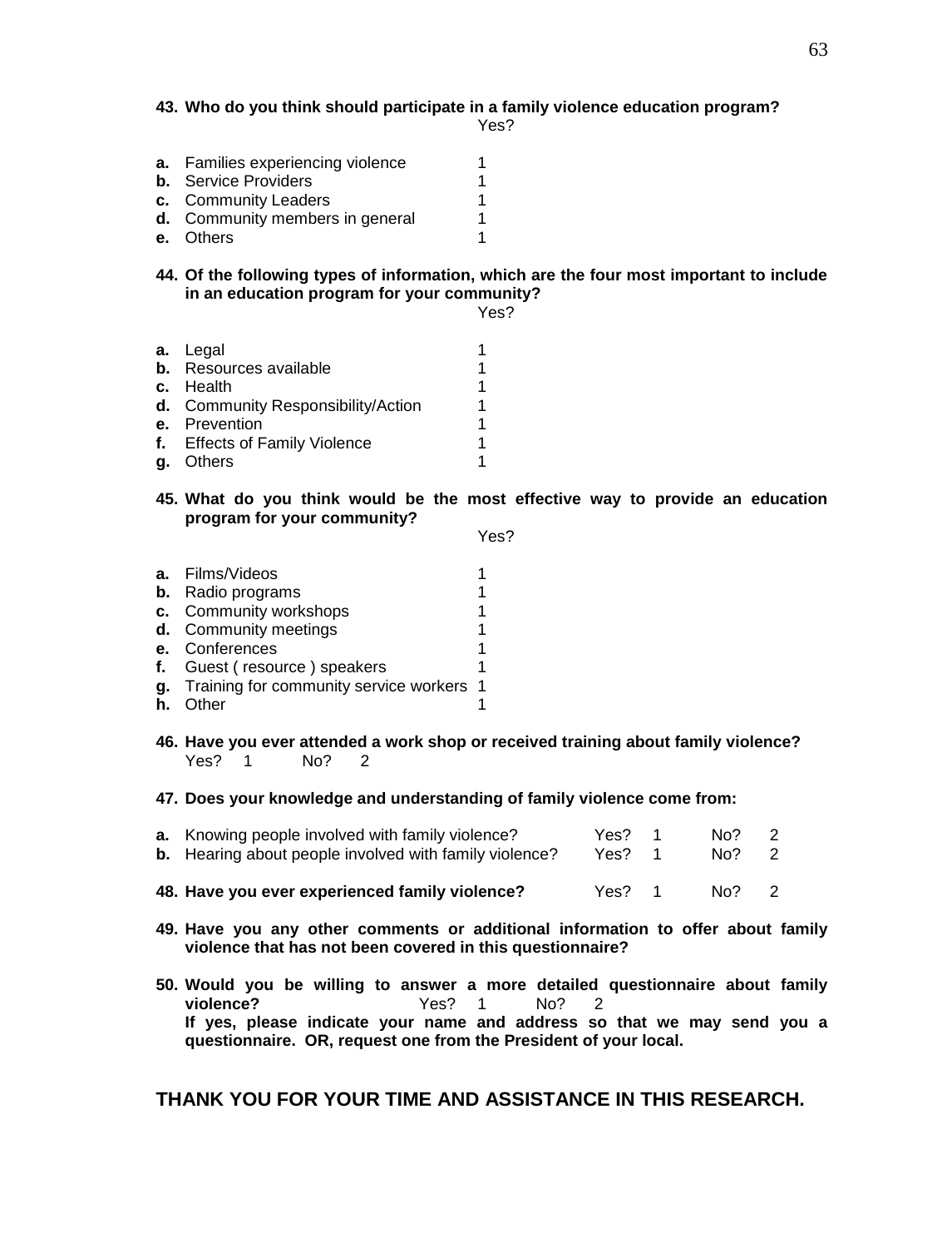**43. Who do you think should participate in a family violence education program?**

| | Yes? |
|---|---|
| **a.** Families experiencing violence | 1 |
| **b.** Service Providers | 1 |
| **c.** Community Leaders | 1 |
| **d.** Community members in general | 1 |
| **e.** Others | 1 |

**44. Of the following types of information, which are the four most important to include in an education program for your community?**

| | Yes? |
|---|---|
| **a.** Legal | 1 |
| **b.** Resources available | 1 |
| **c.** Health | 1 |
| **d.** Community Responsibility/Action | 1 |
| **e.** Prevention | 1 |
| **f.** Effects of Family Violence | 1 |
| **g.** Others | 1 |

**45. What do you think would be the most effective way to provide an education program for your community?**

| | Yes? |
|---|---|
| **a.** Films/Videos | 1 |
| **b.** Radio programs | 1 |
| **c.** Community workshops | 1 |
| **d.** Community meetings | 1 |
| **e.** Conferences | 1 |
| **f.** Guest ( resource ) speakers | 1 |
| **g.** Training for community service workers | 1 |
| **h.** Other | 1 |

**46. Have you ever attended a work shop or received training about family violence?**
Yes? 1 No? 2

**47. Does your knowledge and understanding of family violence come from:**

| | | |
|---|---|---|
| **a.** Knowing people involved with family violence? | Yes? 1 | No? 2 |
| **b.** Hearing about people involved with family violence? | Yes? 1 | No? 2 |

**48. Have you ever experienced family violence?** Yes? 1 No? 2

**49. Have you any other comments or additional information to offer about family violence that has not been covered in this questionnaire?**

**50. Would you be willing to answer a more detailed questionnaire about family violence?** Yes? 1 No? 2
**If yes, please indicate your name and address so that we may send you a questionnaire. OR, request one from the President of your local.**

**THANK YOU FOR YOUR TIME AND ASSISTANCE IN THIS RESEARCH.**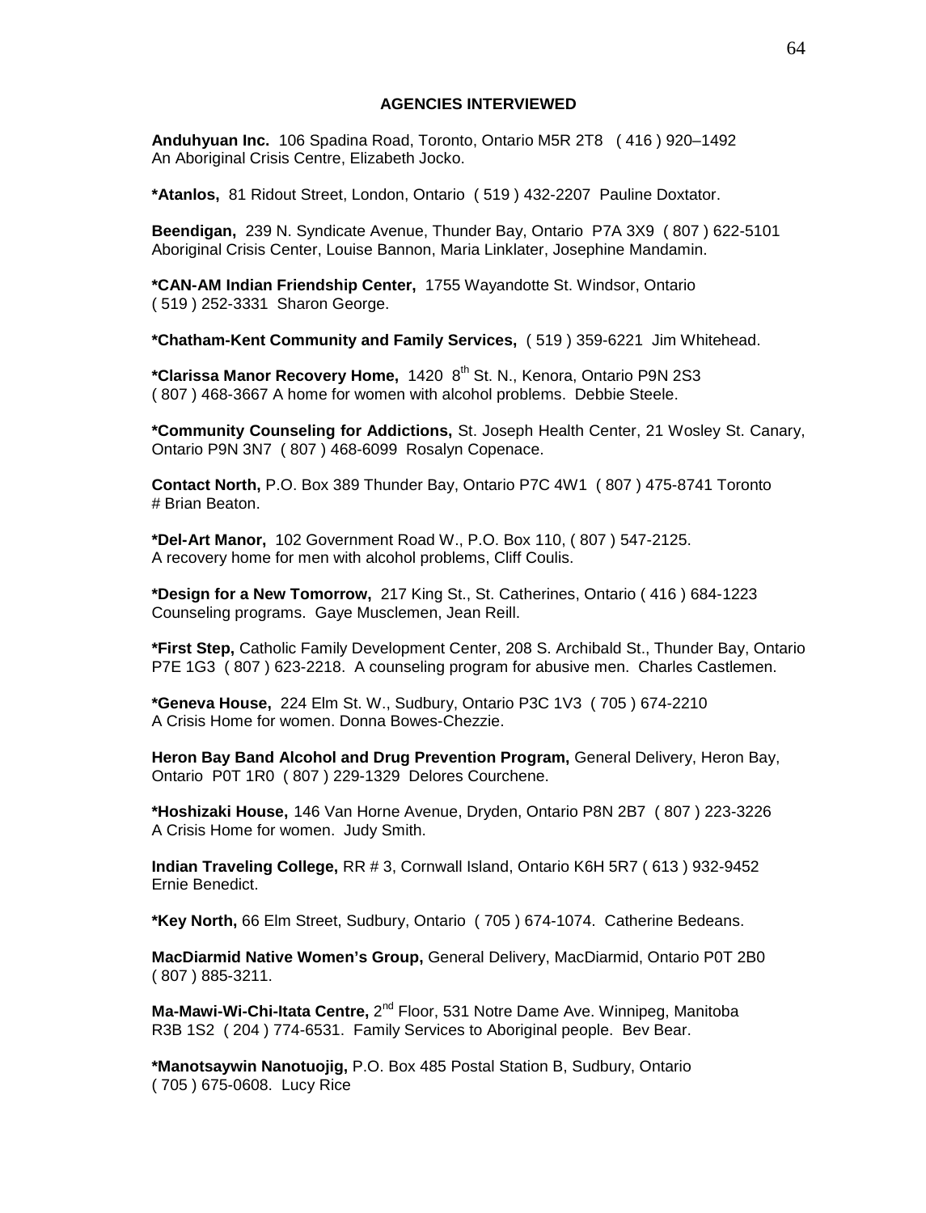#### AGENCIES INTERVIEWED

**Anduhyuan Inc.** 106 Spadina Road, Toronto, Ontario M5R 2T8 ( 416 ) 920–1492
An Aboriginal Crisis Centre, Elizabeth Jocko.

***Atanlos,** 81 Ridout Street, London, Ontario ( 519 ) 432-2207 Pauline Doxtator.

**Beendigan,** 239 N. Syndicate Avenue, Thunder Bay, Ontario P7A 3X9 ( 807 ) 622-5101
Aboriginal Crisis Center, Louise Bannon, Maria Linklater, Josephine Mandamin.

***CAN-AM Indian Friendship Center,** 1755 Wayandotte St. Windsor, Ontario
( 519 ) 252-3331 Sharon George.

***Chatham-Kent Community and Family Services,** ( 519 ) 359-6221 Jim Whitehead.

***Clarissa Manor Recovery Home,** 1420 8th St. N., Kenora, Ontario P9N 2S3
( 807 ) 468-3667 A home for women with alcohol problems. Debbie Steele.

***Community Counseling for Addictions,** St. Joseph Health Center, 21 Wosley St. Canary, Ontario P9N 3N7 ( 807 ) 468-6099 Rosalyn Copenace.

**Contact North,** P.O. Box 389 Thunder Bay, Ontario P7C 4W1 ( 807 ) 475-8741 Toronto
# Brian Beaton.

***Del-Art Manor,** 102 Government Road W., P.O. Box 110, ( 807 ) 547-2125.
A recovery home for men with alcohol problems, Cliff Coulis.

***Design for a New Tomorrow,** 217 King St., St. Catherines, Ontario ( 416 ) 684-1223
Counseling programs. Gaye Musclemen, Jean Reill.

***First Step,** Catholic Family Development Center, 208 S. Archibald St., Thunder Bay, Ontario P7E 1G3 ( 807 ) 623-2218. A counseling program for abusive men. Charles Castlemen.

***Geneva House,** 224 Elm St. W., Sudbury, Ontario P3C 1V3 ( 705 ) 674-2210
A Crisis Home for women. Donna Bowes-Chezzie.

**Heron Bay Band Alcohol and Drug Prevention Program,** General Delivery, Heron Bay, Ontario P0T 1R0 ( 807 ) 229-1329 Delores Courchene.

***Hoshizaki House,** 146 Van Horne Avenue, Dryden, Ontario P8N 2B7 ( 807 ) 223-3226
A Crisis Home for women. Judy Smith.

**Indian Traveling College,** RR # 3, Cornwall Island, Ontario K6H 5R7 ( 613 ) 932-9452
Ernie Benedict.

***Key North,** 66 Elm Street, Sudbury, Ontario ( 705 ) 674-1074. Catherine Bedeans.

**MacDiarmid Native Women's Group,** General Delivery, MacDiarmid, Ontario P0T 2B0
( 807 ) 885-3211.

**Ma-Mawi-Wi-Chi-Itata Centre,** 2nd Floor, 531 Notre Dame Ave. Winnipeg, Manitoba
R3B 1S2 ( 204 ) 774-6531. Family Services to Aboriginal people. Bev Bear.

***Manotsaywin Nanotuojig,** P.O. Box 485 Postal Station B, Sudbury, Ontario
( 705 ) 675-0608. Lucy Rice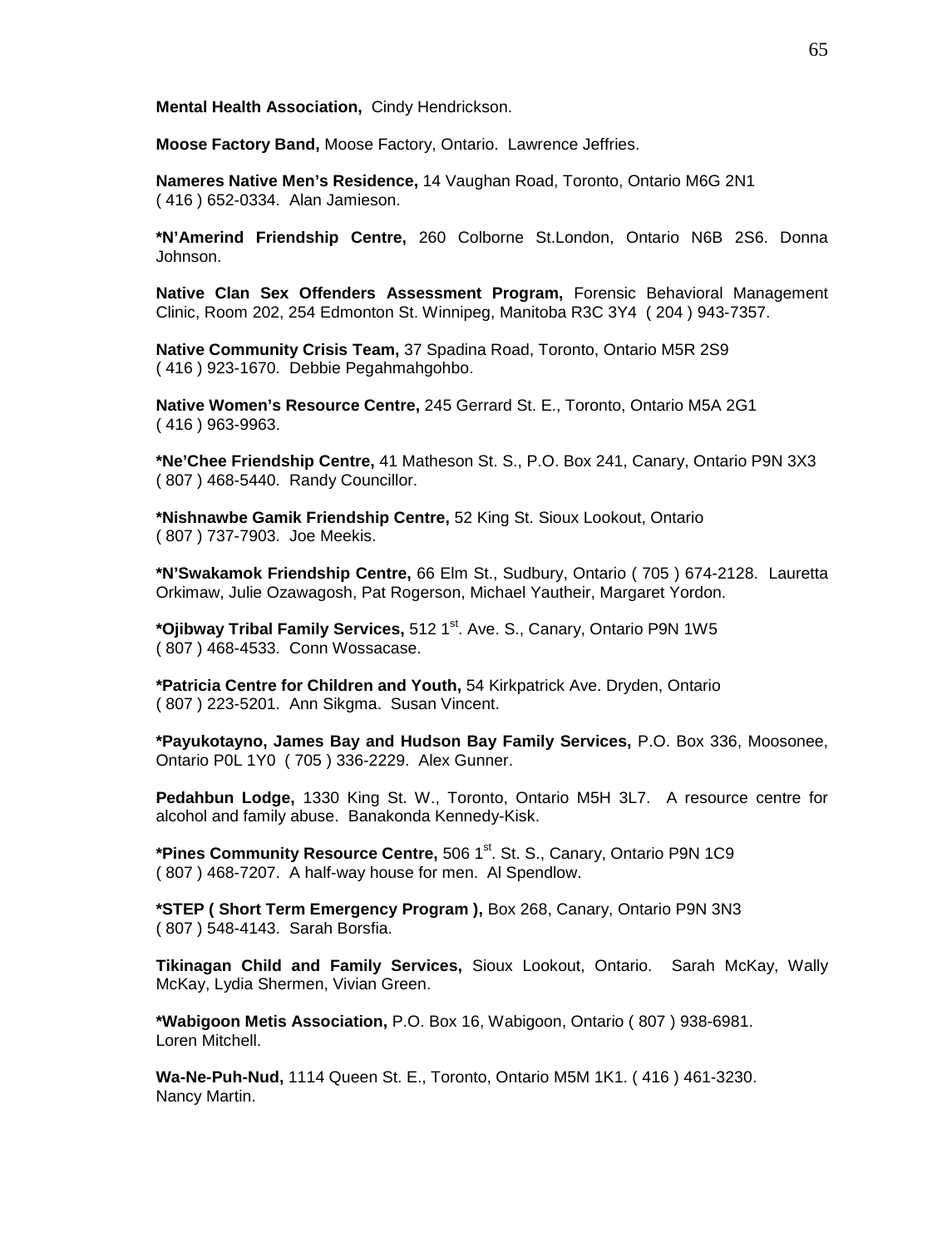**Mental Health Association,** Cindy Hendrickson.

**Moose Factory Band,** Moose Factory, Ontario. Lawrence Jeffries.

**Nameres Native Men's Residence,** 14 Vaughan Road, Toronto, Ontario M6G 2N1 ( 416 ) 652-0334. Alan Jamieson.

***N'Amerind Friendship Centre,** 260 Colborne St.London, Ontario N6B 2S6. Donna Johnson.

**Native Clan Sex Offenders Assessment Program,** Forensic Behavioral Management Clinic, Room 202, 254 Edmonton St. Winnipeg, Manitoba R3C 3Y4 ( 204 ) 943-7357.

**Native Community Crisis Team,** 37 Spadina Road, Toronto, Ontario M5R 2S9 ( 416 ) 923-1670. Debbie Pegahmahgohbo.

**Native Women's Resource Centre,** 245 Gerrard St. E., Toronto, Ontario M5A 2G1 ( 416 ) 963-9963.

***Ne'Chee Friendship Centre,** 41 Matheson St. S., P.O. Box 241, Canary, Ontario P9N 3X3 ( 807 ) 468-5440. Randy Councillor.

***Nishnawbe Gamik Friendship Centre,** 52 King St. Sioux Lookout, Ontario ( 807 ) 737-7903. Joe Meekis.

***N'Swakamok Friendship Centre,** 66 Elm St., Sudbury, Ontario ( 705 ) 674-2128. Lauretta Orkimaw, Julie Ozawagosh, Pat Rogerson, Michael Yautheir, Margaret Yordon.

***Ojibway Tribal Family Services,** 512 1st. Ave. S., Canary, Ontario P9N 1W5 ( 807 ) 468-4533. Conn Wossacase.

***Patricia Centre for Children and Youth,** 54 Kirkpatrick Ave. Dryden, Ontario ( 807 ) 223-5201. Ann Sikgma. Susan Vincent.

***Payukotayno, James Bay and Hudson Bay Family Services,** P.O. Box 336, Moosonee, Ontario P0L 1Y0 ( 705 ) 336-2229. Alex Gunner.

**Pedahbun Lodge,** 1330 King St. W., Toronto, Ontario M5H 3L7. A resource centre for alcohol and family abuse. Banakonda Kennedy-Kisk.

***Pines Community Resource Centre,** 506 1st. St. S., Canary, Ontario P9N 1C9 ( 807 ) 468-7207. A half-way house for men. Al Spendlow.

***STEP ( Short Term Emergency Program ),** Box 268, Canary, Ontario P9N 3N3 ( 807 ) 548-4143. Sarah Borsfia.

**Tikinagan Child and Family Services,** Sioux Lookout, Ontario. Sarah McKay, Wally McKay, Lydia Shermen, Vivian Green.

***Wabigoon Metis Association,** P.O. Box 16, Wabigoon, Ontario ( 807 ) 938-6981. Loren Mitchell.

**Wa-Ne-Puh-Nud,** 1114 Queen St. E., Toronto, Ontario M5M 1K1. ( 416 ) 461-3230. Nancy Martin.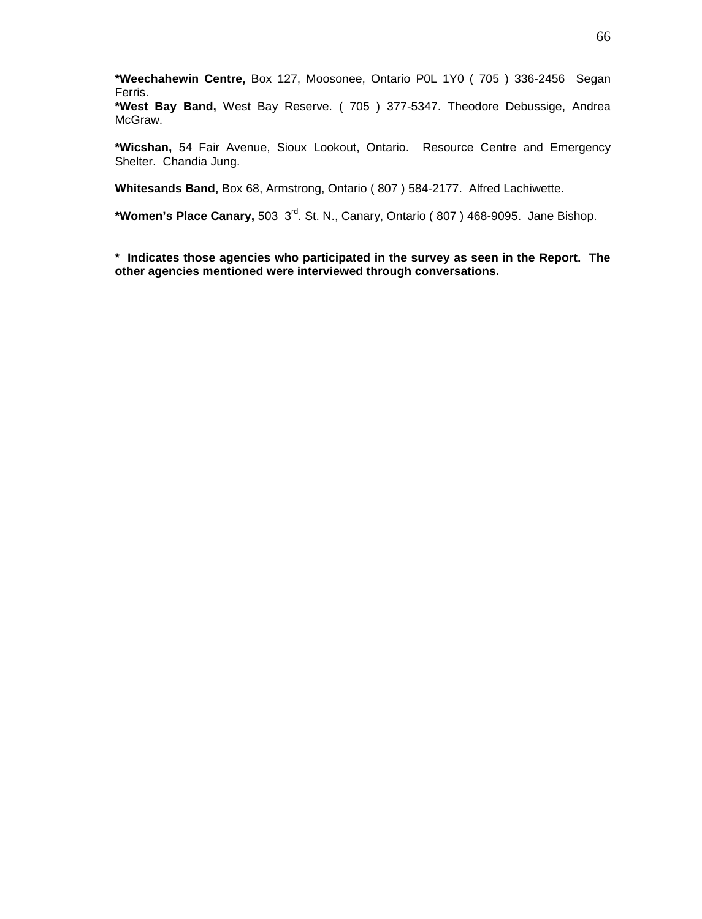**\*Weechahewin Centre,** Box 127, Moosonee, Ontario P0L 1Y0 ( 705 ) 336-2456 Segan Ferris.
**\*West Bay Band,** West Bay Reserve. ( 705 ) 377-5347. Theodore Debussige, Andrea McGraw.

**\*Wicshan,** 54 Fair Avenue, Sioux Lookout, Ontario. Resource Centre and Emergency Shelter. Chandia Jung.

**Whitesands Band,** Box 68, Armstrong, Ontario ( 807 ) 584-2177. Alfred Lachiwette.

**\*Women's Place Canary,** 503 3rd. St. N., Canary, Ontario ( 807 ) 468-9095. Jane Bishop.

**\* Indicates those agencies who participated in the survey as seen in the Report. The other agencies mentioned were interviewed through conversations.**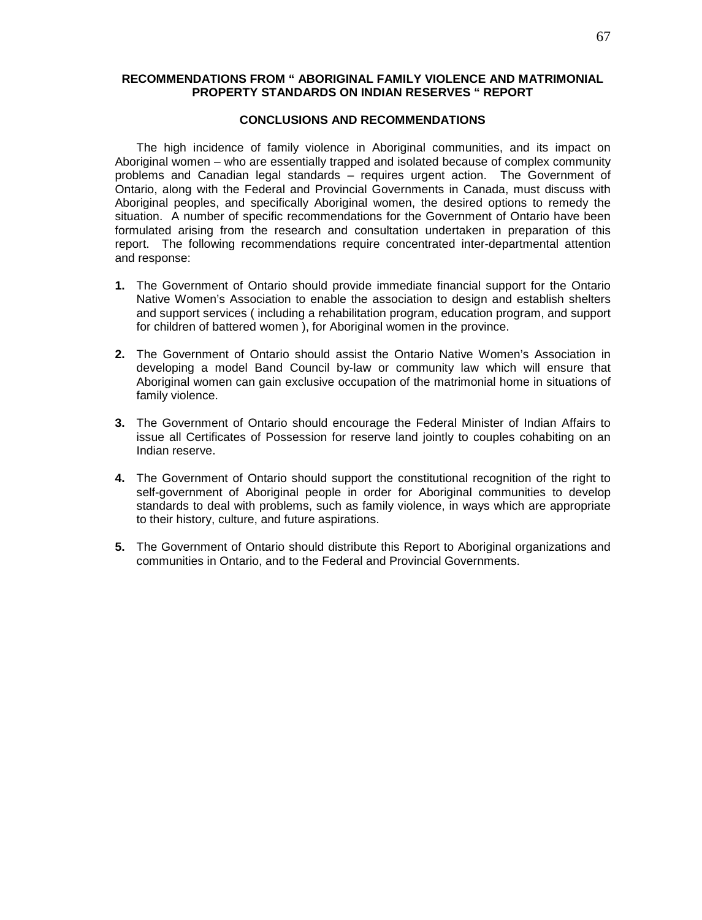## RECOMMENDATIONS FROM " ABORIGINAL FAMILY VIOLENCE AND MATRIMONIAL PROPERTY STANDARDS ON INDIAN RESERVES " REPORT

### CONCLUSIONS AND RECOMMENDATIONS

The high incidence of family violence in Aboriginal communities, and its impact on Aboriginal women – who are essentially trapped and isolated because of complex community problems and Canadian legal standards – requires urgent action. The Government of Ontario, along with the Federal and Provincial Governments in Canada, must discuss with Aboriginal peoples, and specifically Aboriginal women, the desired options to remedy the situation. A number of specific recommendations for the Government of Ontario have been formulated arising from the research and consultation undertaken in preparation of this report. The following recommendations require concentrated inter-departmental attention and response:

**1.** The Government of Ontario should provide immediate financial support for the Ontario Native Women's Association to enable the association to design and establish shelters and support services ( including a rehabilitation program, education program, and support for children of battered women ), for Aboriginal women in the province.

**2.** The Government of Ontario should assist the Ontario Native Women's Association in developing a model Band Council by-law or community law which will ensure that Aboriginal women can gain exclusive occupation of the matrimonial home in situations of family violence.

**3.** The Government of Ontario should encourage the Federal Minister of Indian Affairs to issue all Certificates of Possession for reserve land jointly to couples cohabiting on an Indian reserve.

**4.** The Government of Ontario should support the constitutional recognition of the right to self-government of Aboriginal people in order for Aboriginal communities to develop standards to deal with problems, such as family violence, in ways which are appropriate to their history, culture, and future aspirations.

**5.** The Government of Ontario should distribute this Report to Aboriginal organizations and communities in Ontario, and to the Federal and Provincial Governments.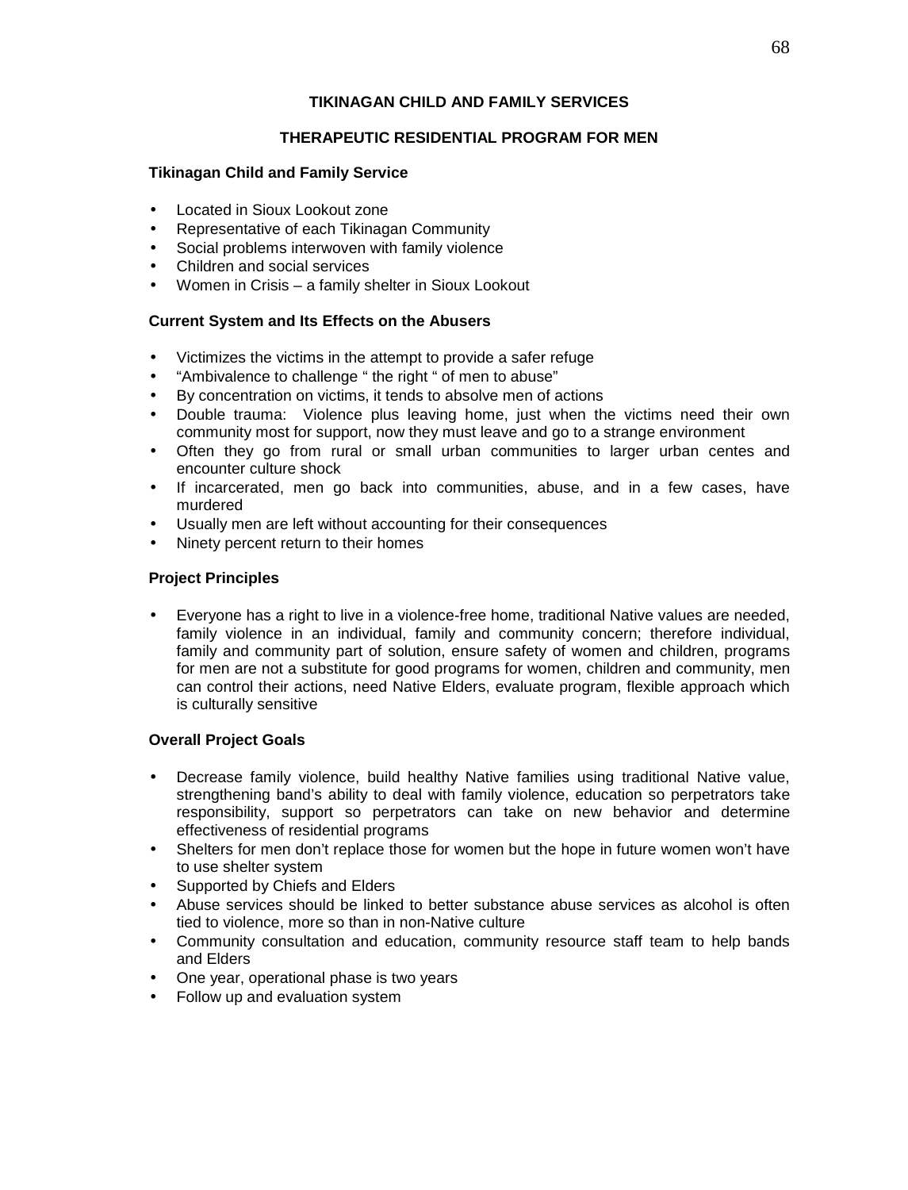**TIKINAGAN CHILD AND FAMILY SERVICES**

**THERAPEUTIC RESIDENTIAL PROGRAM FOR MEN**

**Tikinagan Child and Family Service**

- Located in Sioux Lookout zone
- Representative of each Tikinagan Community
- Social problems interwoven with family violence
- Children and social services
- Women in Crisis – a family shelter in Sioux Lookout

**Current System and Its Effects on the Abusers**

- Victimizes the victims in the attempt to provide a safer refuge
- "Ambivalence to challenge " the right " of men to abuse"
- By concentration on victims, it tends to absolve men of actions
- Double trauma: Violence plus leaving home, just when the victims need their own community most for support, now they must leave and go to a strange environment
- Often they go from rural or small urban communities to larger urban centes and encounter culture shock
- If incarcerated, men go back into communities, abuse, and in a few cases, have murdered
- Usually men are left without accounting for their consequences
- Ninety percent return to their homes

**Project Principles**

- Everyone has a right to live in a violence-free home, traditional Native values are needed, family violence in an individual, family and community concern; therefore individual, family and community part of solution, ensure safety of women and children, programs for men are not a substitute for good programs for women, children and community, men can control their actions, need Native Elders, evaluate program, flexible approach which is culturally sensitive

**Overall Project Goals**

- Decrease family violence, build healthy Native families using traditional Native value, strengthening band's ability to deal with family violence, education so perpetrators take responsibility, support so perpetrators can take on new behavior and determine effectiveness of residential programs
- Shelters for men don't replace those for women but the hope in future women won't have to use shelter system
- Supported by Chiefs and Elders
- Abuse services should be linked to better substance abuse services as alcohol is often tied to violence, more so than in non-Native culture
- Community consultation and education, community resource staff team to help bands and Elders
- One year, operational phase is two years
- Follow up and evaluation system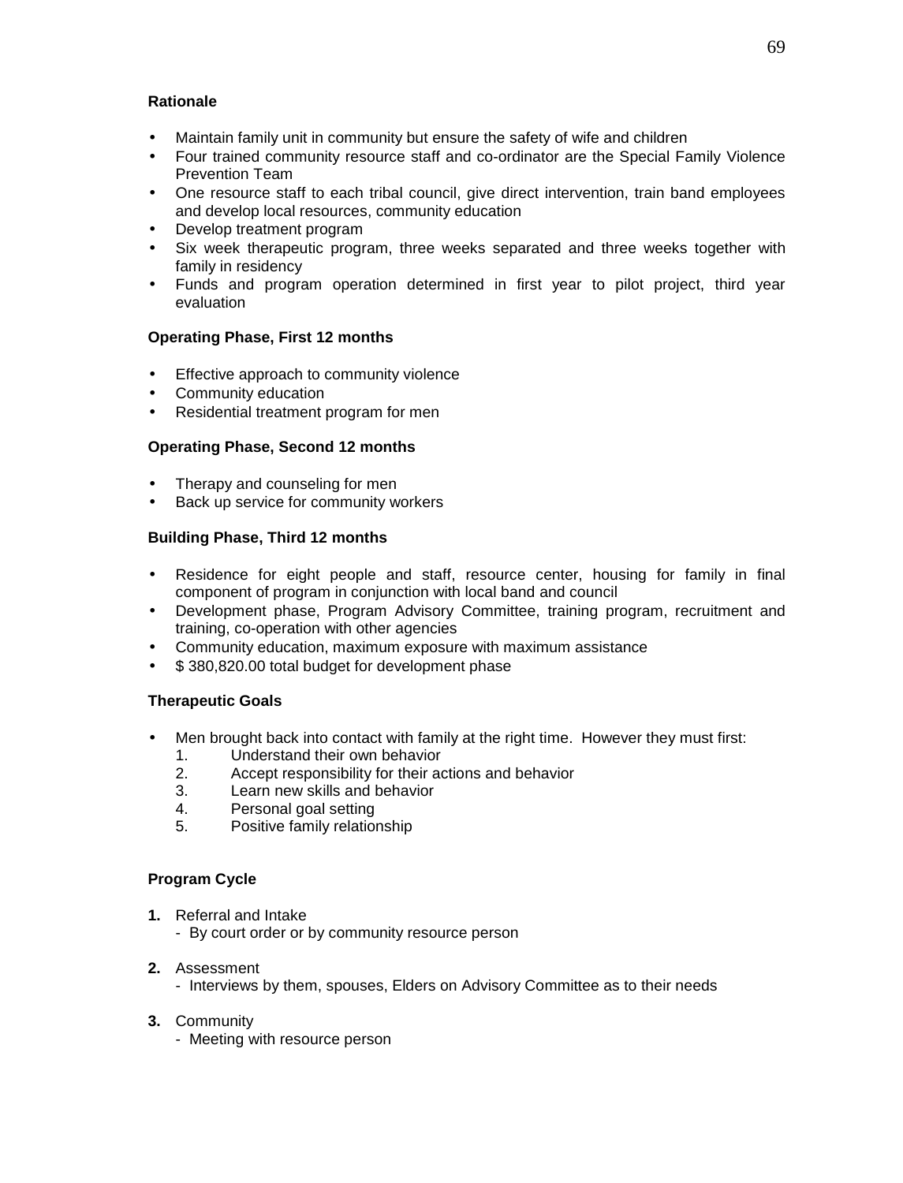**Rationale**

- Maintain family unit in community but ensure the safety of wife and children
- Four trained community resource staff and co-ordinator are the Special Family Violence Prevention Team
- One resource staff to each tribal council, give direct intervention, train band employees and develop local resources, community education
- Develop treatment program
- Six week therapeutic program, three weeks separated and three weeks together with family in residency
- Funds and program operation determined in first year to pilot project, third year evaluation

**Operating Phase, First 12 months**

- Effective approach to community violence
- Community education
- Residential treatment program for men

**Operating Phase, Second 12 months**

- Therapy and counseling for men
- Back up service for community workers

**Building Phase, Third 12 months**

- Residence for eight people and staff, resource center, housing for family in final component of program in conjunction with local band and council
- Development phase, Program Advisory Committee, training program, recruitment and training, co-operation with other agencies
- Community education, maximum exposure with maximum assistance
- $ 380,820.00 total budget for development phase

**Therapeutic Goals**

- Men brought back into contact with family at the right time. However they must first:
  1. Understand their own behavior
  2. Accept responsibility for their actions and behavior
  3. Learn new skills and behavior
  4. Personal goal setting
  5. Positive family relationship

**Program Cycle**

**1.** Referral and Intake
   - By court order or by community resource person

**2.** Assessment
   - Interviews by them, spouses, Elders on Advisory Committee as to their needs

**3.** Community
   - Meeting with resource person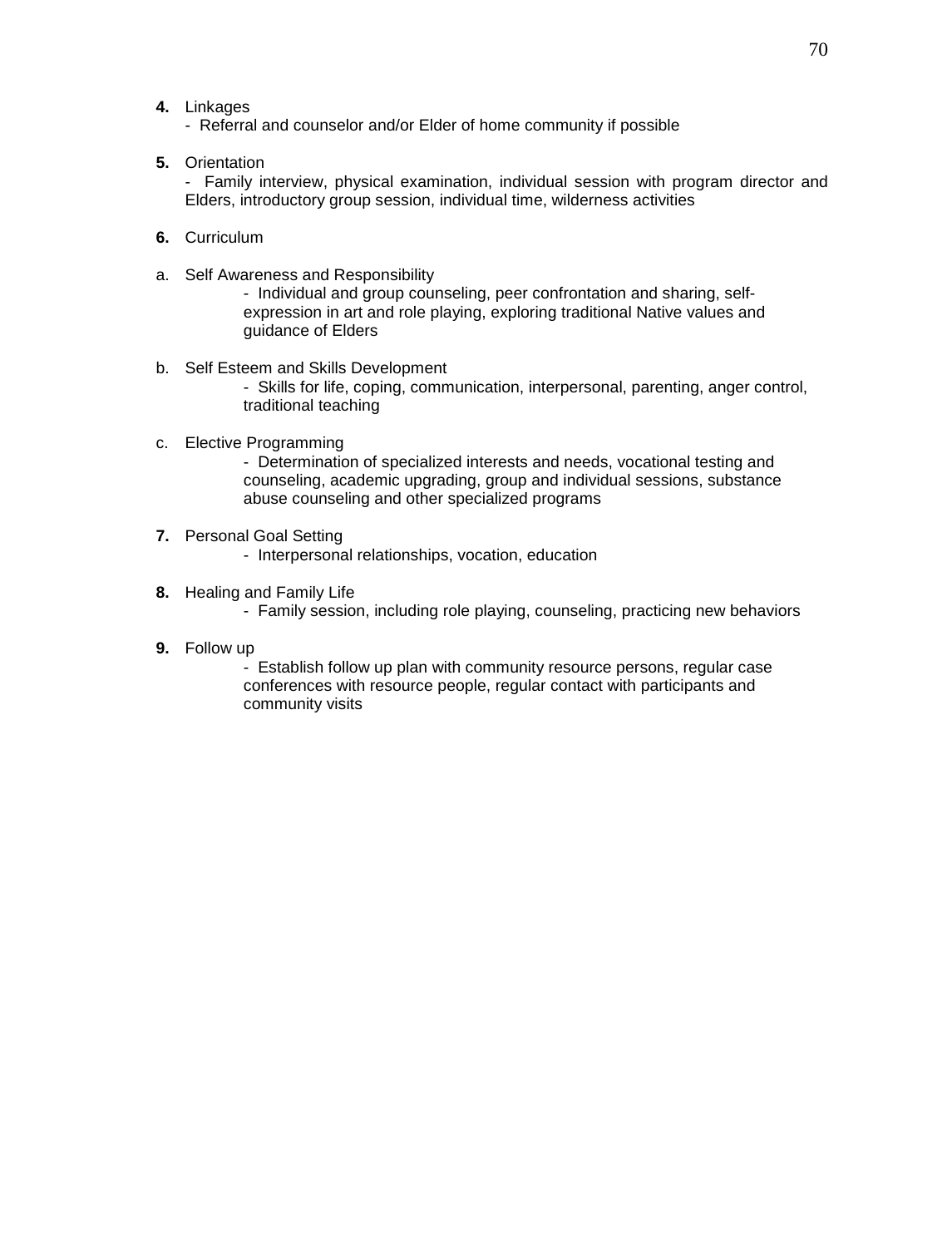**4.** Linkages
- Referral and counselor and/or Elder of home community if possible

**5.** Orientation
- Family interview, physical examination, individual session with program director and Elders, introductory group session, individual time, wilderness activities

**6.** Curriculum

a. Self Awareness and Responsibility
   - Individual and group counseling, peer confrontation and sharing, self-expression in art and role playing, exploring traditional Native values and guidance of Elders

b. Self Esteem and Skills Development
   - Skills for life, coping, communication, interpersonal, parenting, anger control, traditional teaching

c. Elective Programming
   - Determination of specialized interests and needs, vocational testing and counseling, academic upgrading, group and individual sessions, substance abuse counseling and other specialized programs

**7.** Personal Goal Setting
   - Interpersonal relationships, vocation, education

**8.** Healing and Family Life
   - Family session, including role playing, counseling, practicing new behaviors

**9.** Follow up
   - Establish follow up plan with community resource persons, regular case conferences with resource people, regular contact with participants and community visits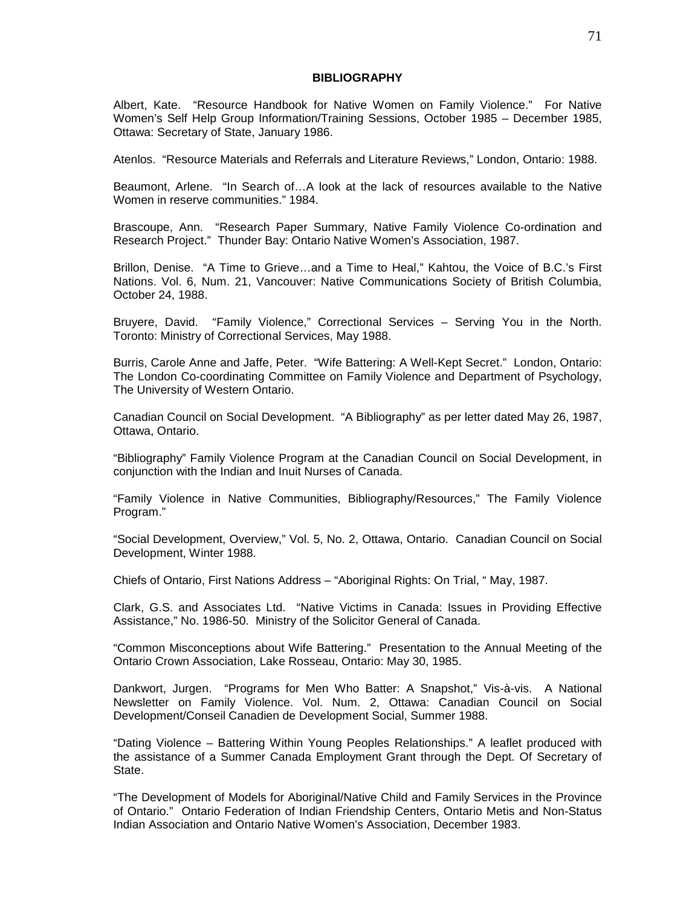**BIBLIOGRAPHY**

Albert, Kate. "Resource Handbook for Native Women on Family Violence." For Native Women's Self Help Group Information/Training Sessions, October 1985 – December 1985, Ottawa: Secretary of State, January 1986.

Atenlos. "Resource Materials and Referrals and Literature Reviews," London, Ontario: 1988.

Beaumont, Arlene. "In Search of…A look at the lack of resources available to the Native Women in reserve communities." 1984.

Brascoupe, Ann. "Research Paper Summary, Native Family Violence Co-ordination and Research Project." Thunder Bay: Ontario Native Women's Association, 1987.

Brillon, Denise. "A Time to Grieve…and a Time to Heal," Kahtou, the Voice of B.C.'s First Nations. Vol. 6, Num. 21, Vancouver: Native Communications Society of British Columbia, October 24, 1988.

Bruyere, David. "Family Violence," Correctional Services – Serving You in the North. Toronto: Ministry of Correctional Services, May 1988.

Burris, Carole Anne and Jaffe, Peter. "Wife Battering: A Well-Kept Secret." London, Ontario: The London Co-coordinating Committee on Family Violence and Department of Psychology, The University of Western Ontario.

Canadian Council on Social Development. "A Bibliography" as per letter dated May 26, 1987, Ottawa, Ontario.

"Bibliography" Family Violence Program at the Canadian Council on Social Development, in conjunction with the Indian and Inuit Nurses of Canada.

"Family Violence in Native Communities, Bibliography/Resources," The Family Violence Program."

"Social Development, Overview," Vol. 5, No. 2, Ottawa, Ontario. Canadian Council on Social Development, Winter 1988.

Chiefs of Ontario, First Nations Address – "Aboriginal Rights: On Trial, " May, 1987.

Clark, G.S. and Associates Ltd. "Native Victims in Canada: Issues in Providing Effective Assistance," No. 1986-50. Ministry of the Solicitor General of Canada.

"Common Misconceptions about Wife Battering." Presentation to the Annual Meeting of the Ontario Crown Association, Lake Rosseau, Ontario: May 30, 1985.

Dankwort, Jurgen. "Programs for Men Who Batter: A Snapshot," Vis-à-vis. A National Newsletter on Family Violence. Vol. Num. 2, Ottawa: Canadian Council on Social Development/Conseil Canadien de Development Social, Summer 1988.

"Dating Violence – Battering Within Young Peoples Relationships." A leaflet produced with the assistance of a Summer Canada Employment Grant through the Dept. Of Secretary of State.

"The Development of Models for Aboriginal/Native Child and Family Services in the Province of Ontario." Ontario Federation of Indian Friendship Centers, Ontario Metis and Non-Status Indian Association and Ontario Native Women's Association, December 1983.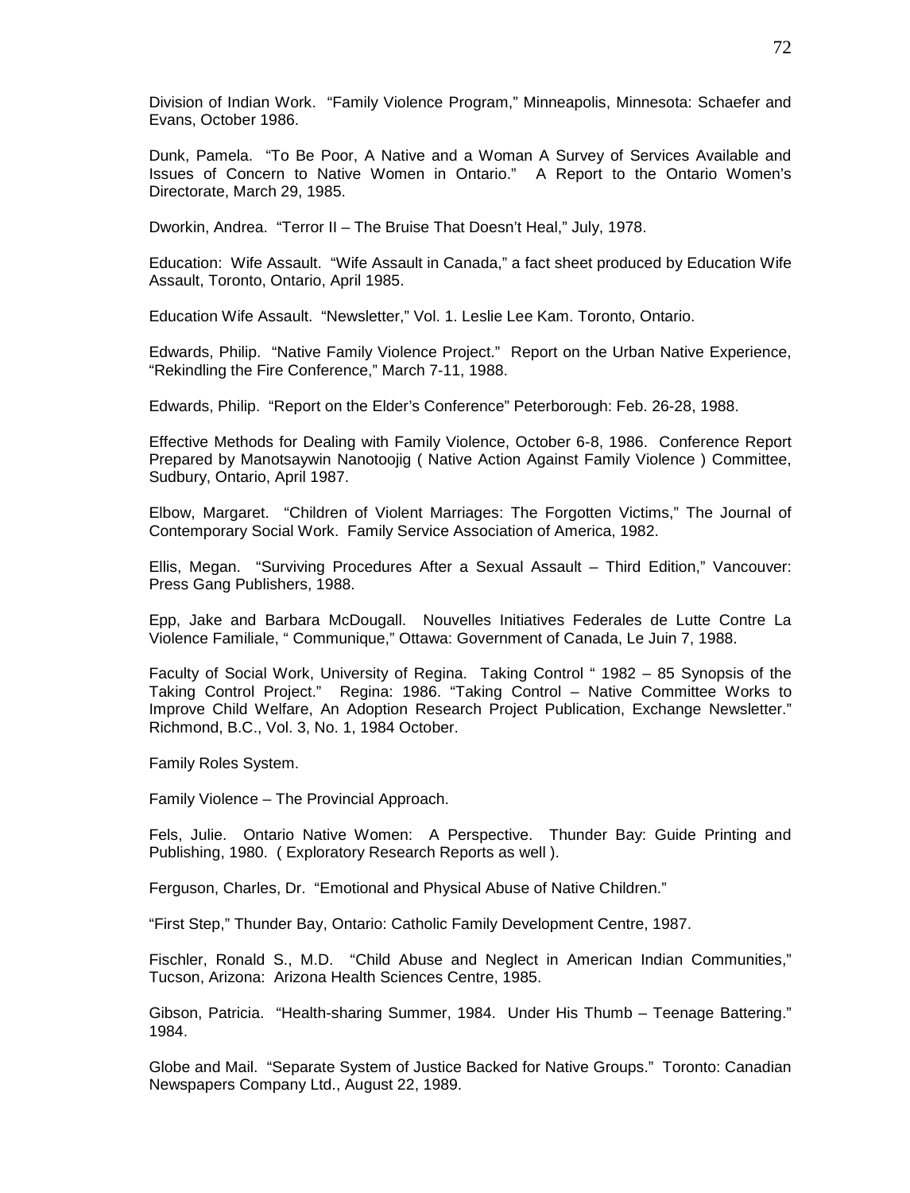Division of Indian Work. “Family Violence Program,” Minneapolis, Minnesota: Schaefer and Evans, October 1986.

Dunk, Pamela. “To Be Poor, A Native and a Woman A Survey of Services Available and Issues of Concern to Native Women in Ontario.” A Report to the Ontario Women’s Directorate, March 29, 1985.

Dworkin, Andrea. “Terror II – The Bruise That Doesn’t Heal,” July, 1978.

Education: Wife Assault. “Wife Assault in Canada,” a fact sheet produced by Education Wife Assault, Toronto, Ontario, April 1985.

Education Wife Assault. “Newsletter,” Vol. 1. Leslie Lee Kam. Toronto, Ontario.

Edwards, Philip. “Native Family Violence Project.” Report on the Urban Native Experience, “Rekindling the Fire Conference,” March 7-11, 1988.

Edwards, Philip. “Report on the Elder’s Conference” Peterborough: Feb. 26-28, 1988.

Effective Methods for Dealing with Family Violence, October 6-8, 1986. Conference Report Prepared by Manotsaywin Nanotoojig ( Native Action Against Family Violence ) Committee, Sudbury, Ontario, April 1987.

Elbow, Margaret. “Children of Violent Marriages: The Forgotten Victims,” The Journal of Contemporary Social Work. Family Service Association of America, 1982.

Ellis, Megan. “Surviving Procedures After a Sexual Assault – Third Edition,” Vancouver: Press Gang Publishers, 1988.

Epp, Jake and Barbara McDougall. Nouvelles Initiatives Federales de Lutte Contre La Violence Familiale, “ Communique,” Ottawa: Government of Canada, Le Juin 7, 1988.

Faculty of Social Work, University of Regina. Taking Control “ 1982 – 85 Synopsis of the Taking Control Project.” Regina: 1986. “Taking Control – Native Committee Works to Improve Child Welfare, An Adoption Research Project Publication, Exchange Newsletter.” Richmond, B.C., Vol. 3, No. 1, 1984 October.

Family Roles System.

Family Violence – The Provincial Approach.

Fels, Julie. Ontario Native Women: A Perspective. Thunder Bay: Guide Printing and Publishing, 1980. ( Exploratory Research Reports as well ).

Ferguson, Charles, Dr. “Emotional and Physical Abuse of Native Children.”

“First Step,” Thunder Bay, Ontario: Catholic Family Development Centre, 1987.

Fischler, Ronald S., M.D. “Child Abuse and Neglect in American Indian Communities,” Tucson, Arizona: Arizona Health Sciences Centre, 1985.

Gibson, Patricia. “Health-sharing Summer, 1984. Under His Thumb – Teenage Battering.” 1984.

Globe and Mail. “Separate System of Justice Backed for Native Groups.” Toronto: Canadian Newspapers Company Ltd., August 22, 1989.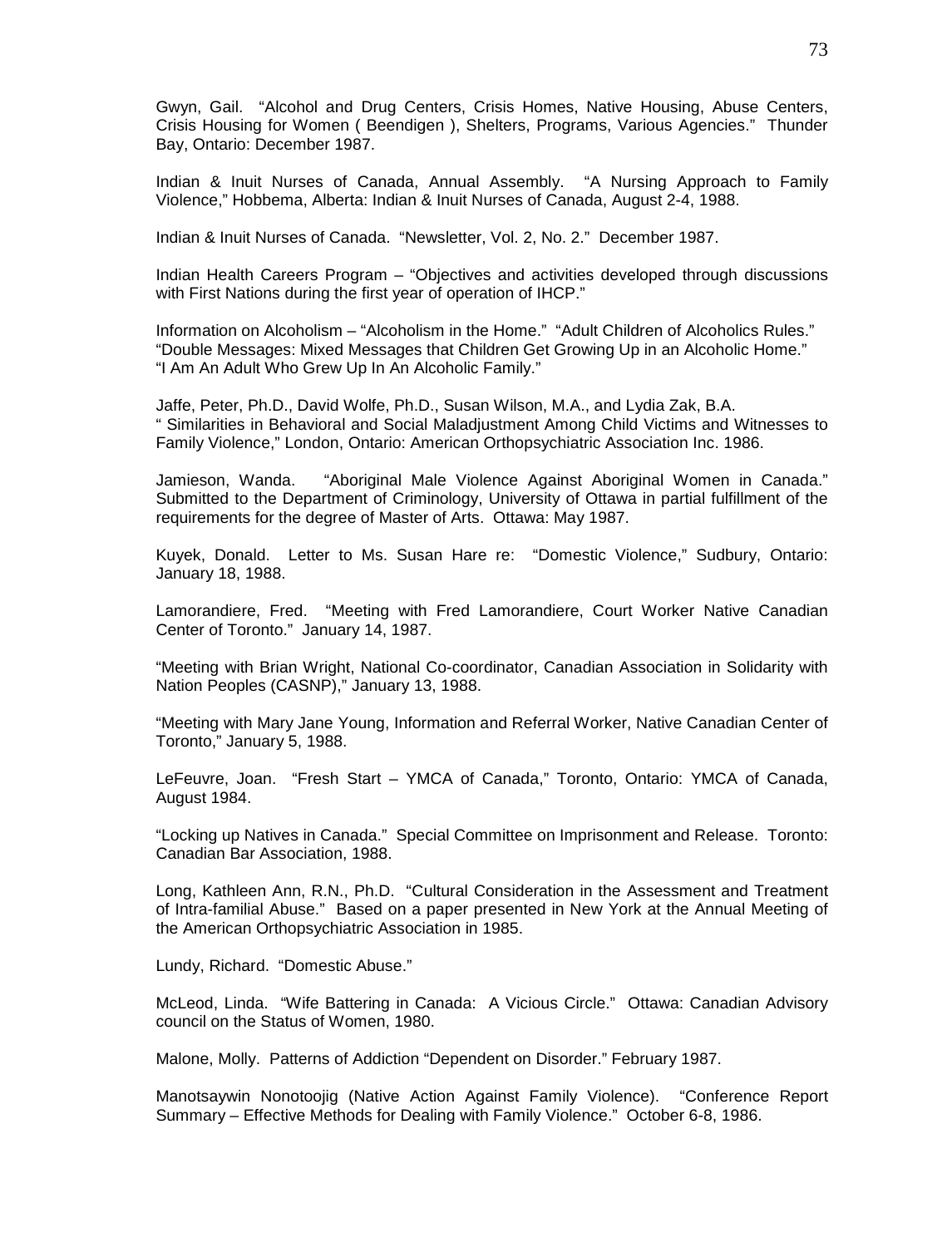Gwyn, Gail. "Alcohol and Drug Centers, Crisis Homes, Native Housing, Abuse Centers, Crisis Housing for Women ( Beendigen ), Shelters, Programs, Various Agencies." Thunder Bay, Ontario: December 1987.

Indian & Inuit Nurses of Canada, Annual Assembly. "A Nursing Approach to Family Violence," Hobbema, Alberta: Indian & Inuit Nurses of Canada, August 2-4, 1988.

Indian & Inuit Nurses of Canada. "Newsletter, Vol. 2, No. 2." December 1987.

Indian Health Careers Program – "Objectives and activities developed through discussions with First Nations during the first year of operation of IHCP."

Information on Alcoholism – "Alcoholism in the Home." "Adult Children of Alcoholics Rules." "Double Messages: Mixed Messages that Children Get Growing Up in an Alcoholic Home." "I Am An Adult Who Grew Up In An Alcoholic Family."

Jaffe, Peter, Ph.D., David Wolfe, Ph.D., Susan Wilson, M.A., and Lydia Zak, B.A. " Similarities in Behavioral and Social Maladjustment Among Child Victims and Witnesses to Family Violence," London, Ontario: American Orthopsychiatric Association Inc. 1986.

Jamieson, Wanda. "Aboriginal Male Violence Against Aboriginal Women in Canada." Submitted to the Department of Criminology, University of Ottawa in partial fulfillment of the requirements for the degree of Master of Arts. Ottawa: May 1987.

Kuyek, Donald. Letter to Ms. Susan Hare re: "Domestic Violence," Sudbury, Ontario: January 18, 1988.

Lamorandiere, Fred. "Meeting with Fred Lamorandiere, Court Worker Native Canadian Center of Toronto." January 14, 1987.

"Meeting with Brian Wright, National Co-coordinator, Canadian Association in Solidarity with Nation Peoples (CASNP)," January 13, 1988.

"Meeting with Mary Jane Young, Information and Referral Worker, Native Canadian Center of Toronto," January 5, 1988.

LeFeuvre, Joan. "Fresh Start – YMCA of Canada," Toronto, Ontario: YMCA of Canada, August 1984.

"Locking up Natives in Canada." Special Committee on Imprisonment and Release. Toronto: Canadian Bar Association, 1988.

Long, Kathleen Ann, R.N., Ph.D. "Cultural Consideration in the Assessment and Treatment of Intra-familial Abuse." Based on a paper presented in New York at the Annual Meeting of the American Orthopsychiatric Association in 1985.

Lundy, Richard. "Domestic Abuse."

McLeod, Linda. "Wife Battering in Canada: A Vicious Circle." Ottawa: Canadian Advisory council on the Status of Women, 1980.

Malone, Molly. Patterns of Addiction "Dependent on Disorder." February 1987.

Manotsaywin Nonotoojig (Native Action Against Family Violence). "Conference Report Summary – Effective Methods for Dealing with Family Violence." October 6-8, 1986.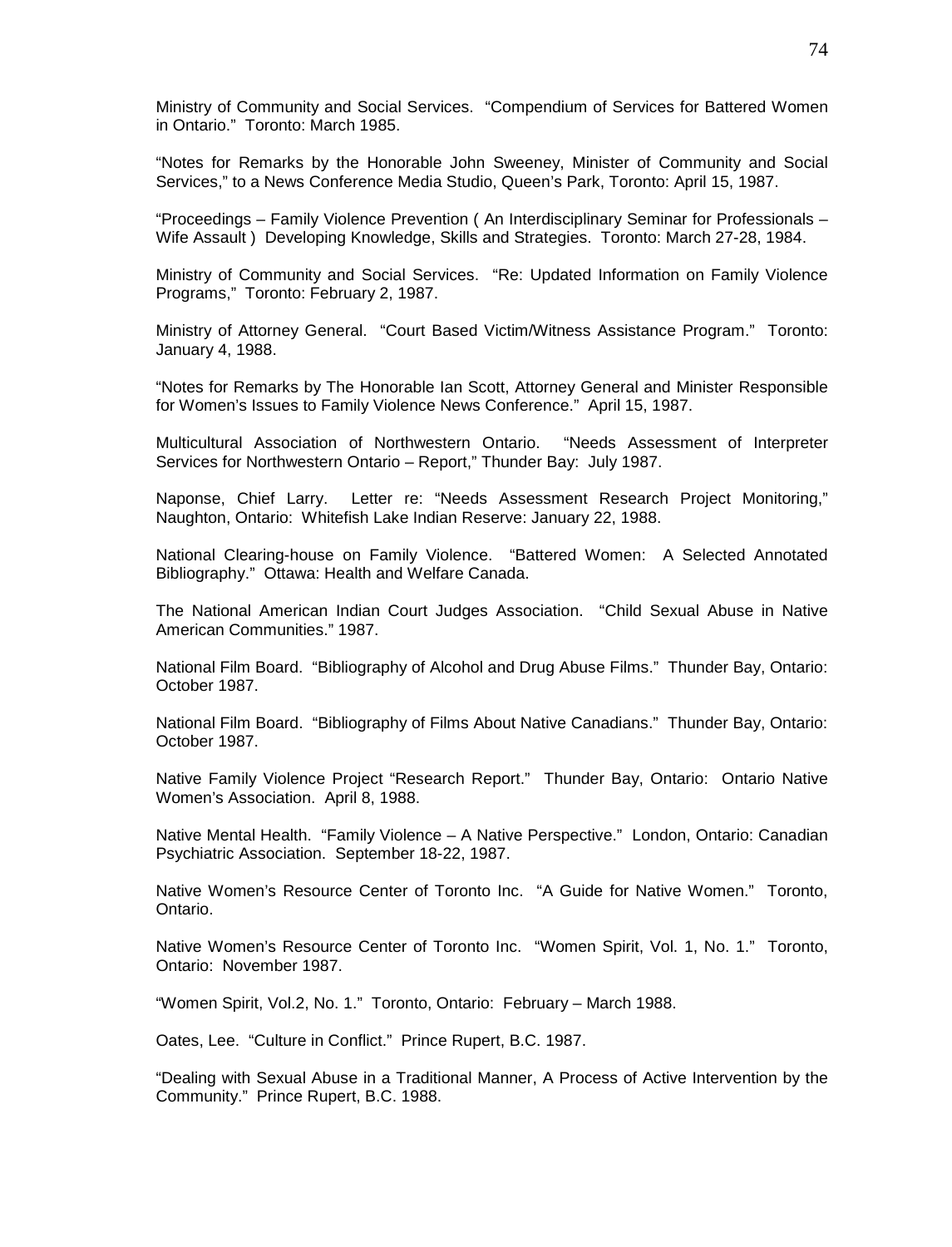Ministry of Community and Social Services. "Compendium of Services for Battered Women in Ontario." Toronto: March 1985.

"Notes for Remarks by the Honorable John Sweeney, Minister of Community and Social Services," to a News Conference Media Studio, Queen's Park, Toronto: April 15, 1987.

"Proceedings – Family Violence Prevention ( An Interdisciplinary Seminar for Professionals – Wife Assault ) Developing Knowledge, Skills and Strategies. Toronto: March 27-28, 1984.

Ministry of Community and Social Services. "Re: Updated Information on Family Violence Programs," Toronto: February 2, 1987.

Ministry of Attorney General. "Court Based Victim/Witness Assistance Program." Toronto: January 4, 1988.

"Notes for Remarks by The Honorable Ian Scott, Attorney General and Minister Responsible for Women's Issues to Family Violence News Conference." April 15, 1987.

Multicultural Association of Northwestern Ontario. "Needs Assessment of Interpreter Services for Northwestern Ontario – Report," Thunder Bay: July 1987.

Naponse, Chief Larry. Letter re: "Needs Assessment Research Project Monitoring," Naughton, Ontario: Whitefish Lake Indian Reserve: January 22, 1988.

National Clearing-house on Family Violence. "Battered Women: A Selected Annotated Bibliography." Ottawa: Health and Welfare Canada.

The National American Indian Court Judges Association. "Child Sexual Abuse in Native American Communities." 1987.

National Film Board. "Bibliography of Alcohol and Drug Abuse Films." Thunder Bay, Ontario: October 1987.

National Film Board. "Bibliography of Films About Native Canadians." Thunder Bay, Ontario: October 1987.

Native Family Violence Project "Research Report." Thunder Bay, Ontario: Ontario Native Women's Association. April 8, 1988.

Native Mental Health. "Family Violence – A Native Perspective." London, Ontario: Canadian Psychiatric Association. September 18-22, 1987.

Native Women's Resource Center of Toronto Inc. "A Guide for Native Women." Toronto, Ontario.

Native Women's Resource Center of Toronto Inc. "Women Spirit, Vol. 1, No. 1." Toronto, Ontario: November 1987.

"Women Spirit, Vol.2, No. 1." Toronto, Ontario: February – March 1988.

Oates, Lee. "Culture in Conflict." Prince Rupert, B.C. 1987.

"Dealing with Sexual Abuse in a Traditional Manner, A Process of Active Intervention by the Community." Prince Rupert, B.C. 1988.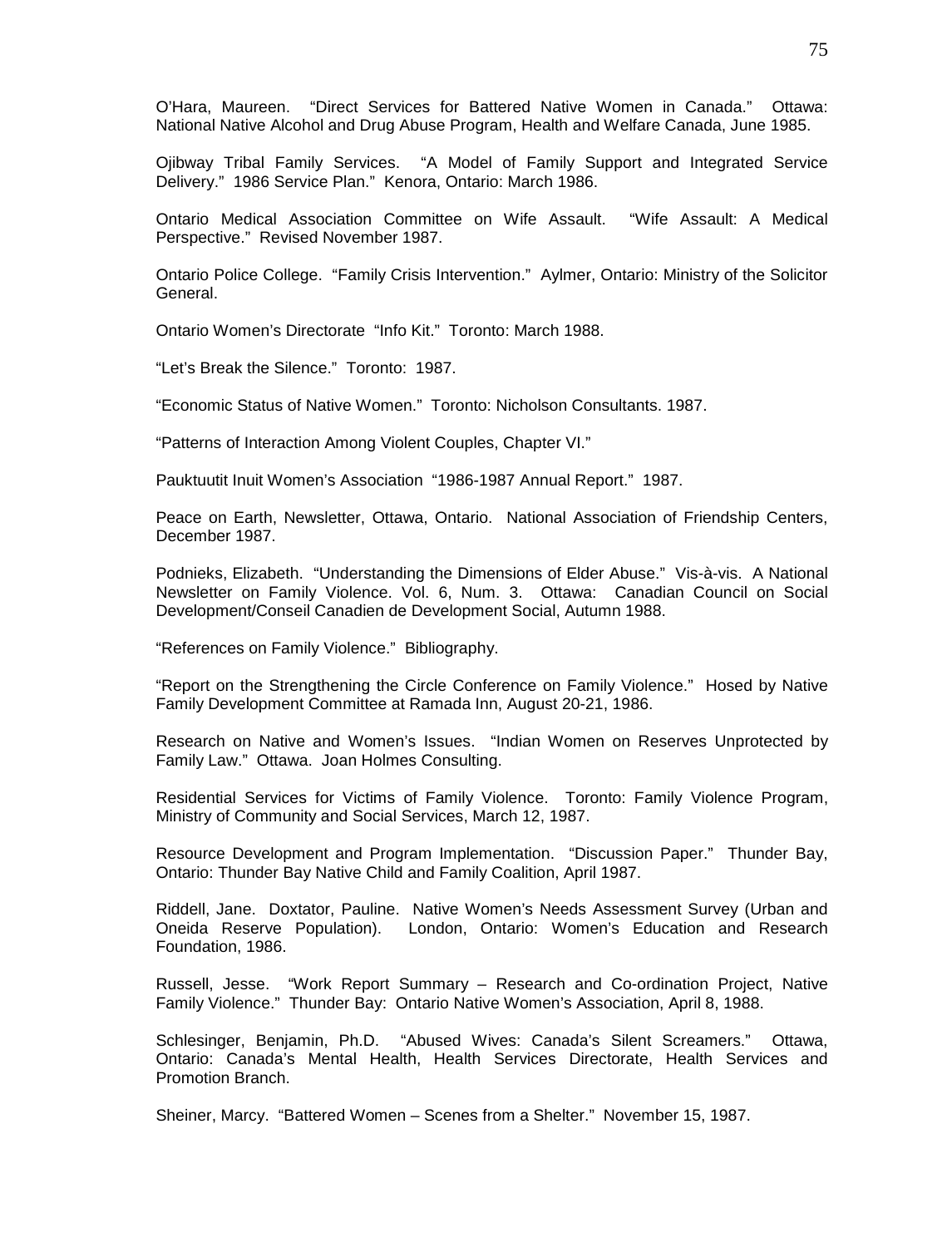O'Hara, Maureen. "Direct Services for Battered Native Women in Canada." Ottawa: National Native Alcohol and Drug Abuse Program, Health and Welfare Canada, June 1985.

Ojibway Tribal Family Services. "A Model of Family Support and Integrated Service Delivery." 1986 Service Plan." Kenora, Ontario: March 1986.

Ontario Medical Association Committee on Wife Assault. "Wife Assault: A Medical Perspective." Revised November 1987.

Ontario Police College. "Family Crisis Intervention." Aylmer, Ontario: Ministry of the Solicitor General.

Ontario Women's Directorate "Info Kit." Toronto: March 1988.

"Let's Break the Silence." Toronto: 1987.

"Economic Status of Native Women." Toronto: Nicholson Consultants. 1987.

"Patterns of Interaction Among Violent Couples, Chapter VI."

Pauktuutit Inuit Women's Association "1986-1987 Annual Report." 1987.

Peace on Earth, Newsletter, Ottawa, Ontario. National Association of Friendship Centers, December 1987.

Podnieks, Elizabeth. "Understanding the Dimensions of Elder Abuse." Vis-à-vis. A National Newsletter on Family Violence. Vol. 6, Num. 3. Ottawa: Canadian Council on Social Development/Conseil Canadien de Development Social, Autumn 1988.

"References on Family Violence." Bibliography.

"Report on the Strengthening the Circle Conference on Family Violence." Hosed by Native Family Development Committee at Ramada Inn, August 20-21, 1986.

Research on Native and Women's Issues. "Indian Women on Reserves Unprotected by Family Law." Ottawa. Joan Holmes Consulting.

Residential Services for Victims of Family Violence. Toronto: Family Violence Program, Ministry of Community and Social Services, March 12, 1987.

Resource Development and Program Implementation. "Discussion Paper." Thunder Bay, Ontario: Thunder Bay Native Child and Family Coalition, April 1987.

Riddell, Jane. Doxtator, Pauline. Native Women's Needs Assessment Survey (Urban and Oneida Reserve Population). London, Ontario: Women's Education and Research Foundation, 1986.

Russell, Jesse. "Work Report Summary – Research and Co-ordination Project, Native Family Violence." Thunder Bay: Ontario Native Women's Association, April 8, 1988.

Schlesinger, Benjamin, Ph.D. "Abused Wives: Canada's Silent Screamers." Ottawa, Ontario: Canada's Mental Health, Health Services Directorate, Health Services and Promotion Branch.

Sheiner, Marcy. "Battered Women – Scenes from a Shelter." November 15, 1987.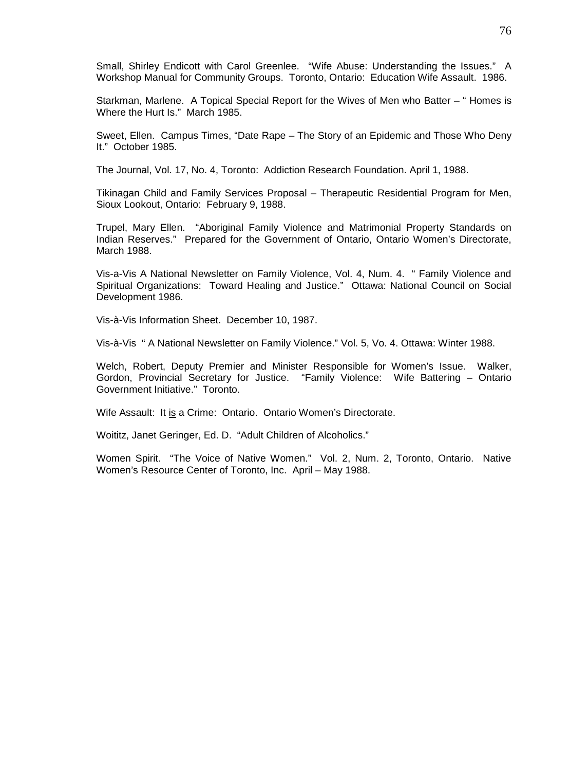Small, Shirley Endicott with Carol Greenlee. "Wife Abuse: Understanding the Issues." A Workshop Manual for Community Groups. Toronto, Ontario: Education Wife Assault. 1986.

Starkman, Marlene. A Topical Special Report for the Wives of Men who Batter – " Homes is Where the Hurt Is." March 1985.

Sweet, Ellen. Campus Times, "Date Rape – The Story of an Epidemic and Those Who Deny It." October 1985.

The Journal, Vol. 17, No. 4, Toronto: Addiction Research Foundation. April 1, 1988.

Tikinagan Child and Family Services Proposal – Therapeutic Residential Program for Men, Sioux Lookout, Ontario: February 9, 1988.

Trupel, Mary Ellen. "Aboriginal Family Violence and Matrimonial Property Standards on Indian Reserves." Prepared for the Government of Ontario, Ontario Women's Directorate, March 1988.

Vis-a-Vis A National Newsletter on Family Violence, Vol. 4, Num. 4. " Family Violence and Spiritual Organizations: Toward Healing and Justice." Ottawa: National Council on Social Development 1986.

Vis-à-Vis Information Sheet. December 10, 1987.

Vis-à-Vis " A National Newsletter on Family Violence." Vol. 5, Vo. 4. Ottawa: Winter 1988.

Welch, Robert, Deputy Premier and Minister Responsible for Women's Issue. Walker, Gordon, Provincial Secretary for Justice. "Family Violence: Wife Battering – Ontario Government Initiative." Toronto.

Wife Assault: It <u>is</u> a Crime: Ontario. Ontario Women's Directorate.

Woititz, Janet Geringer, Ed. D. "Adult Children of Alcoholics."

Women Spirit. "The Voice of Native Women." Vol. 2, Num. 2, Toronto, Ontario. Native Women's Resource Center of Toronto, Inc. April – May 1988.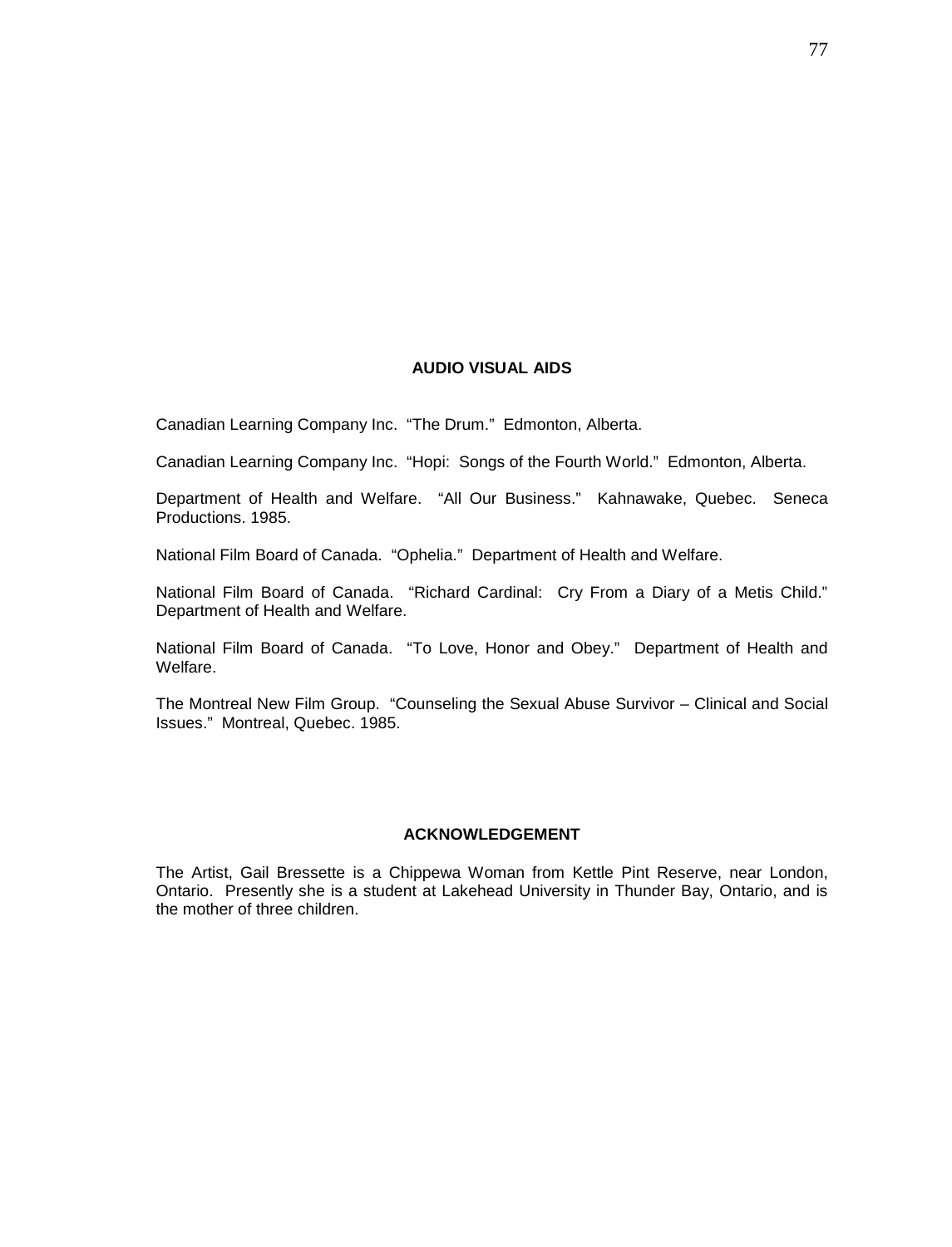## AUDIO VISUAL AIDS

Canadian Learning Company Inc. "The Drum." Edmonton, Alberta.

Canadian Learning Company Inc. "Hopi: Songs of the Fourth World." Edmonton, Alberta.

Department of Health and Welfare. "All Our Business." Kahnawake, Quebec. Seneca Productions. 1985.

National Film Board of Canada. "Ophelia." Department of Health and Welfare.

National Film Board of Canada. "Richard Cardinal: Cry From a Diary of a Metis Child." Department of Health and Welfare.

National Film Board of Canada. "To Love, Honor and Obey." Department of Health and Welfare.

The Montreal New Film Group. "Counseling the Sexual Abuse Survivor – Clinical and Social Issues." Montreal, Quebec. 1985.

## ACKNOWLEDGEMENT

The Artist, Gail Bressette is a Chippewa Woman from Kettle Pint Reserve, near London, Ontario. Presently she is a student at Lakehead University in Thunder Bay, Ontario, and is the mother of three children.